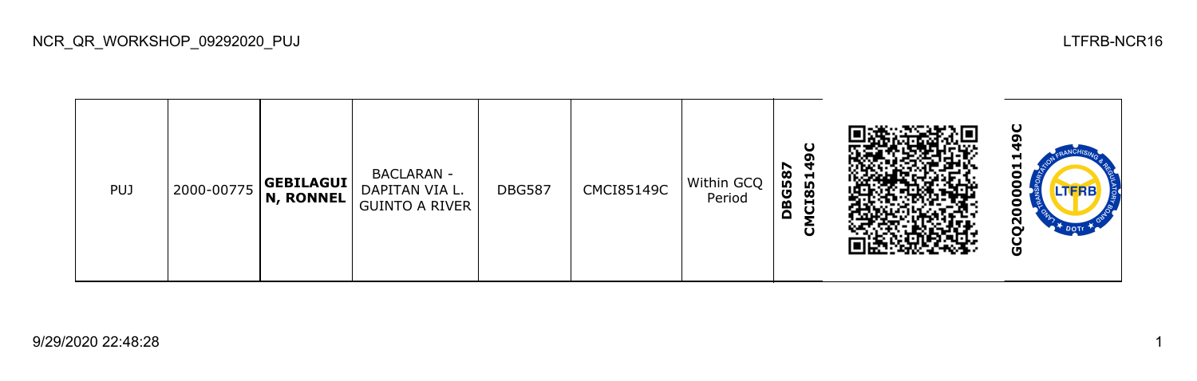NCR_QR_WORKSHOP_09292020_PUJ

LTFRB-NCR16

| PUJ | 2000-00775 | **GEBILAGUIN, RONNEL** | BACLARAN - DAPITAN VIA L. GUINTO A RIVER | DBG587 | CMCI85149C | Within GCQ Period | **DBG587 CMCI85149C** | | **GCQ2000001149C** |
|---|---|---|---|---|---|---|---|---|---|

9/29/2020 22:48:28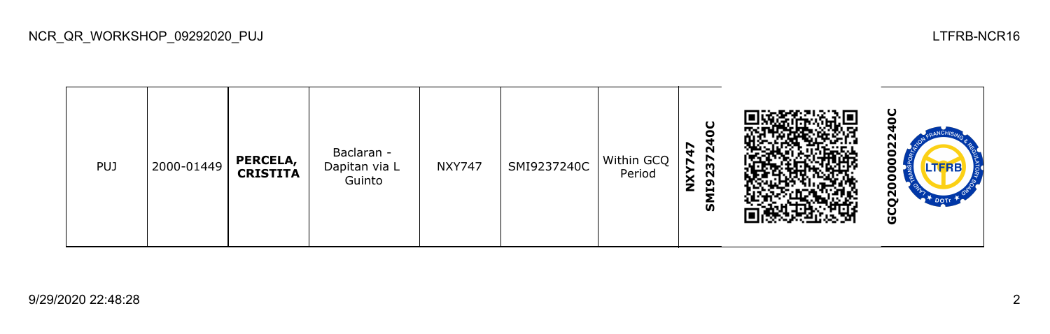| | | | | | | | | | |
|---|---|---|---|---|---|---|---|---|---|
| PUJ | 2000-01449 | **PERCELA, CRISTITA** | Baclaran - Dapitan via L Guinto | NXY747 | SMI9237240C | Within GCQ Period | **NXY747 SMI9237240C** | | **GCQ2000002240C** |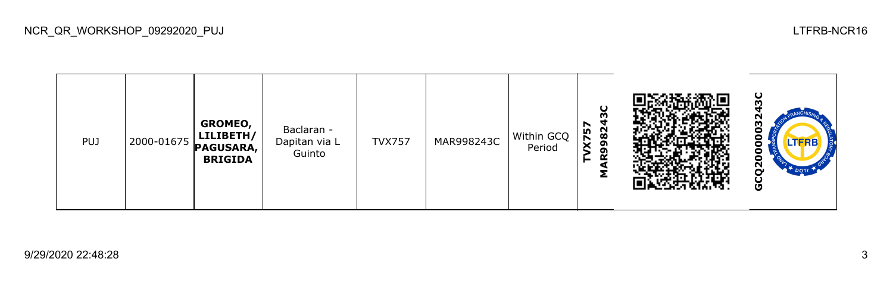| PUJ | 2000-01675 | **GROMEO, LILIBETH/ PAGUSARA, BRIGIDA** | Baclaran - Dapitan via L Guinto | TVX757 | MAR998243C | Within GCQ Period | **TVX757 MAR998243C** | | **GCQ2000003243C** |
|---|---|---|---|---|---|---|---|---|---|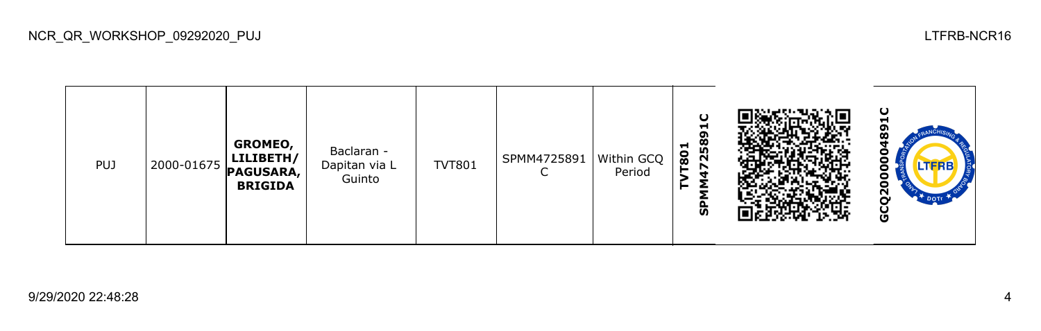| PUJ | 2000-01675 | **GROMEO, LILIBETH/ PAGUSARA, BRIGIDA** | Baclaran - Dapitan via L Guinto | TVT801 | SPMM4725891C | Within GCQ Period | **TVT801 SPMM4725891C** | | **GCQ2000004891C** |
|---|---|---|---|---|---|---|---|---|---|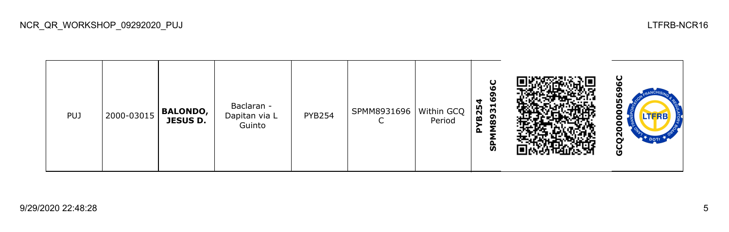| PUJ | 2000-03015 | **BALONDO, JESUS D.** | Baclaran - Dapitan via L Guinto | PYB254 | SPMM8931696C | Within GCQ Period | **PYB254 SPMM8931696C** | | **GCQ2000005696C** |
|---|---|---|---|---|---|---|---|---|---|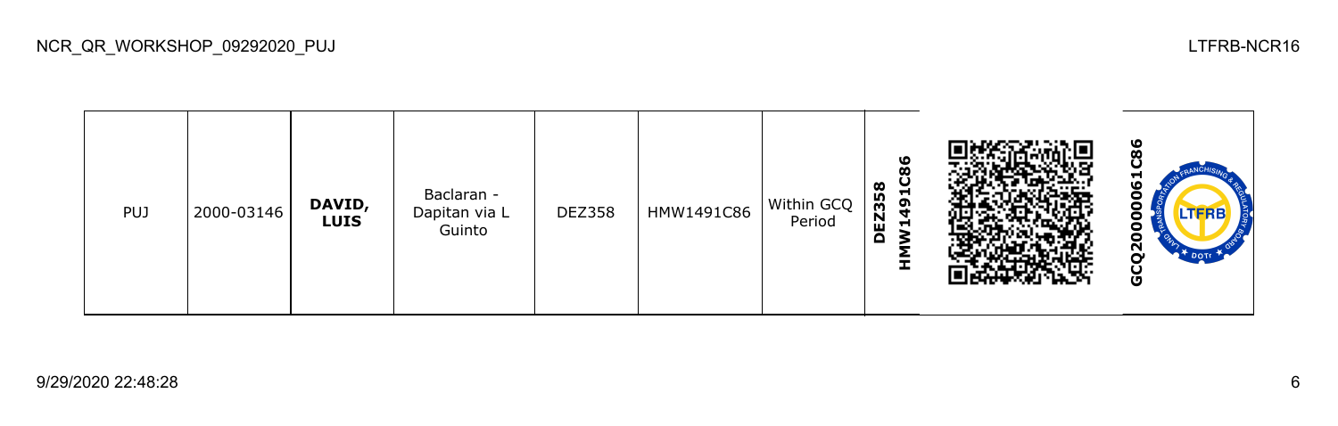| PUJ | 2000-03146 | **DAVID, LUIS** | Baclaran - Dapitan via L Guinto | DEZ358 | HMW1491C86 | Within GCQ Period | **DEZ358 HMW1491C86** | | **GCQ20000061C86** |
|---|---|---|---|---|---|---|---|---|---|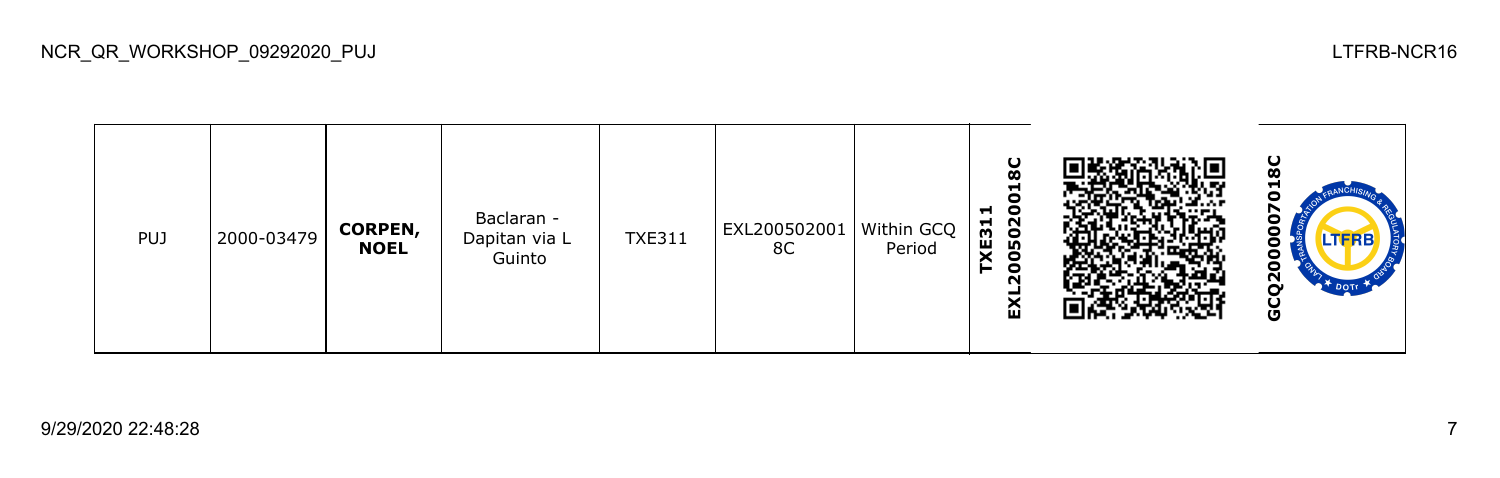| PUJ | 2000-03479 | **CORPEN, NOEL** | Baclaran - Dapitan via L Guinto | TXE311 | EXL2005020018C | Within GCQ Period | **TXE311 EXL2005020018C** | | **GCQ2000007018C** |
|---|---|---|---|---|---|---|---|---|---|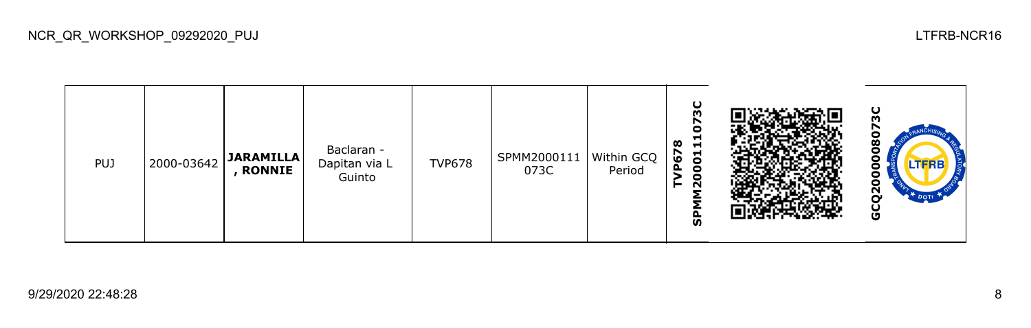| PUJ | 2000-03642 | **JARAMILLA, RONNIE** | Baclaran - Dapitan via L Guinto | TVP678 | SPMM2000111073C | Within GCQ Period | **TVP678 SPMM2000111073C** | | **GCQ2000008073C** |
|---|---|---|---|---|---|---|---|---|---|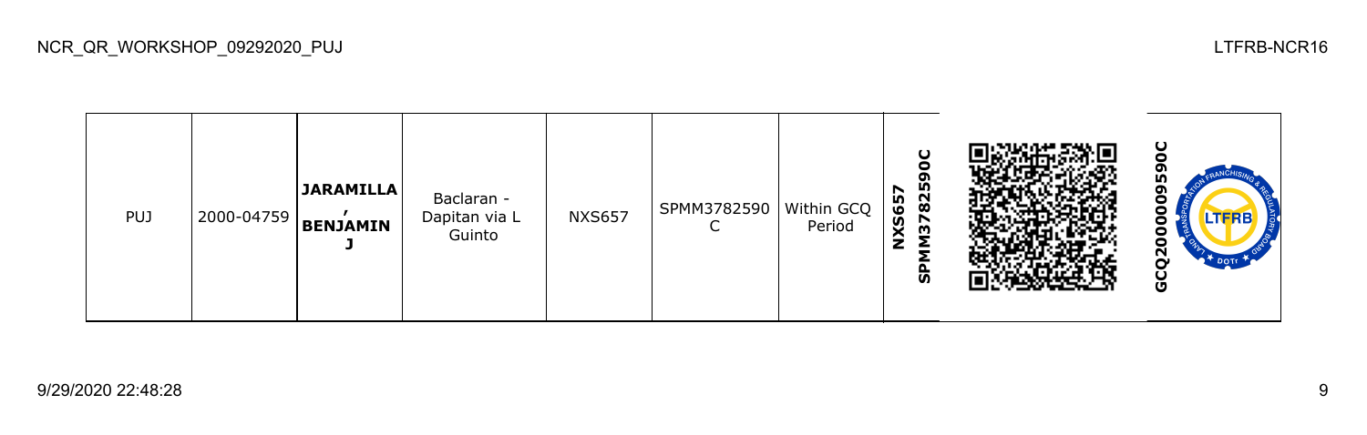| PUJ | 2000-04759 | **JARAMILLA , BENJAMIN J** | Baclaran - Dapitan via L Guinto | NXS657 | SPMM3782590 C | Within GCQ Period | **SPMM3782590C NXS657** | | **GCQ2000009590C** |
|---|---|---|---|---|---|---|---|---|---|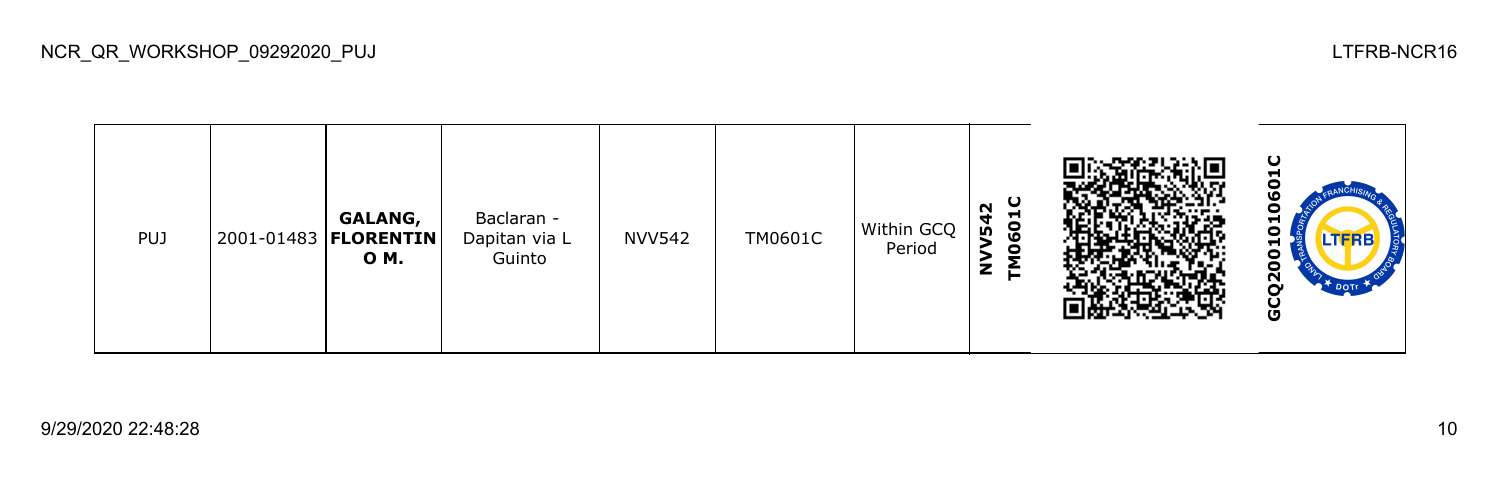| PUJ | 2001-01483 | **GALANG, FLORENTINO M.** | Baclaran - Dapitan via L Guinto | NVV542 | TM0601C | Within GCQ Period | **NVV542 TM0601C** | | **GCQ2001010601C** |
|---|---|---|---|---|---|---|---|---|---|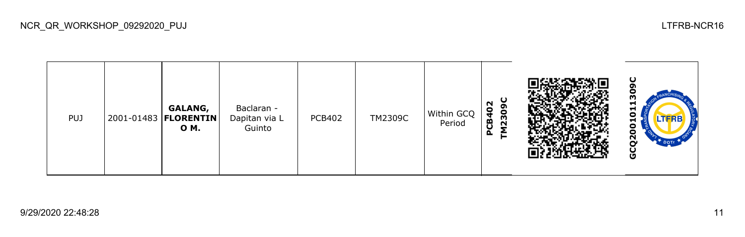| PUJ | 2001-01483 | **GALANG, FLORENTIN O M.** | Baclaran - Dapitan via L Guinto | PCB402 | TM2309C | Within GCQ Period | **PCB402 TM2309C** | | **GCQ2001011309C** |
|---|---|---|---|---|---|---|---|---|---|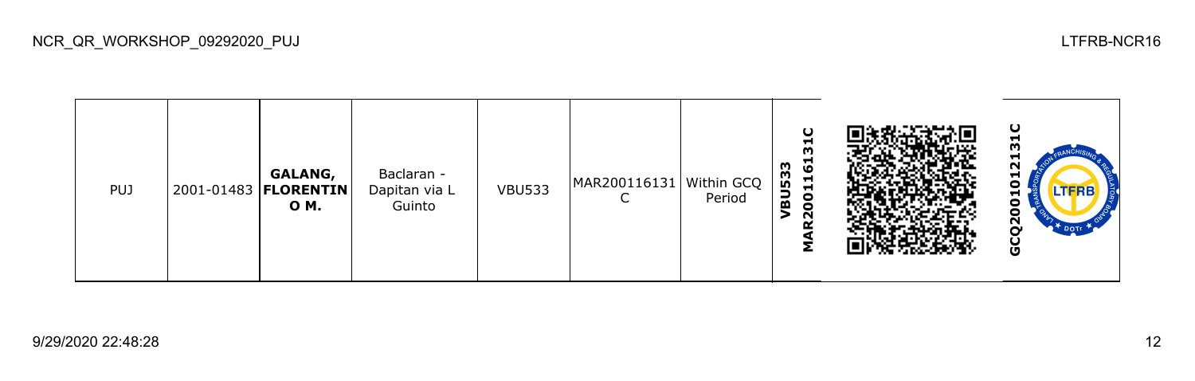| PUJ | 2001-01483 | **GALANG, FLORENTINO M.** | Baclaran - Dapitan via L Guinto | VBU533 | MAR200116131C | Within GCQ Period | **VBU533 MAR200116131C** | | **GCQ2001012131C** |
|---|---|---|---|---|---|---|---|---|---|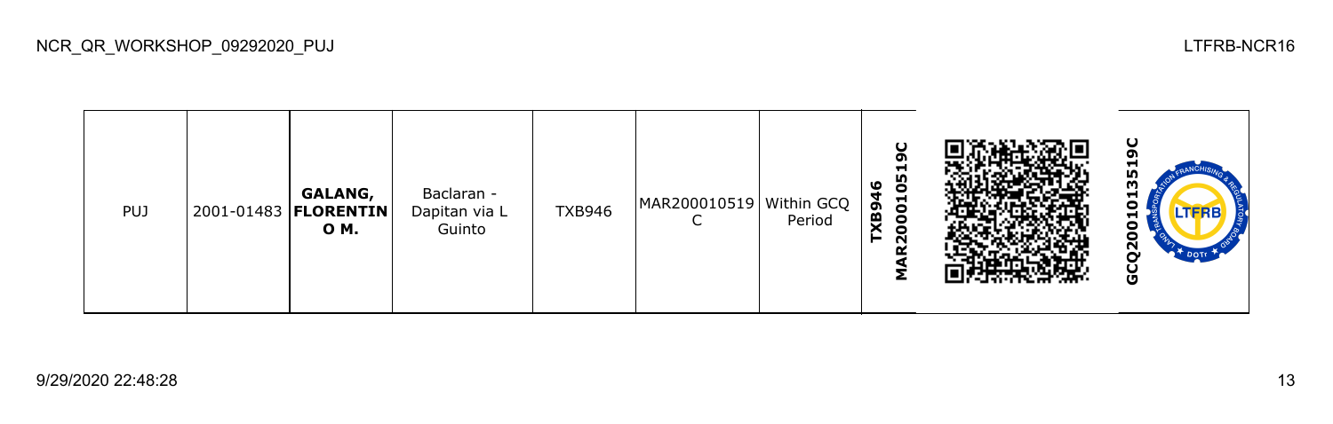NCR_QR_WORKSHOP_09292020_PUJ

LTFRB-NCR16

| PUJ | 2001-01483 | **GALANG, FLORENTIN O M.** | Baclaran - Dapitan via L Guinto | TXB946 | MAR200010519C | Within GCQ Period | **TXB946 MAR200010519C** | | **GCQ2001013519C** |
|---|---|---|---|---|---|---|---|---|---|

9/29/2020 22:48:28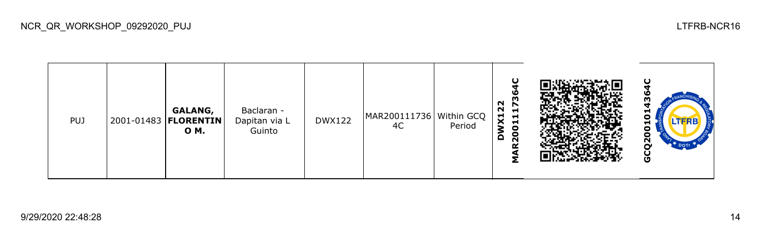| PUJ | 2001-01483 | **GALANG, FLORENTIN O M.** | Baclaran - Dapitan via L Guinto | DWX122 | MAR200111736 4C | Within GCQ Period | **MAR200111736 4C DWX122** | | **GCQ200101436 4C** |
|---|---|---|---|---|---|---|---|---|---|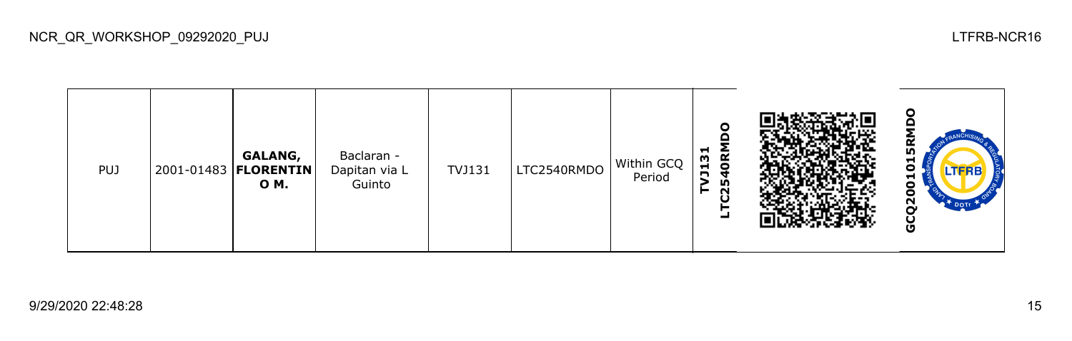| PUJ | 2001-01483 | **GALANG, FLORENTINO M.** | Baclaran - Dapitan via L Guinto | TVJ131 | LTC2540RMDO | Within GCQ Period | **TVJ131 LTC2540RMDO** | | **GCQ2001015RMDO** |
|---|---|---|---|---|---|---|---|---|---|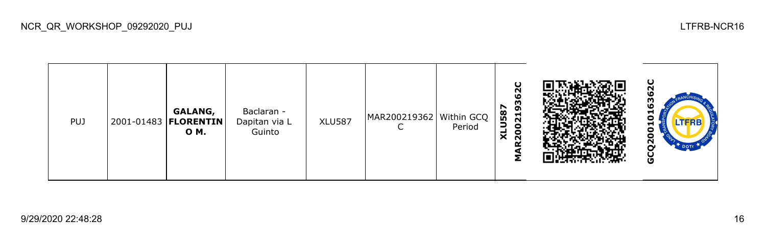| PUJ | 2001-01483 | **GALANG, FLORENTIN O M.** | Baclaran - Dapitan via L Guinto | XLU587 | MAR200219362C | Within GCQ Period | **XLU587 MAR200219362C** | | **GCQ2001016362C** |
|---|---|---|---|---|---|---|---|---|---|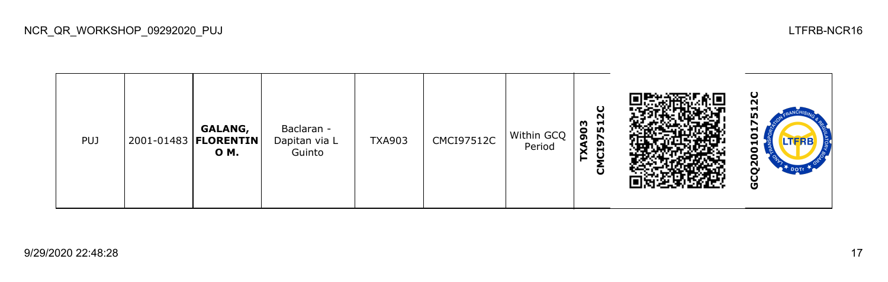| PUJ | 2001-01483 | **GALANG, FLORENTIN O M.** | Baclaran - Dapitan via L Guinto | TXA903 | CMCI97512C | Within GCQ Period | **TXA903 CMCI97512C** | | **GCQ2001017512C** |
|---|---|---|---|---|---|---|---|---|---|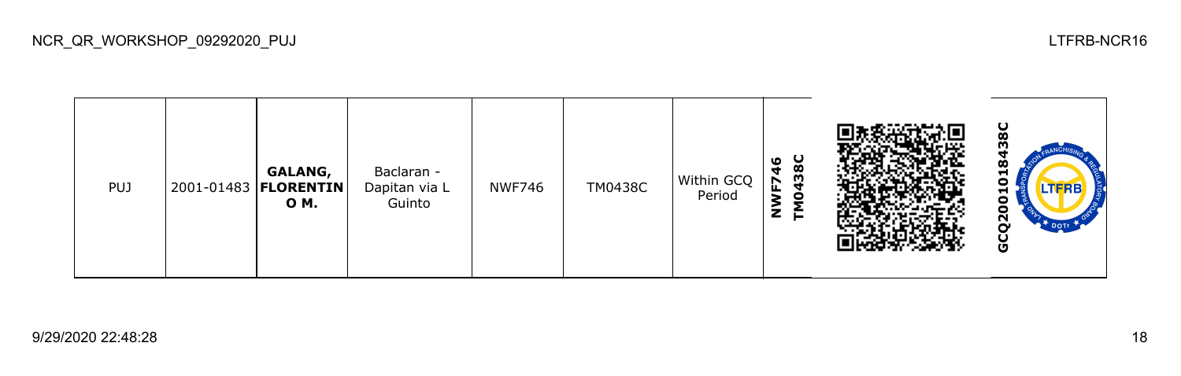| PUJ | 2001-01483 | **GALANG, FLORENTINO M.** | Baclaran - Dapitan via L Guinto | NWF746 | TM0438C | Within GCQ Period | **NWF746 TM0438C** | | **GCQ2001018438C** |
|---|---|---|---|---|---|---|---|---|---|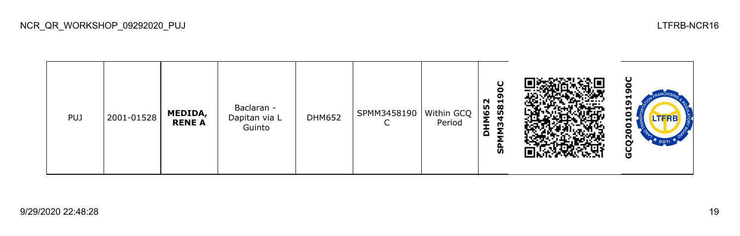NCR_QR_WORKSHOP_09292020_PUJ

LTFRB-NCR16

| PUJ | 2001-01528 | **MEDIDA, RENE A** | Baclaran - Dapitan via L Guinto | DHM652 | SPMM3458190C | Within GCQ Period | **DHM652 SPMM3458190C** | | **GCQ2001019190C** |
|---|---|---|---|---|---|---|---|---|---|

9/29/2020 22:48:28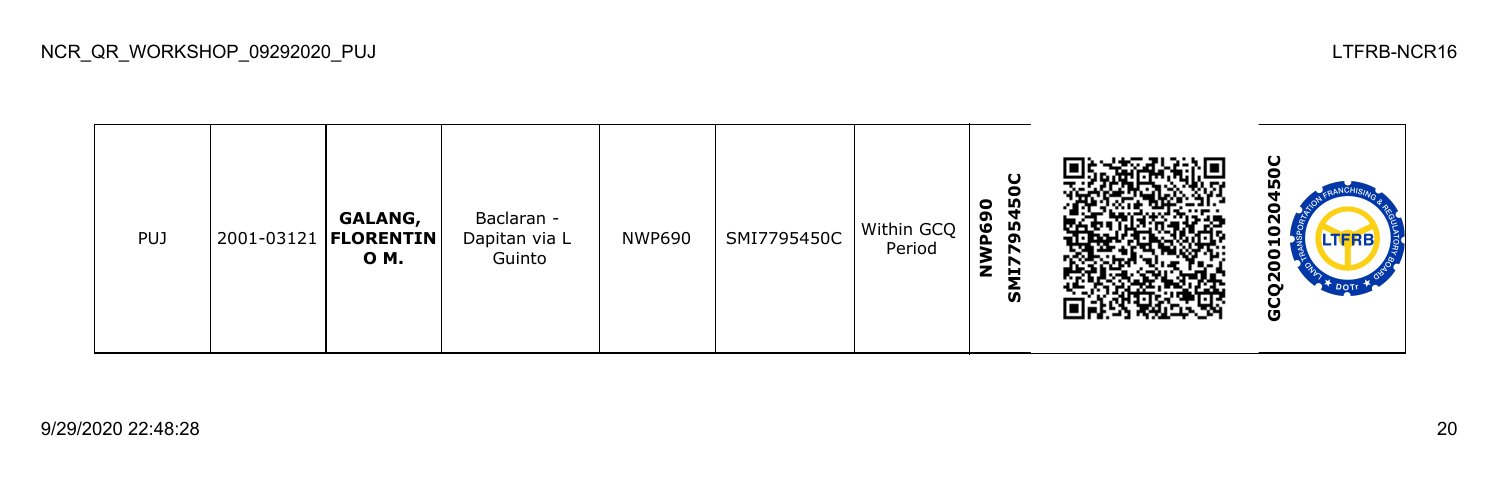| PUJ | 2001-03121 | **GALANG, FLORENTIN O M.** | Baclaran - Dapitan via L Guinto | NWP690 | SMI7795450C | Within GCQ Period | **NWP690 SMI7795450C** | | **GCQ2001020450C** |
|---|---|---|---|---|---|---|---|---|---|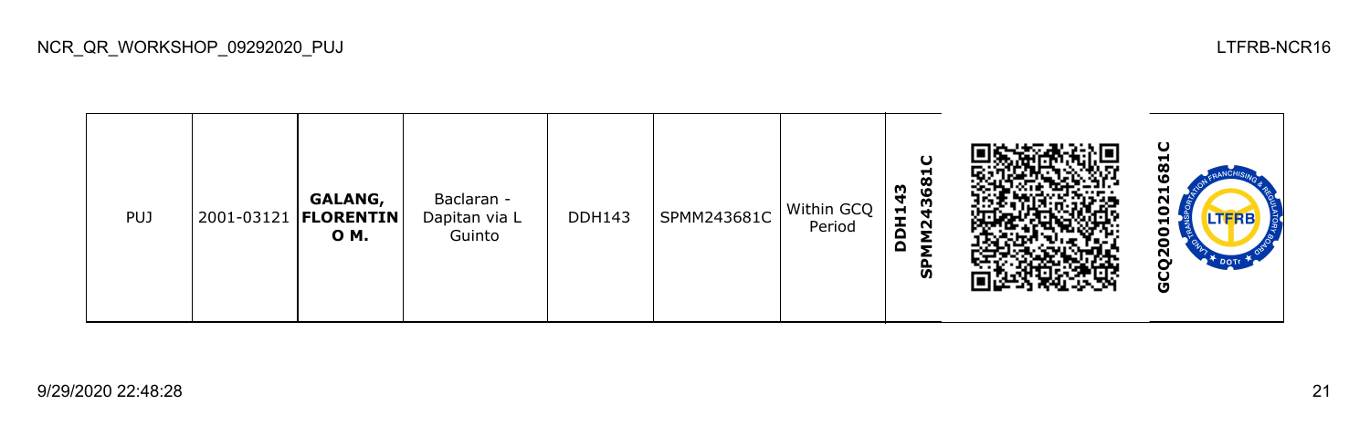| PUJ | 2001-03121 | **GALANG, FLORENTIN O M.** | Baclaran - Dapitan via L Guinto | DDH143 | SPMM243681C | Within GCQ Period | **DDH143 SPMM243681C** | | **GCQ2001021681C** |
|---|---|---|---|---|---|---|---|---|---|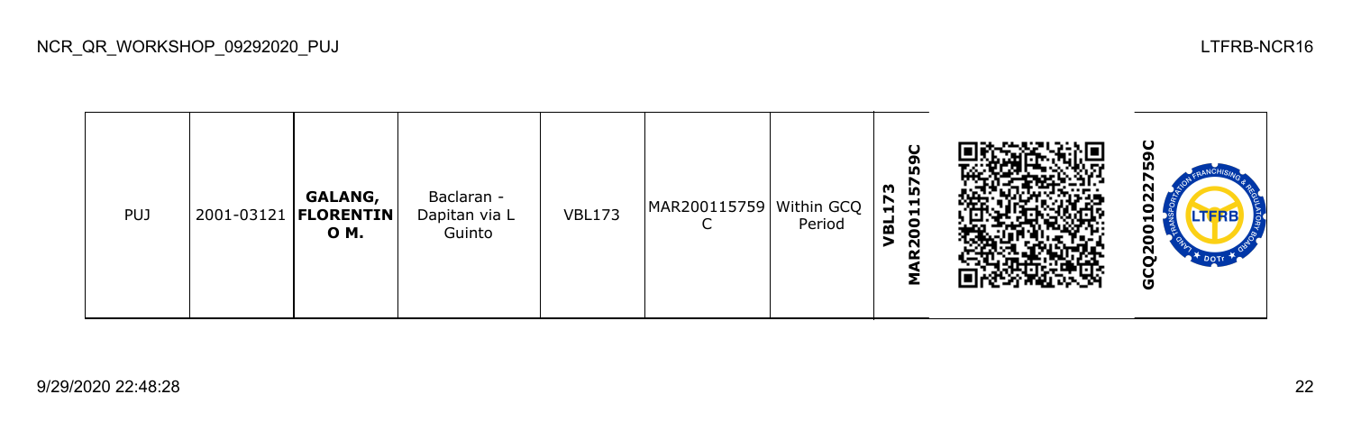| PUJ | 2001-03121 | **GALANG, FLORENTIN O M.** | Baclaran - Dapitan via L Guinto | VBL173 | MAR200115759C | Within GCQ Period | **VBL173 MAR200115759C** | | **GCQ2001022759C** |
|---|---|---|---|---|---|---|---|---|---|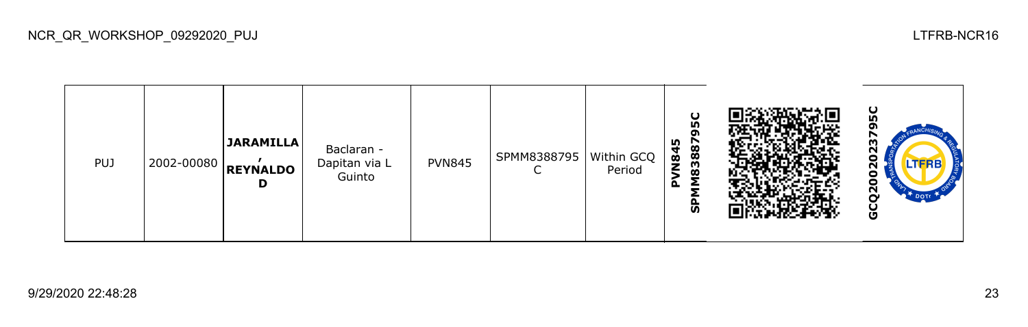NCR_QR_WORKSHOP_09292020_PUJ

LTFRB-NCR16

| PUJ | 2002-00080 | **JARAMILLA, REYNALDO D** | Baclaran - Dapitan via L Guinto | PVN845 | SPMM8388795C | Within GCQ Period | **PVN845 SPMM8388795C** | | **GCQ2002023795C** |
|---|---|---|---|---|---|---|---|---|---|

9/29/2020 22:48:28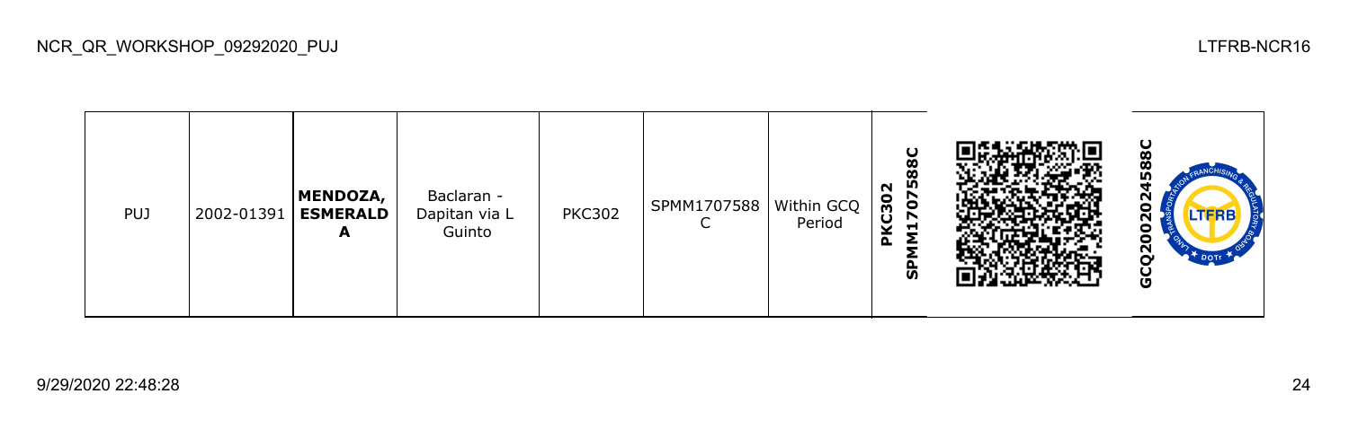| PUJ | 2002-01391 | **MENDOZA, ESMERALDA** | Baclaran - Dapitan via L Guinto | PKC302 | SPMM1707588C | Within GCQ Period | **PKC302 SPMM1707588C** | | **GCQ2002024588C** |
|---|---|---|---|---|---|---|---|---|---|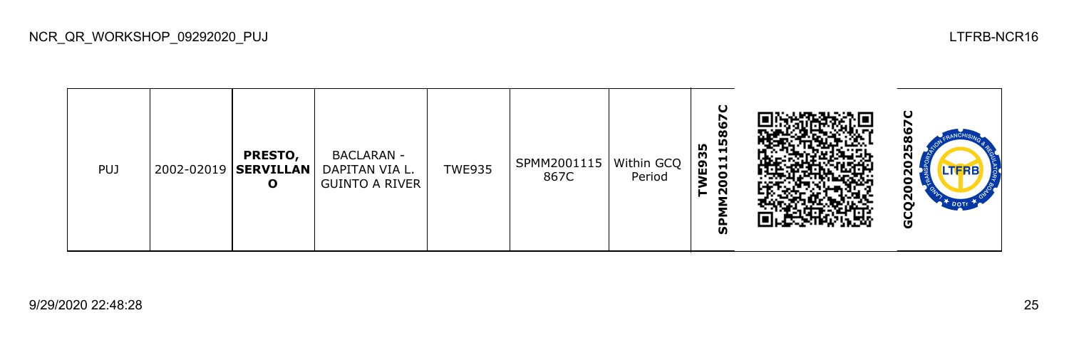| PUJ | 2002-02019 | **PRESTO, SERVILLANO** | BACLARAN - DAPITAN VIA L. GUINTO A RIVER | TWE935 | SPMM2001115867C | Within GCQ Period | **TWE935 SPMM2001115867C** | | **GCQ2002025867C** |
|---|---|---|---|---|---|---|---|---|---|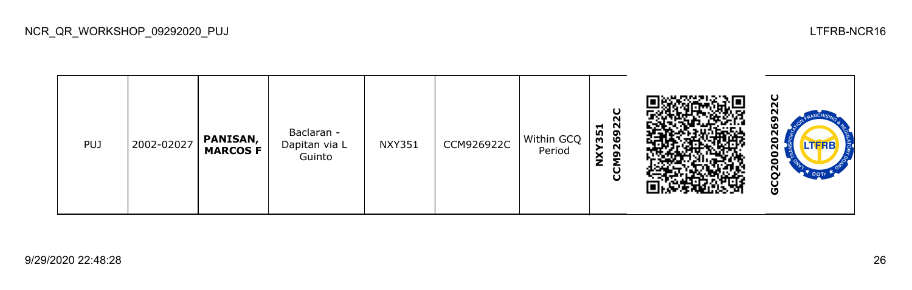| PUJ | 2002-02027 | **PANISAN, MARCOS F** | Baclaran - Dapitan via L Guinto | NXY351 | CCM926922C | Within GCQ Period | **NXY351 CCM926922C** | | **GCQ2002026922C** |
|---|---|---|---|---|---|---|---|---|---|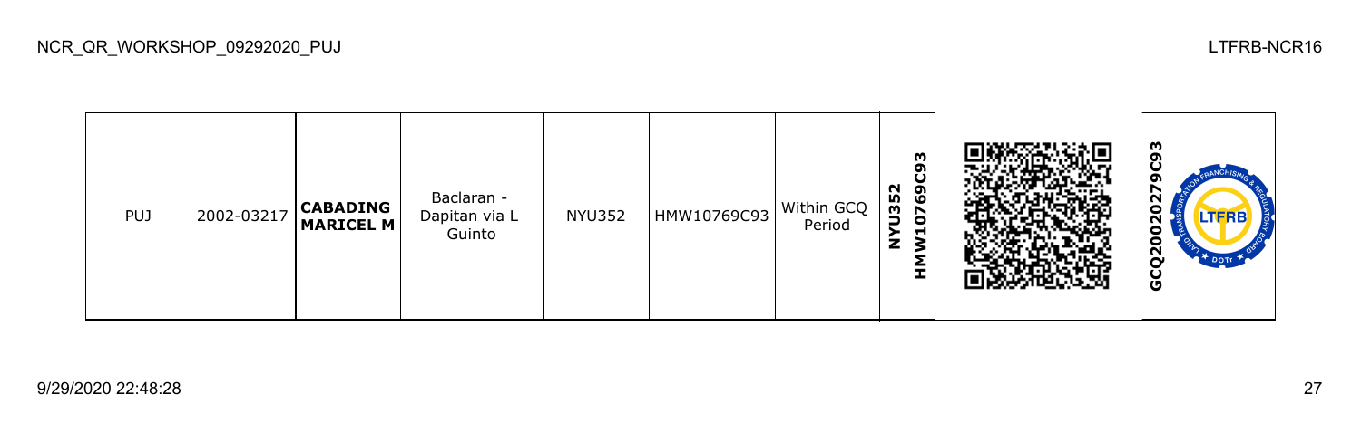| PUJ | 2002-03217 | **CABADING MARICEL M** | Baclaran - Dapitan via L Guinto | NYU352 | HMW10769C93 | Within GCQ Period | **NYU352 HMW10769C93** | | **GCQ20020279C93** |
|---|---|---|---|---|---|---|---|---|---|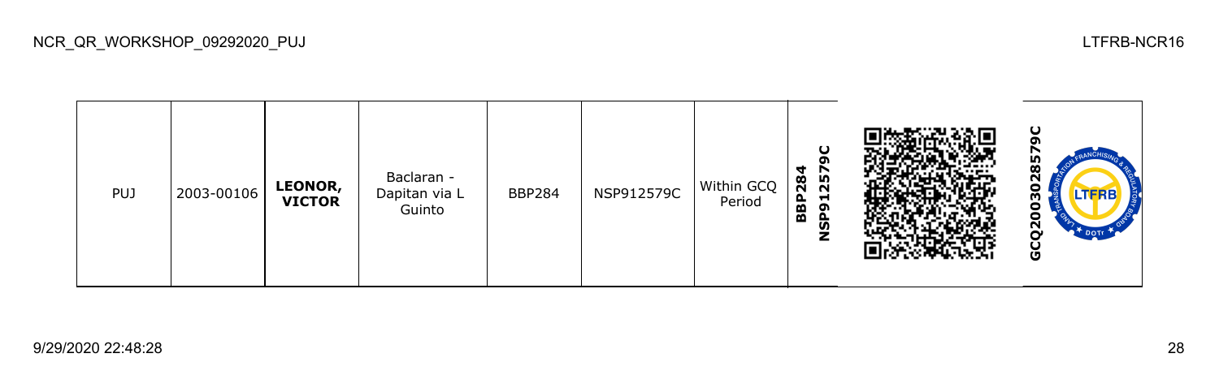| PUJ | 2003-00106 | **LEONOR, VICTOR** | Baclaran - Dapitan via L Guinto | BBP284 | NSP912579C | Within GCQ Period | **BBP284 NSP912579C** | | **GCQ2003028579C** |
|---|---|---|---|---|---|---|---|---|---|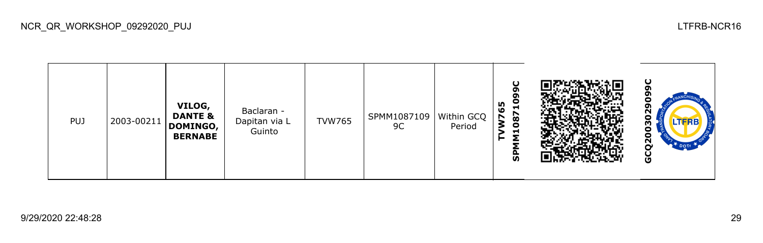| PUJ | 2003-00211 | **VILOG, DANTE & DOMINGO, BERNABE** | Baclaran - Dapitan via L Guinto | TVW765 | SPMM10871099C | Within GCQ Period | **TVW765 SPMM10871099C** | | **GCQ20030290099C** |
|---|---|---|---|---|---|---|---|---|---|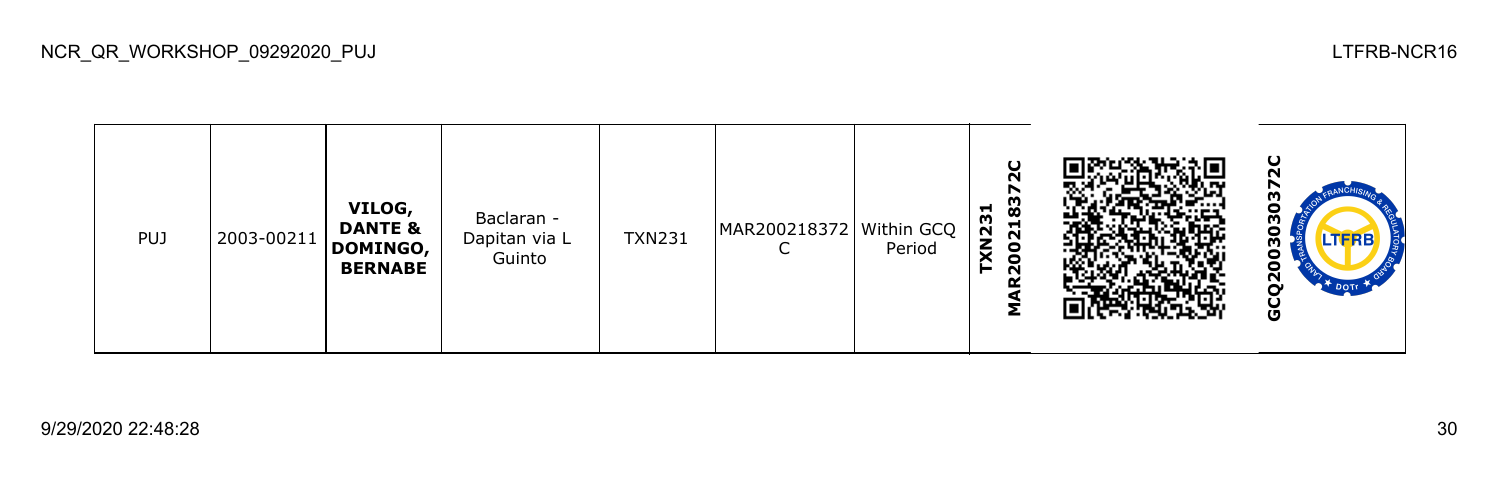| PUJ | 2003-00211 | **VILOG, DANTE & DOMINGO, BERNABE** | Baclaran - Dapitan via L Guinto | TXN231 | MAR200218372C | Within GCQ Period | **TXN231 MAR200218372C** | | **GCQ200303037​2C** |
| --- | --- | --- | --- | --- | --- | --- | --- | --- | --- |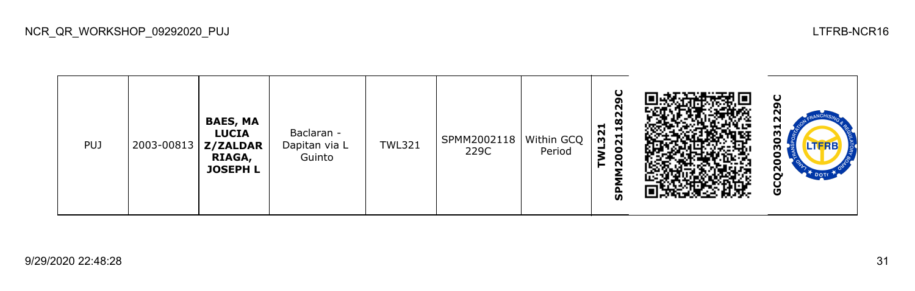| PUJ | 2003-00813 | **BAES, MA LUCIA Z/ZALDARRIAGA, JOSEPH L** | Baclaran - Dapitan via L Guinto | TWL321 | SPMM2002118229C | Within GCQ Period | **SPMM2002118229C TWL321** | | **GCQ2003031229C** |
|---|---|---|---|---|---|---|---|---|---|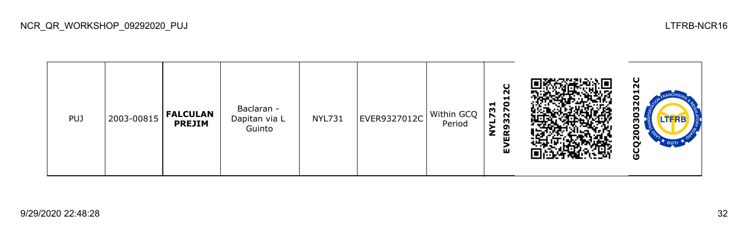| PUJ | 2003-00815 | **FALCULAN PREJIM** | Baclaran - Dapitan via L Guinto | NYL731 | EVER9327012C | Within GCQ Period | **NYL731 EVER9327012C** | | **GCQ2003032012C** |
|---|---|---|---|---|---|---|---|---|---|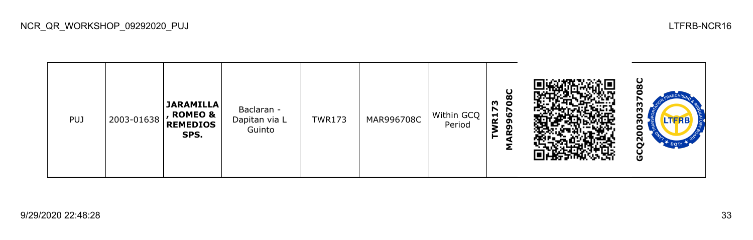| PUJ | 2003-01638 | **JARAMILLA, ROMEO & REMEDIOS SPS.** | Baclaran - Dapitan via L Guinto | TWR173 | MAR996708C | Within GCQ Period | **TWR173 MAR996708C** | | **GCQ2003033708C** |
|---|---|---|---|---|---|---|---|---|---|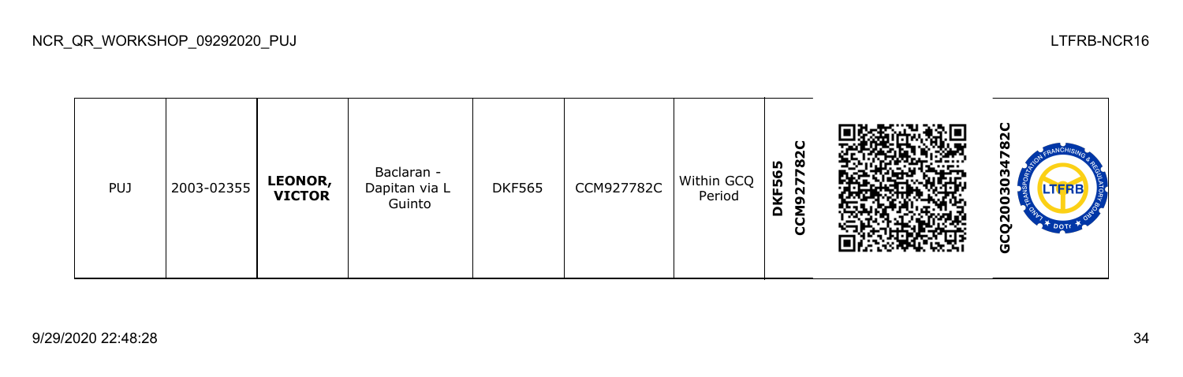| PUJ | 2003-02355 | **LEONOR, VICTOR** | Baclaran - Dapitan via L Guinto | DKF565 | CCM927782C | Within GCQ Period | **DKF565 CCM927782C** | | **GCQ2003034782C** |
|---|---|---|---|---|---|---|---|---|---|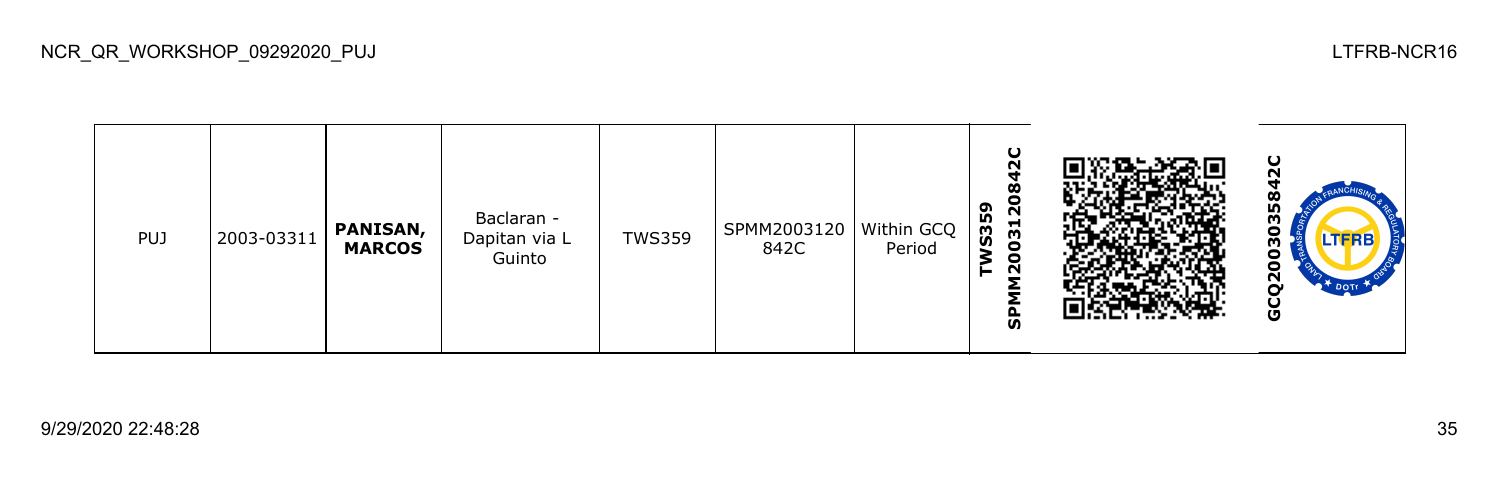| PUJ | 2003-03311 | **PANISAN, MARCOS** | Baclaran - Dapitan via L Guinto | TWS359 | SPMM2003120842C | Within GCQ Period | **TWS359 SPMM2003120842C** | | **GCQ2003035842C** |
|---|---|---|---|---|---|---|---|---|---|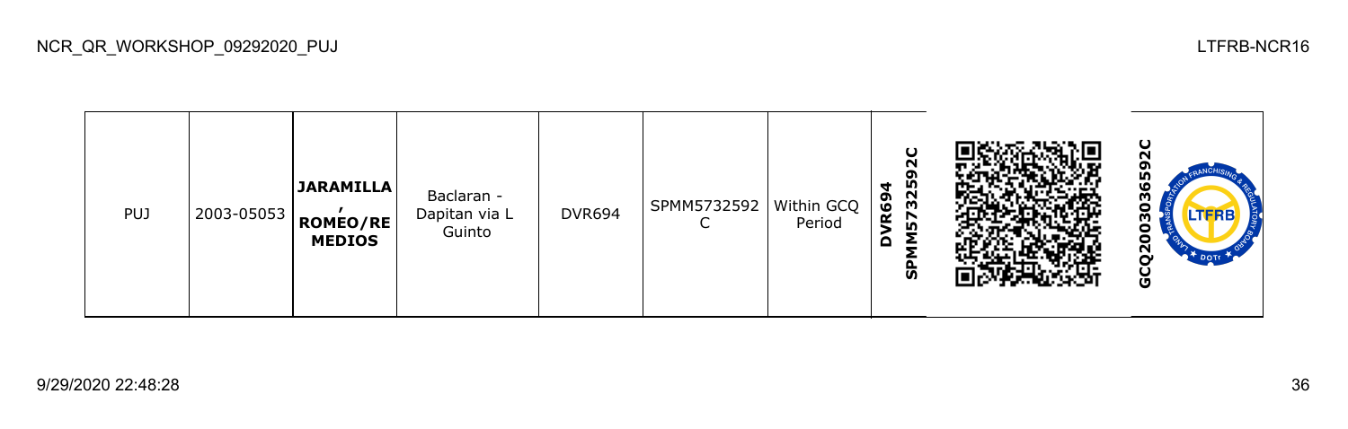| PUJ | 2003-05053 | **JARAMILLA , ROMEO/REMEDIOS** | Baclaran - Dapitan via L Guinto | DVR694 | SPMM5732592C | Within GCQ Period | **DVR694 SPMM5732592C** | | **GCQ2003036592C** |
|---|---|---|---|---|---|---|---|---|---|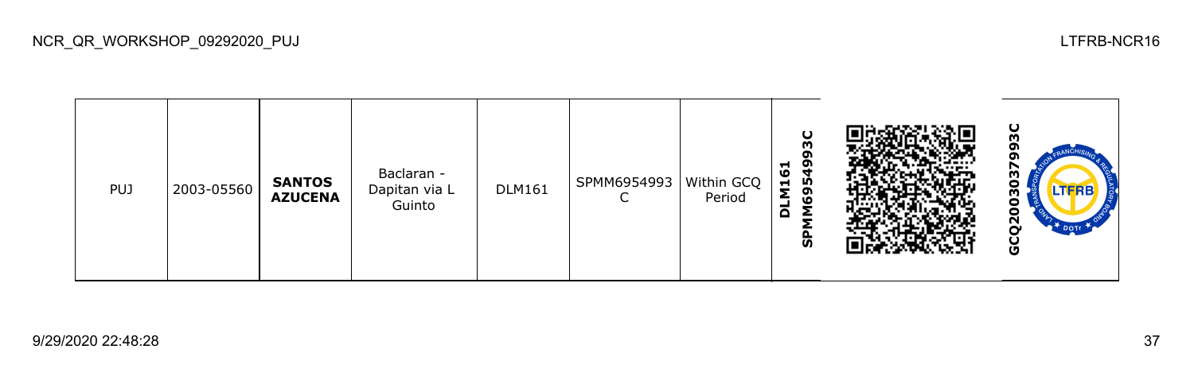NCR_QR_WORKSHOP_09292020_PUJ

LTFRB-NCR16

| PUJ | 2003-05560 | **SANTOS AZUCENA** | Baclaran - Dapitan via L Guinto | DLM161 | SPMM6954993C | Within GCQ Period | **DLM161 SPMM6954993C** | | **GCQ20030379993C** |
|---|---|---|---|---|---|---|---|---|---|

9/29/2020 22:48:28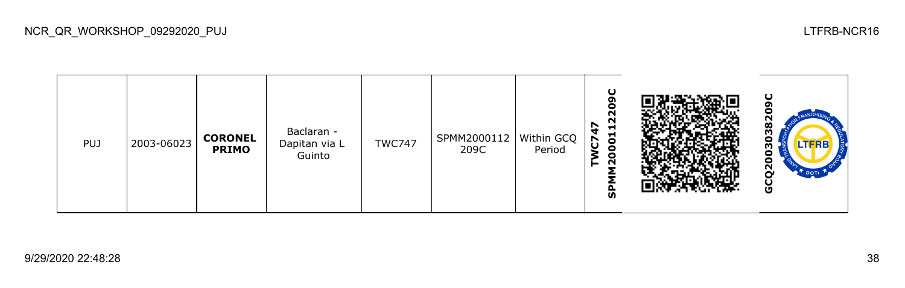| PUJ | 2003-06023 | **CORONEL PRIMO** | Baclaran - Dapitan via L Guinto | TWC747 | SPMM2000112 209C | Within GCQ Period | **TWC747 SPMM2000112209C** | | **GCQ2003038209C** |
|---|---|---|---|---|---|---|---|---|---|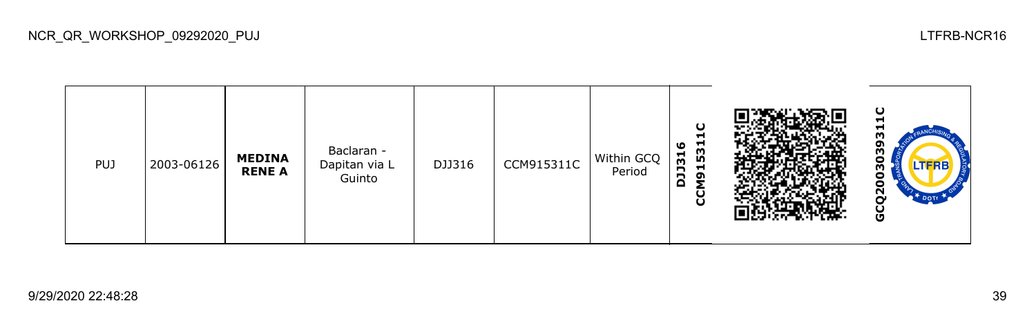| PUJ | 2003-06126 | **MEDINA RENE A** | Baclaran - Dapitan via L Guinto | DJJ316 | CCM915311C | Within GCQ Period | **DJJ316 CCM915311C** | | **GCQ2003039311C** |
|---|---|---|---|---|---|---|---|---|---|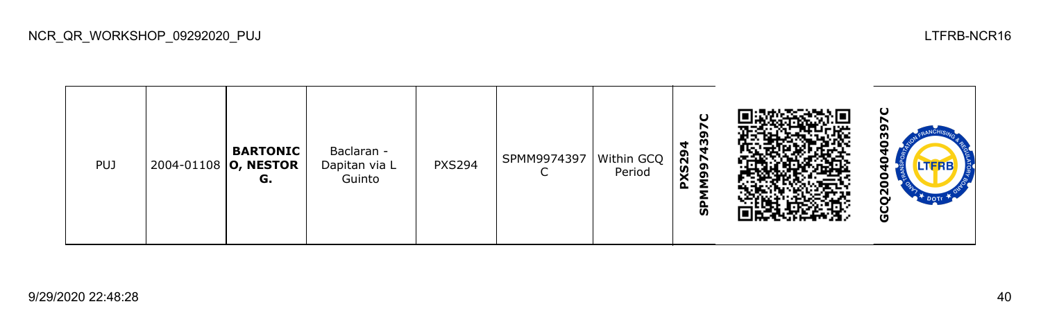| PUJ | 2004-01108 | **BARTONICO, NESTOR G.** | Baclaran - Dapitan via L Guinto | PXS294 | SPMM9974397C | Within GCQ Period | **PXS294 SPMM9974397C** | | **GCQ2004040397C** |
|---|---|---|---|---|---|---|---|---|---|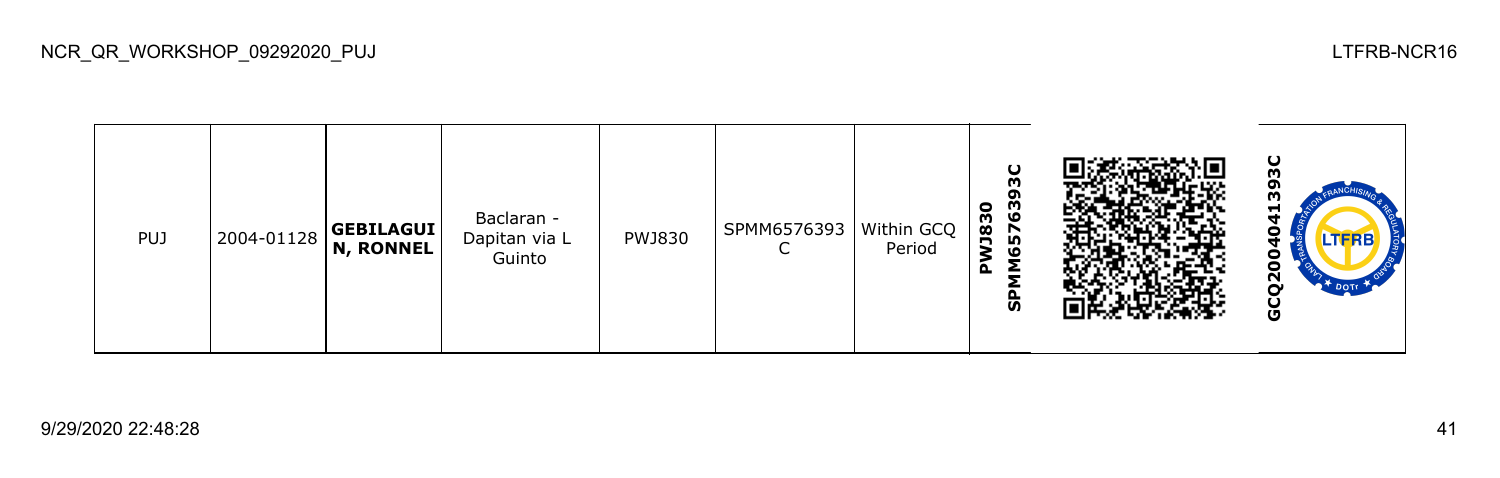| PUJ | 2004-01128 | **GEBILAGUIN, RONNEL** | Baclaran - Dapitan via L Guinto | PWJ830 | SPMM6576393C | Within GCQ Period | **PWJ830 SPMM6576393C** | | **GCQ2004041393C** |
|---|---|---|---|---|---|---|---|---|---|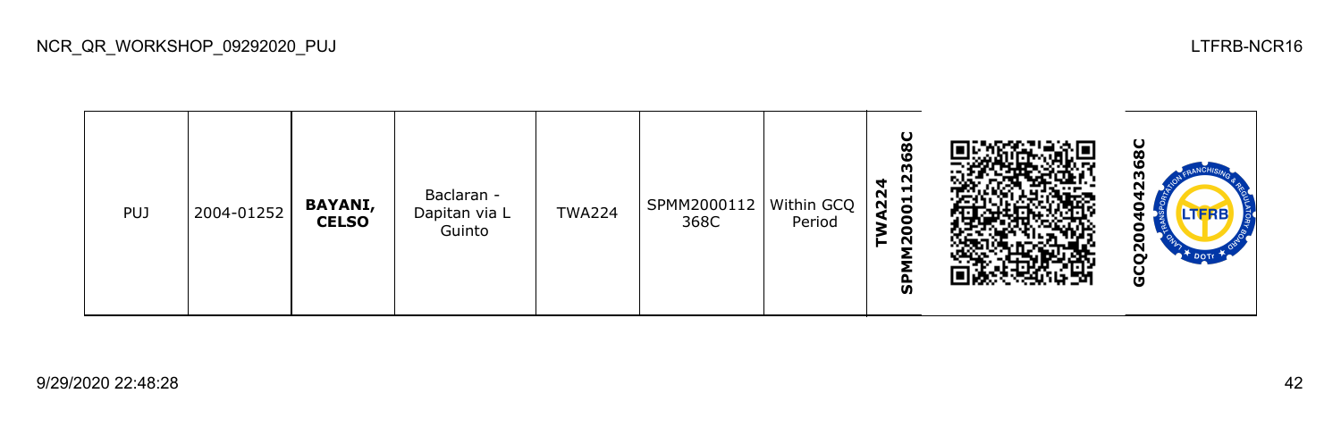| PUJ | 2004-01252 | **BAYANI, CELSO** | Baclaran - Dapitan via L Guinto | TWA224 | SPMM2000112368C | Within GCQ Period | **SPMM2000112368C TWA224** | | **GCQ2004042368C** |
|---|---|---|---|---|---|---|---|---|---|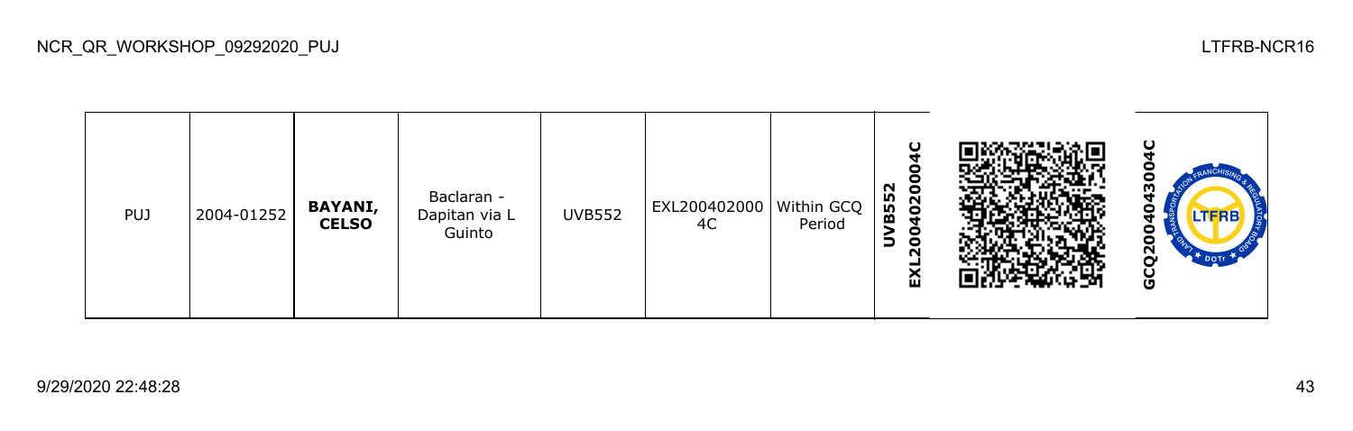| PUJ | 2004-01252 | **BAYANI, CELSO** | Baclaran - Dapitan via L Guinto | UVB552 | EXL2004020004C | Within GCQ Period | **UVB552 EXL2004020004C** | | **GCQ2004043004C** |
|---|---|---|---|---|---|---|---|---|---|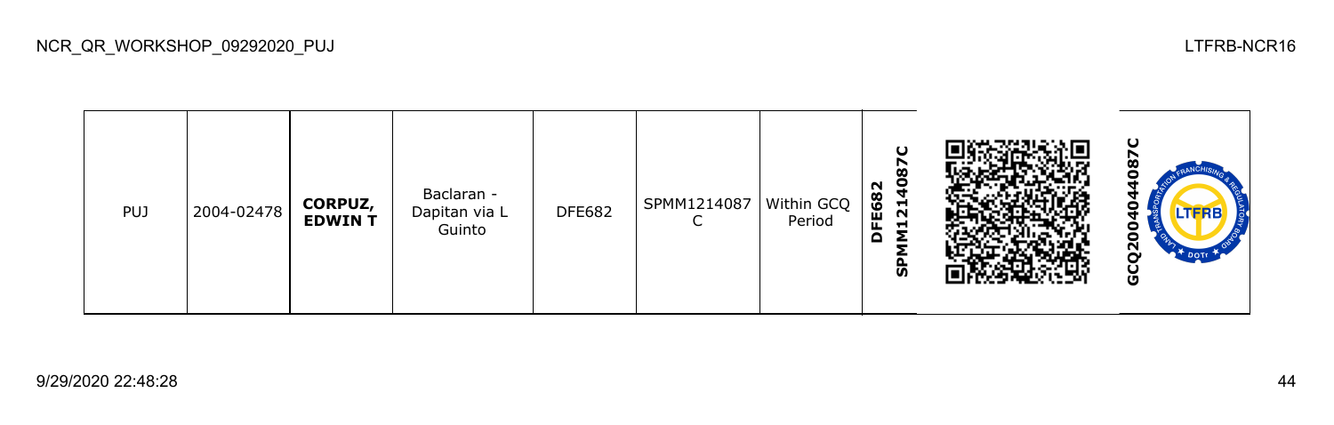| PUJ | 2004-02478 | **CORPUZ, EDWIN T** | Baclaran - Dapitan via L Guinto | DFE682 | SPMM1214087C | Within GCQ Period | **DFE682 SPMM1214087C** | | **GCQ2004044087C** |
|---|---|---|---|---|---|---|---|---|---|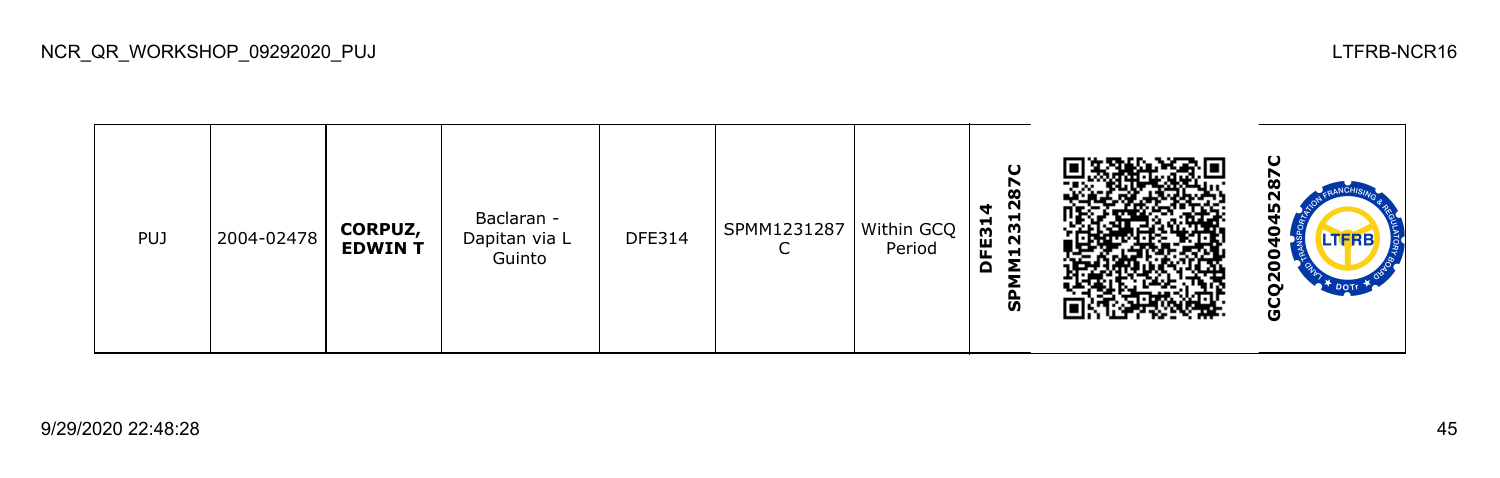| PUJ | 2004-02478 | **CORPUZ, EDWIN T** | Baclaran - Dapitan via L Guinto | DFE314 | SPMM1231287 C | Within GCQ Period | **DFE314 SPMM1231287C** | | **GCQ2004045287C** |
|---|---|---|---|---|---|---|---|---|---|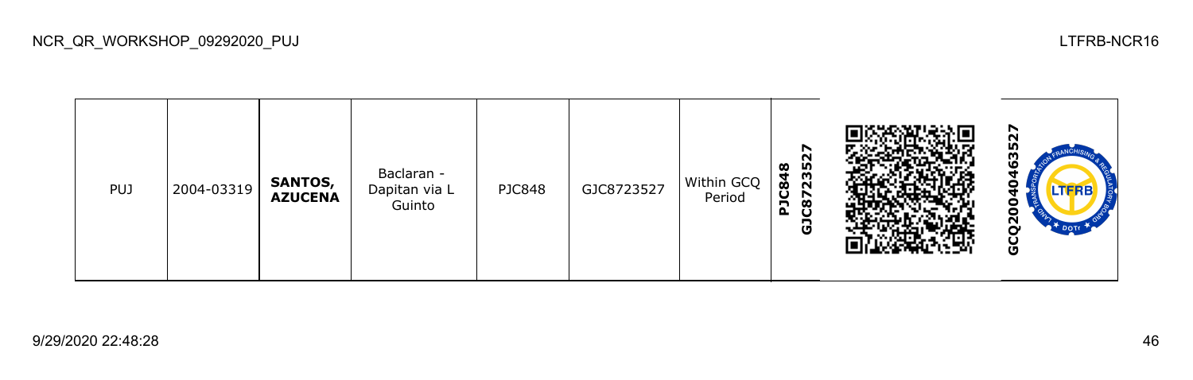| | | | | | | | | | |
|---|---|---|---|---|---|---|---|---|---|
| PUJ | 2004-03319 | **SANTOS, AZUCENA** | Baclaran - Dapitan via L Guinto | PJC848 | GJC8723527 | Within GCQ Period | **PJC848 GJC8723527** | | **GCQ20040463527** |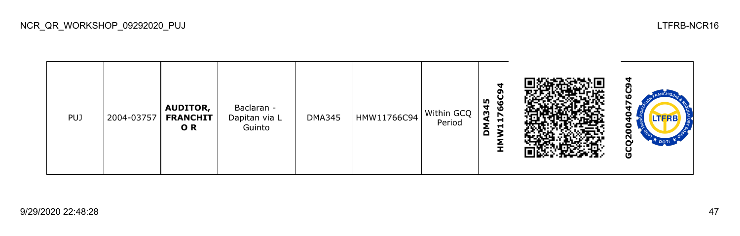| PUJ | 2004-03757 | **AUDITOR, FRANCHITOR** | Baclaran - Dapitan via L Guinto | DMA345 | HMW11766C94 | Within GCQ Period | **DMA345 HMW11766C94** | | **GCQ200404766C94** |
|---|---|---|---|---|---|---|---|---|---|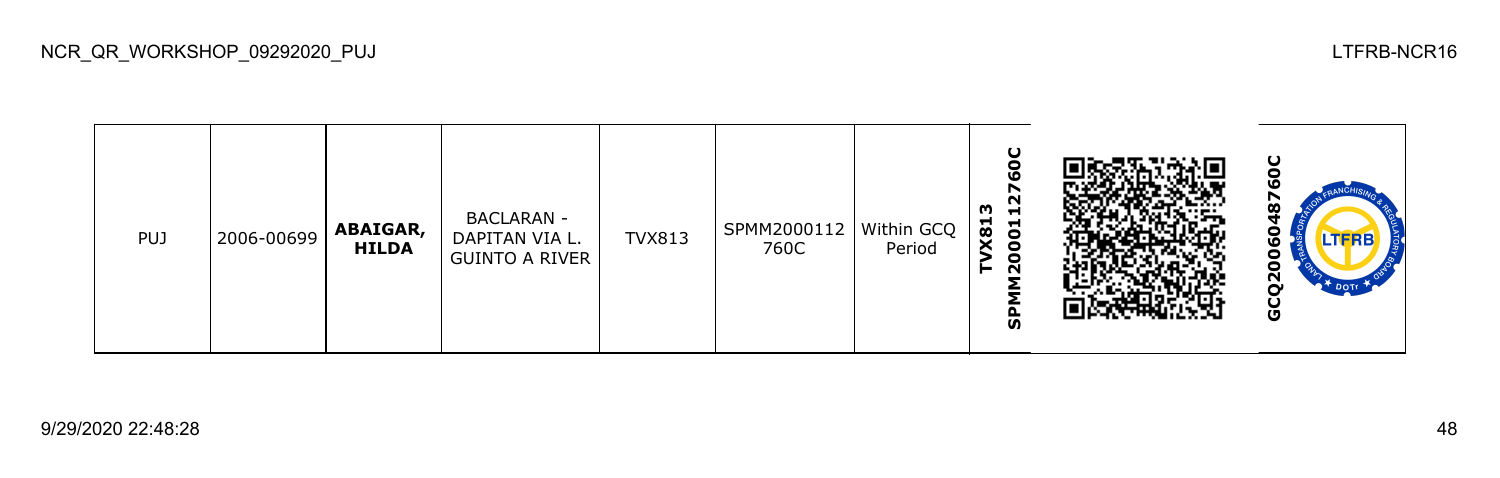| PUJ | 2006-00699 | **ABAIGAR, HILDA** | BACLARAN - DAPITAN VIA L. GUINTO A RIVER | TVX813 | SPMM2000112760C | Within GCQ Period | **TVX813 SPMM2000112760C** | | **GCQ2006048760C** |
|---|---|---|---|---|---|---|---|---|---|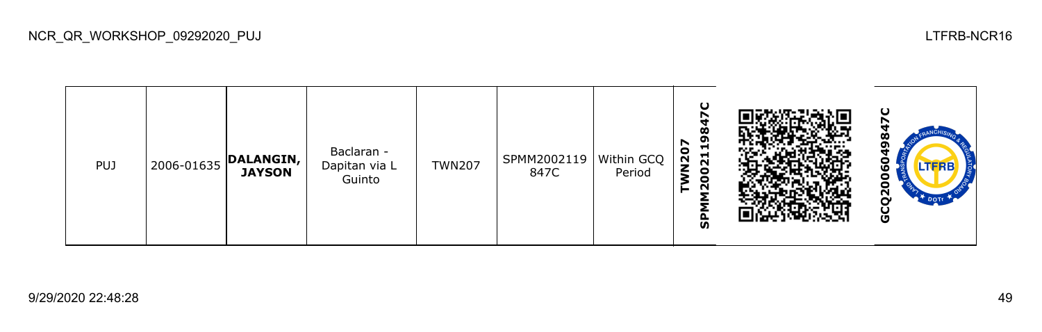| PUJ | 2006-01635 | **DALANGIN, JAYSON** | Baclaran - Dapitan via L Guinto | TWN207 | SPMM2002119847C | Within GCQ Period | **TWN207 SPMM2002119847C** | | **GCQ2006049847C** |
|---|---|---|---|---|---|---|---|---|---|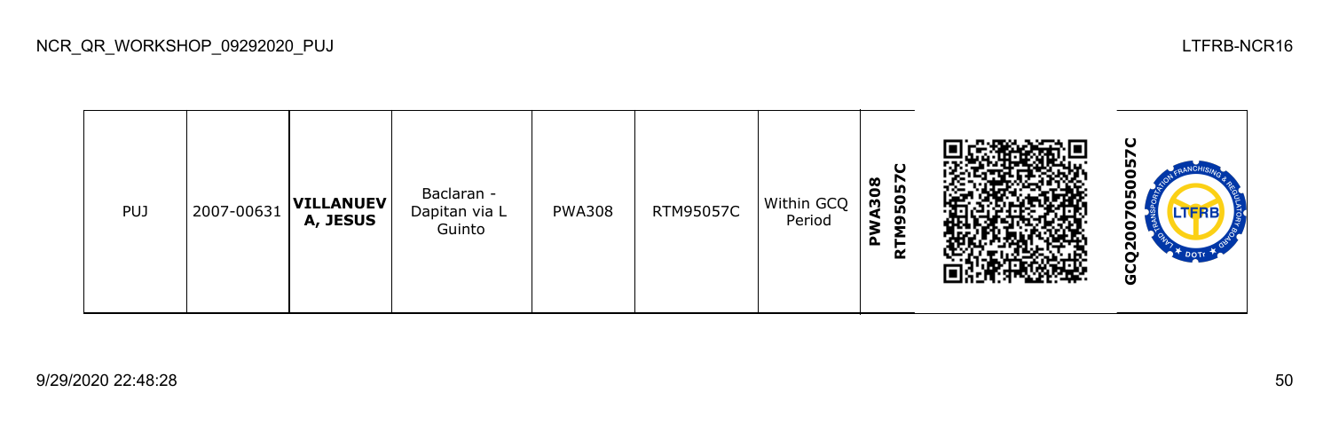| PUJ | 2007-00631 | **VILLANUEVA, JESUS** | Baclaran - Dapitan via L Guinto | PWA308 | RTM95057C | Within GCQ Period | **PWA308 RTM95057C** | | **GCQ2007050057C** |
|---|---|---|---|---|---|---|---|---|---|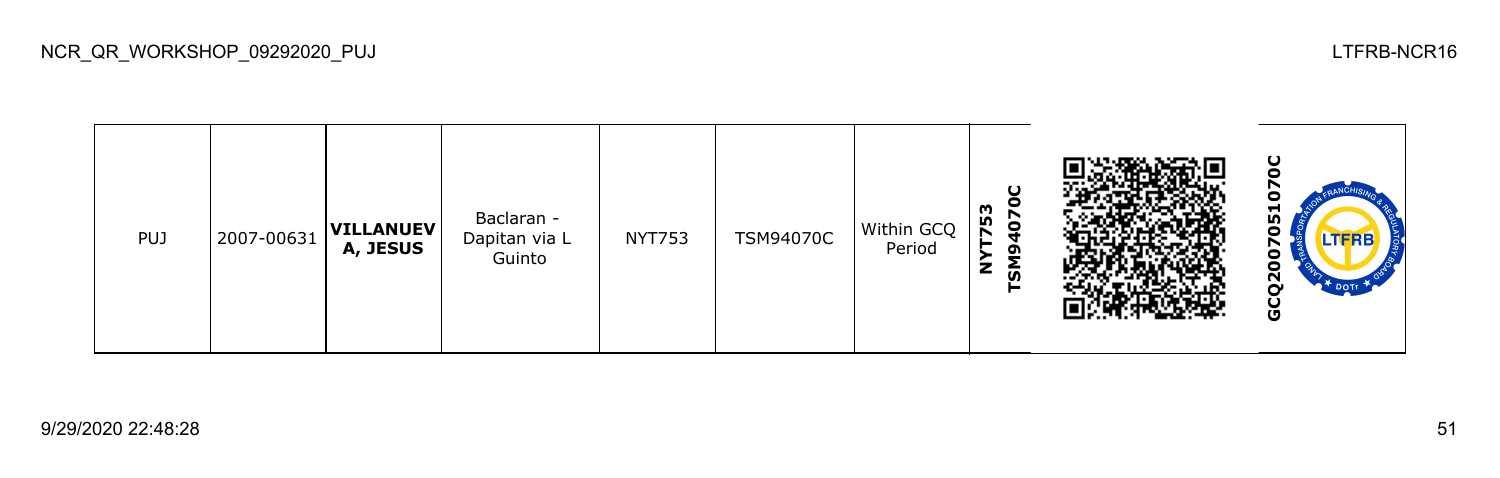| PUJ | 2007-00631 | **VILLANUEVA, JESUS** | Baclaran - Dapitan via L Guinto | NYT753 | TSM94070C | Within GCQ Period | **NYT753 TSM94070C** | | **GCQ20070510 70C** |
|---|---|---|---|---|---|---|---|---|---|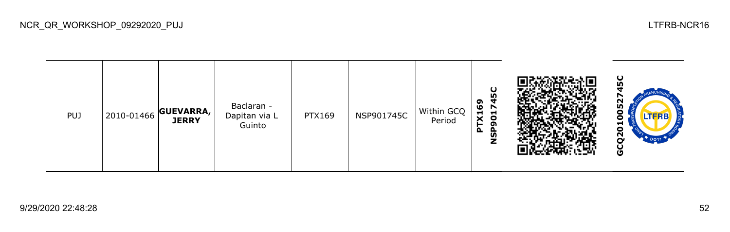| PUJ | 2010-01466 | **GUEVARRA, JERRY** | Baclaran - Dapitan via L Guinto | PTX169 | NSP901745C | Within GCQ Period | **PTX169 NSP901745C** | | **GCQ2010052745C** |
|---|---|---|---|---|---|---|---|---|---|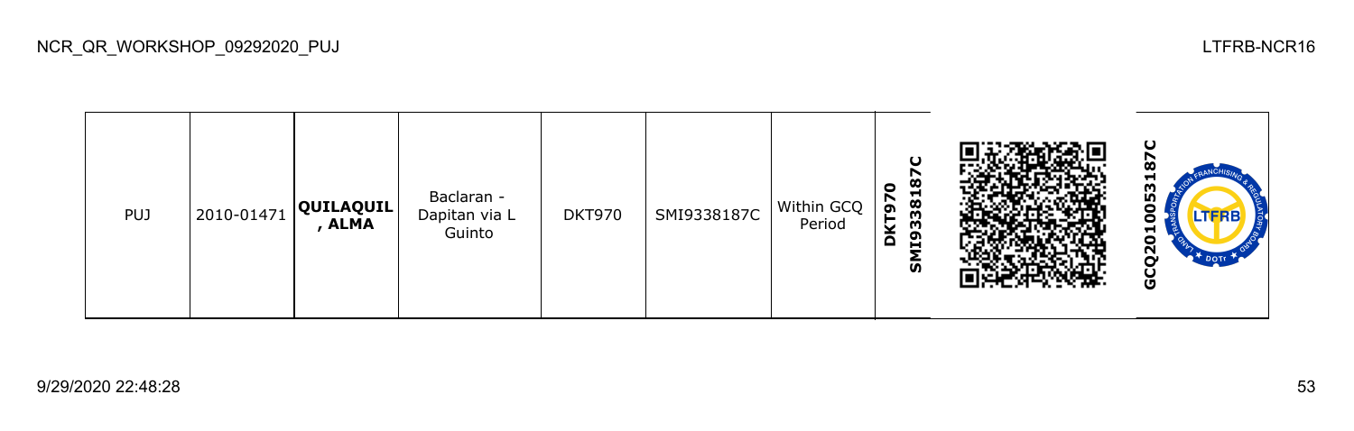| PUJ | 2010-01471 | **QUILAQUIL, ALMA** | Baclaran - Dapitan via L Guinto | DKT970 | SMI9338187C | Within GCQ Period | **DKT970 SMI9338187C** | | **GCQ2010053187C** |
|---|---|---|---|---|---|---|---|---|---|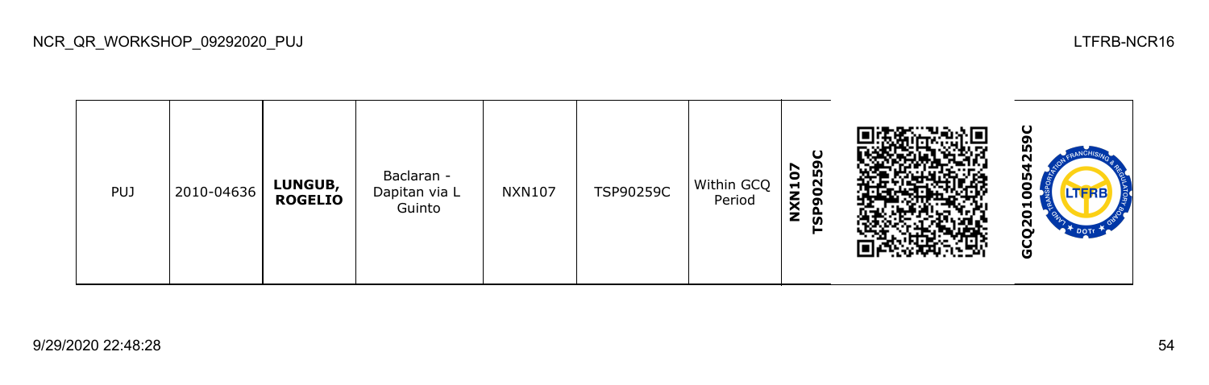| PUJ | 2010-04636 | **LUNGUB, ROGELIO** | Baclaran - Dapitan via L Guinto | NXN107 | TSP90259C | Within GCQ Period | **NXN107 TSP90259C** | | **GCQ2010054259C** |
|---|---|---|---|---|---|---|---|---|---|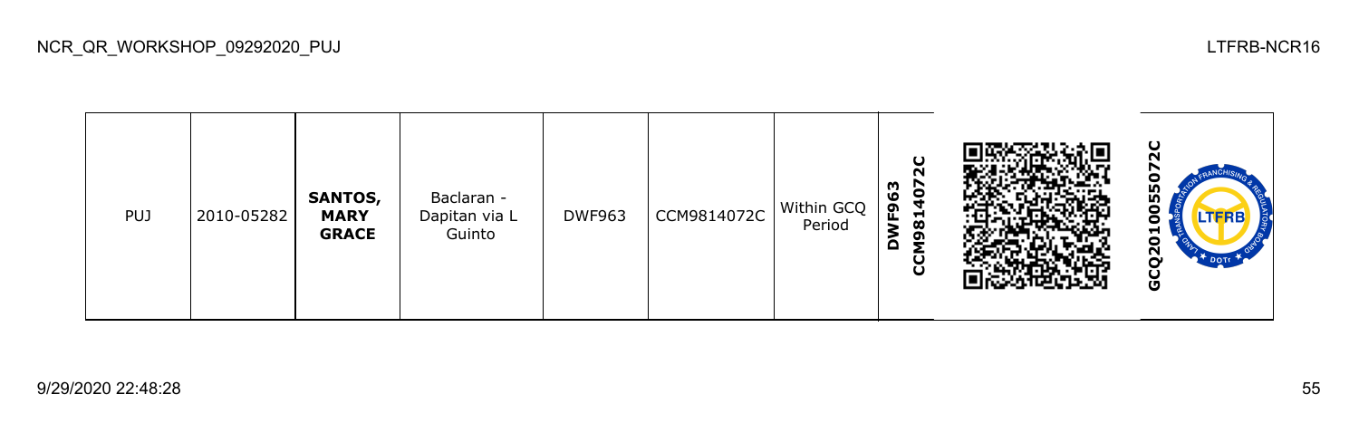| PUJ | 2010-05282 | **SANTOS, MARY GRACE** | Baclaran - Dapitan via L Guinto | DWF963 | CCM9814072C | Within GCQ Period | **DWF963 CCM9814072C** | | **GCQ2010055072C** |
|---|---|---|---|---|---|---|---|---|---|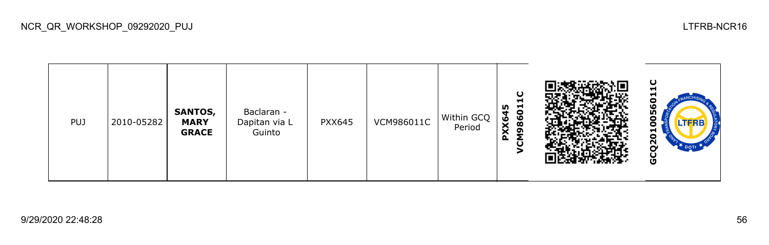| PUJ | 2010-05282 | **SANTOS, MARY GRACE** | Baclaran - Dapitan via L Guinto | PXX645 | VCM986011C | Within GCQ Period | **PXX645 VCM986011C** | | **GCQ2010056011C** |
|---|---|---|---|---|---|---|---|---|---|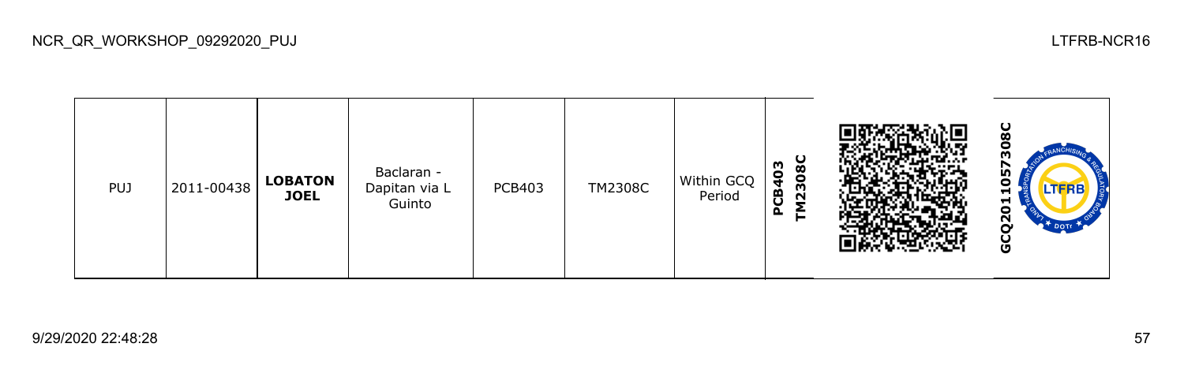| PUJ | 2011-00438 | **LOBATON JOEL** | Baclaran - Dapitan via L Guinto | PCB403 | TM2308C | Within GCQ Period | **PCB403 TM2308C** | | **GCQ201105730​8C** |
|---|---|---|---|---|---|---|---|---|---|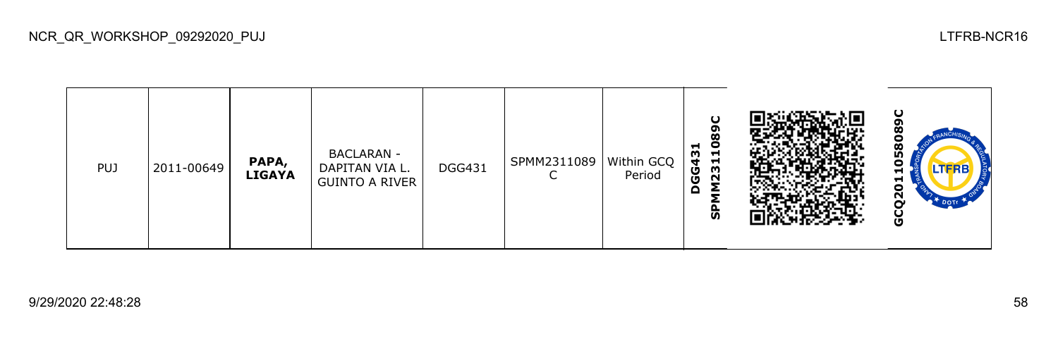| PUJ | 2011-00649 | **PAPA, LIGAYA** | BACLARAN - DAPITAN VIA L. GUINTO A RIVER | DGG431 | SPMM2311089C | Within GCQ Period | **DGG431 SPMM2311089C** | | **GCQ2011058089C** |
|---|---|---|---|---|---|---|---|---|---|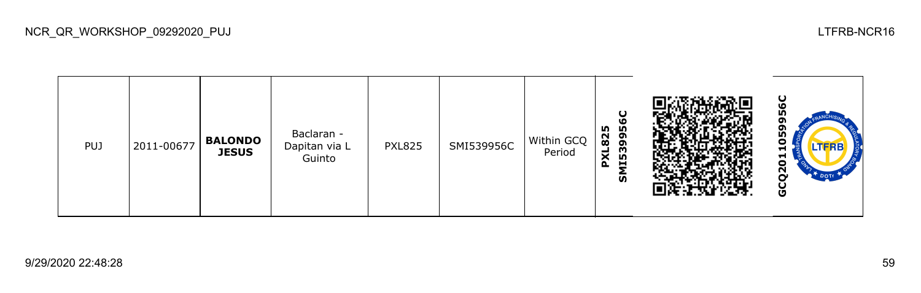| PUJ | 2011-00677 | **BALONDO JESUS** | Baclaran - Dapitan via L Guinto | PXL825 | SMI539956C | Within GCQ Period | **PXL825 SMI539956C** | | **GCQ2011059956C** |
|---|---|---|---|---|---|---|---|---|---|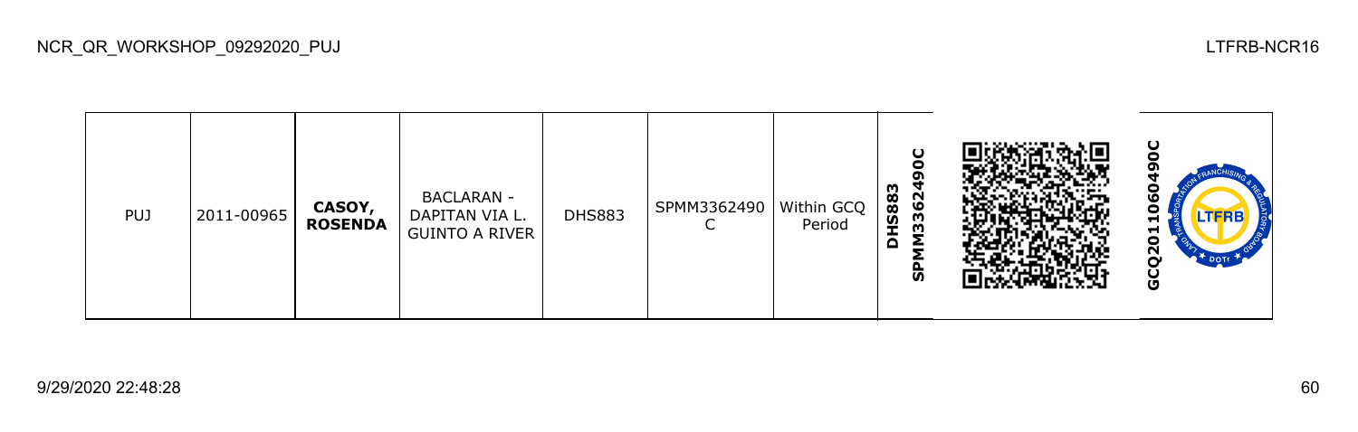| PUJ | 2011-00965 | **CASOY, ROSENDA** | BACLARAN - DAPITAN VIA L. GUINTO A RIVER | DHS883 | SPMM3362490 C | Within GCQ Period | **DHS883 SPMM3362490C** | | **GCQ2011060490C** |
|---|---|---|---|---|---|---|---|---|---|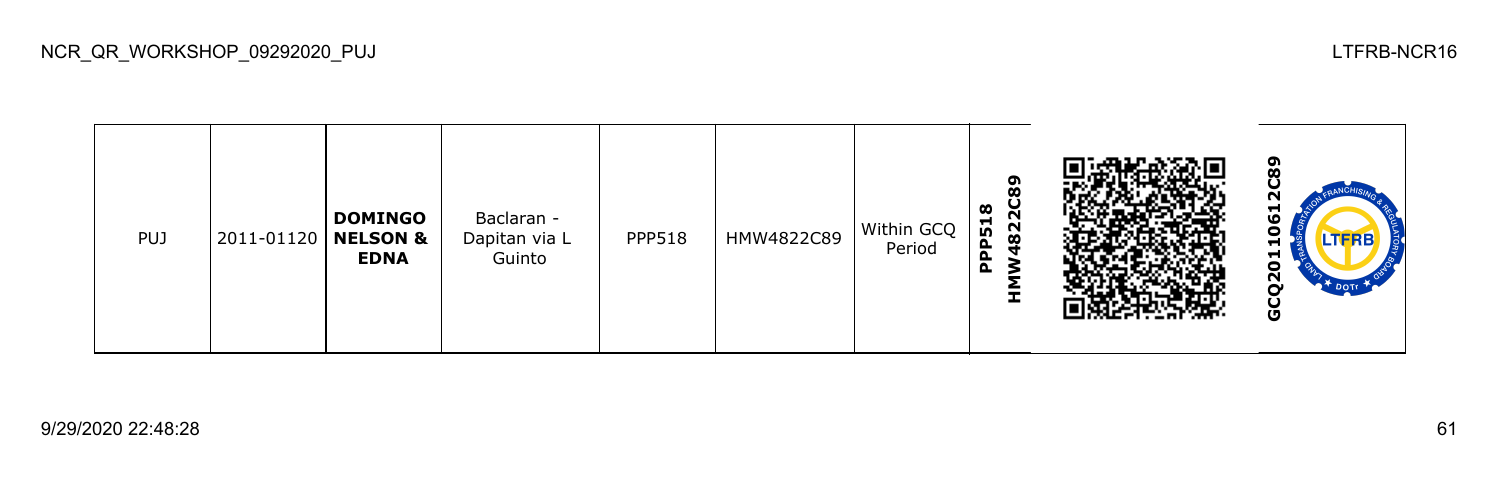| PUJ | 2011-01120 | **DOMINGO NELSON & EDNA** | Baclaran - Dapitan via L Guinto | PPP518 | HMW4822C89 | Within GCQ Period | **PPP518 HMW4822C89** | | **GCQ20110612C89** |
|---|---|---|---|---|---|---|---|---|---|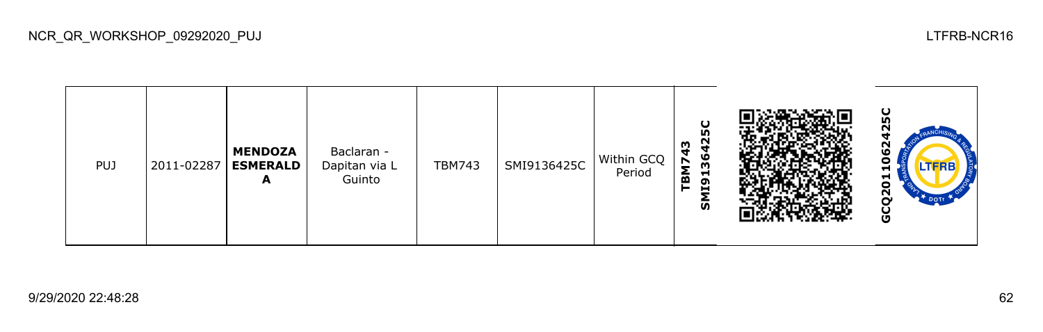| PUJ | 2011-02287 | **MENDOZA ESMERALDA** | Baclaran - Dapitan via L Guinto | TBM743 | SMI9136425C | Within GCQ Period | **TBM743 SMI9136425C** | | **GCQ2011062425C** |
|---|---|---|---|---|---|---|---|---|---|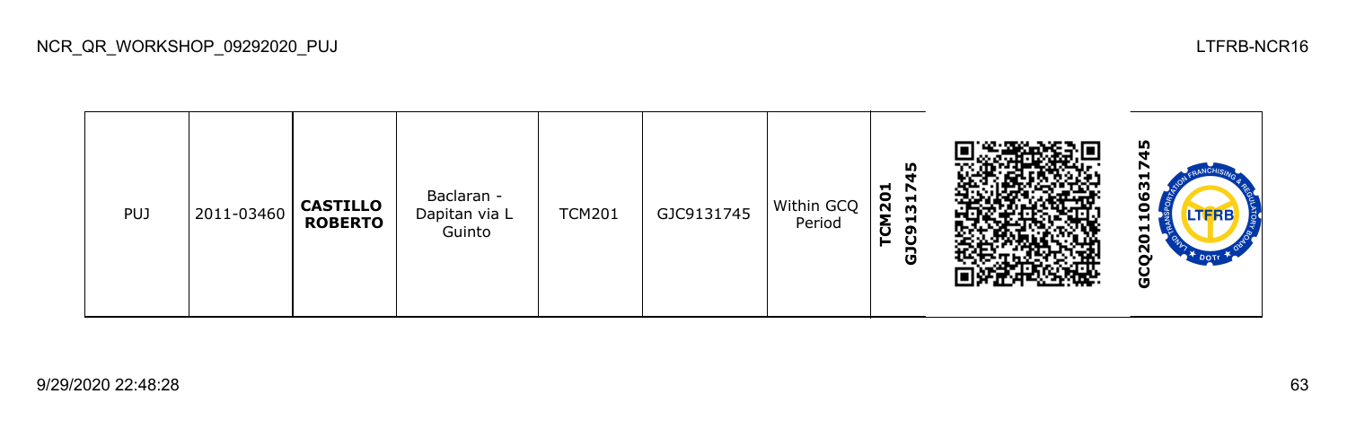| PUJ | 2011-03460 | **CASTILLO ROBERTO** | Baclaran - Dapitan via L Guinto | TCM201 | GJC9131745 | Within GCQ Period | **TCM201 GJC9131745** | | **GCQ20110631745** |
|---|---|---|---|---|---|---|---|---|---|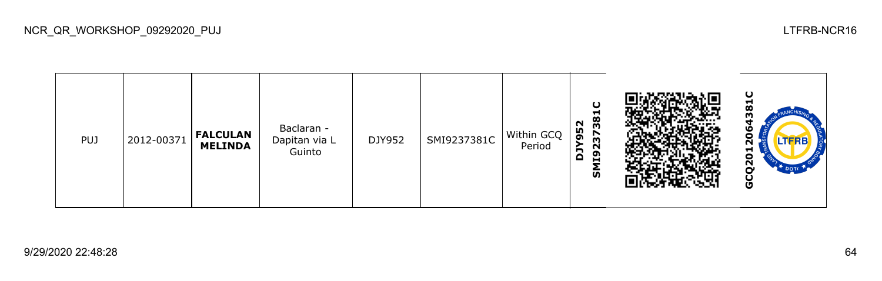| PUJ | 2012-00371 | **FALCULAN MELINDA** | Baclaran - Dapitan via L Guinto | DJY952 | SMI9237381C | Within GCQ Period | **DJY952 SMI9237381C** | | **GCQ2012064381C** |
|---|---|---|---|---|---|---|---|---|---|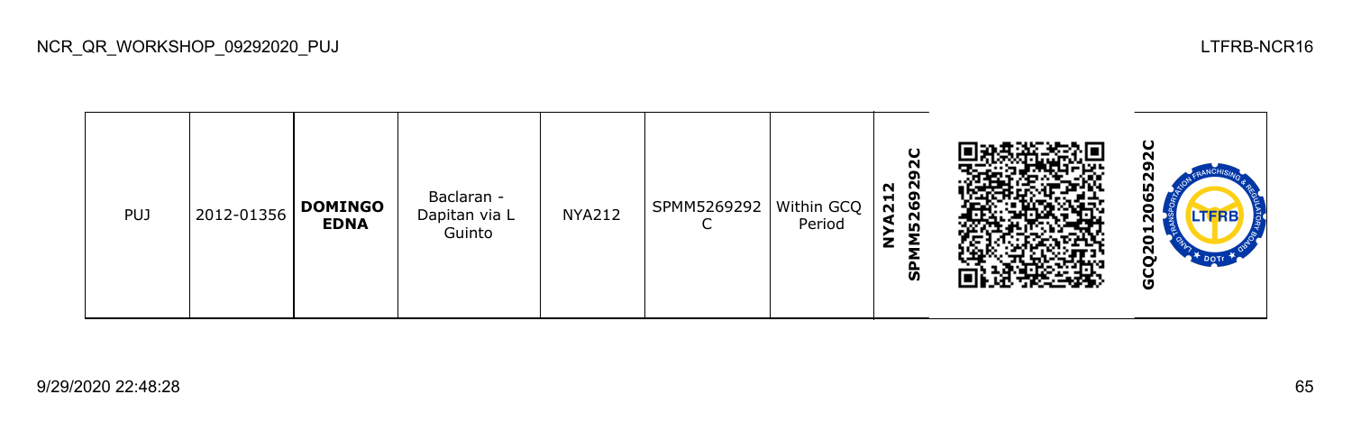| PUJ | 2012-01356 | **DOMINGO EDNA** | Baclaran - Dapitan via L Guinto | NYA212 | SPMM5269292C | Within GCQ Period | **SPMM5269292C NYA212** | | **GCQ2012065292C** |
|---|---|---|---|---|---|---|---|---|---|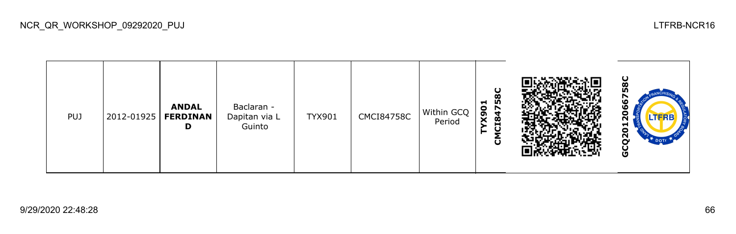| PUJ | 2012-01925 | **ANDAL FERDINAND** | Baclaran - Dapitan via L Guinto | TYX901 | CMCI84758C | Within GCQ Period | **TYX901 CMCI84758C** | | **GCQ2012066758C** |
|---|---|---|---|---|---|---|---|---|---|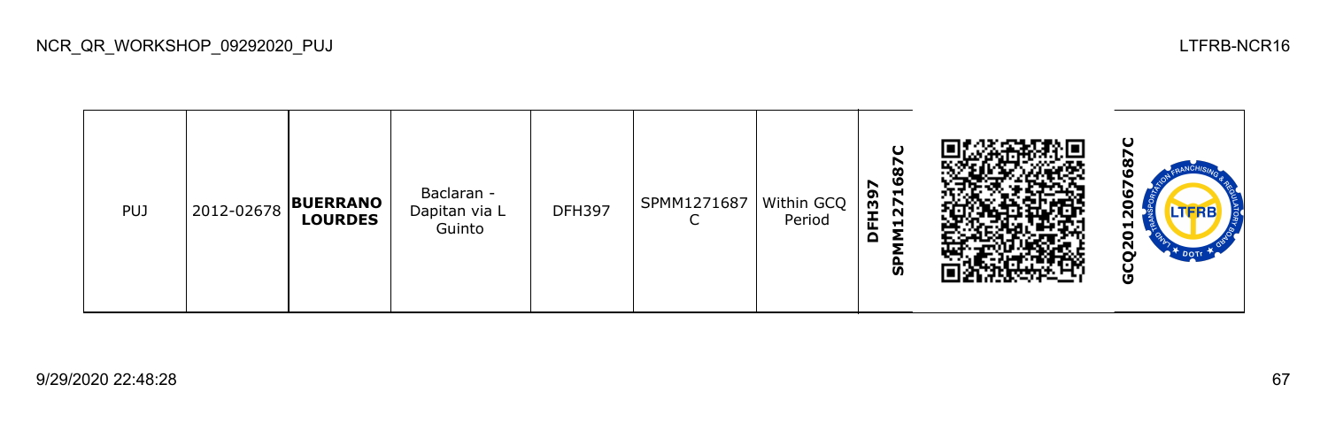| PUJ | 2012-02678 | **BUERRANO LOURDES** | Baclaran - Dapitan via L Guinto | DFH397 | SPMM1271687C | Within GCQ Period | **DFH397 SPMM1271687C** | | **GCQ2012067687C** |
|---|---|---|---|---|---|---|---|---|---|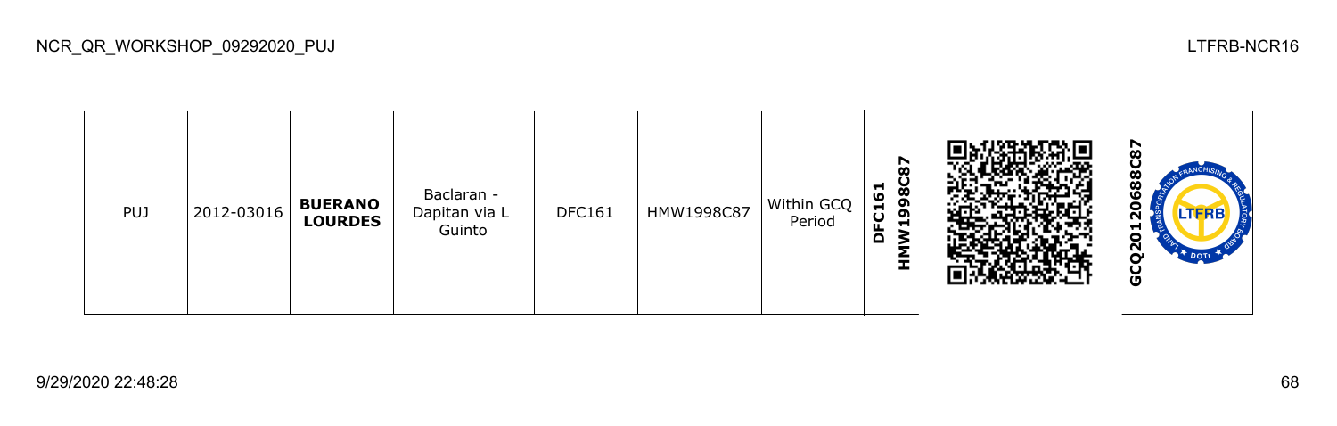| PUJ | 2012-03016 | **BUERANO LOURDES** | Baclaran - Dapitan via L Guinto | DFC161 | HMW1998C87 | Within GCQ Period | **DFC161 HMW1998C87** | | **GCQ20120688C87** |
|---|---|---|---|---|---|---|---|---|---|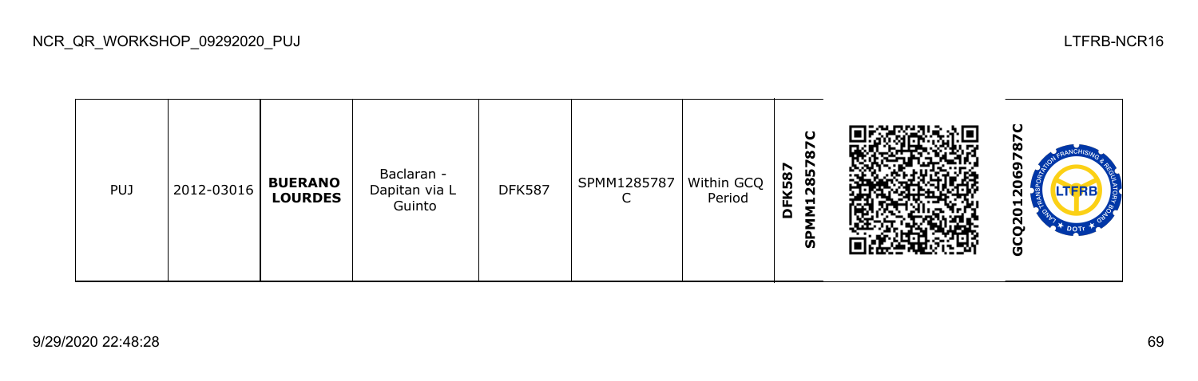| PUJ | 2012-03016 | **BUERANO LOURDES** | Baclaran - Dapitan via L Guinto | DFK587 | SPMM1285787 C | Within GCQ Period | **DFK587 SPMM1285787C** | | **GCQ2012069787C** |
|---|---|---|---|---|---|---|---|---|---|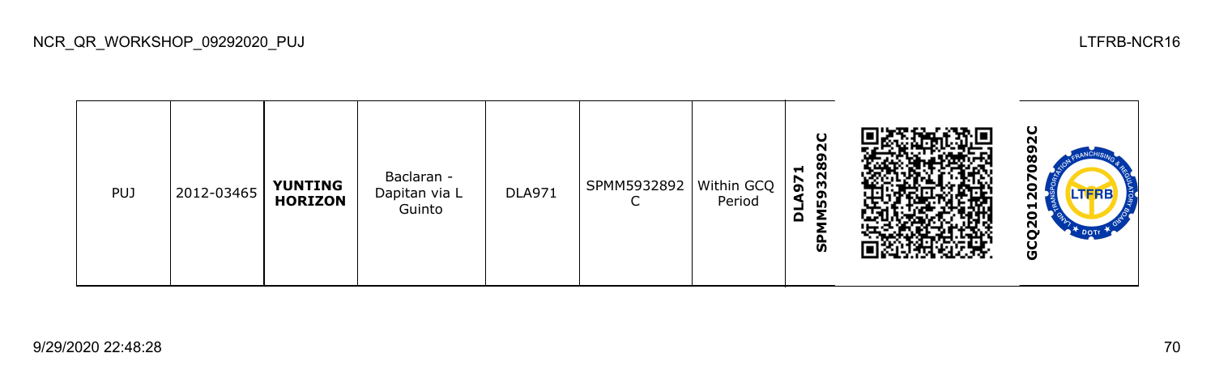| PUJ | 2012-03465 | **YUNTING HORIZON** | Baclaran - Dapitan via L Guinto | DLA971 | SPMM5932892 C | Within GCQ Period | **DLA971 SPMM5932892C** | | **GCQ20120708920** |
|---|---|---|---|---|---|---|---|---|---|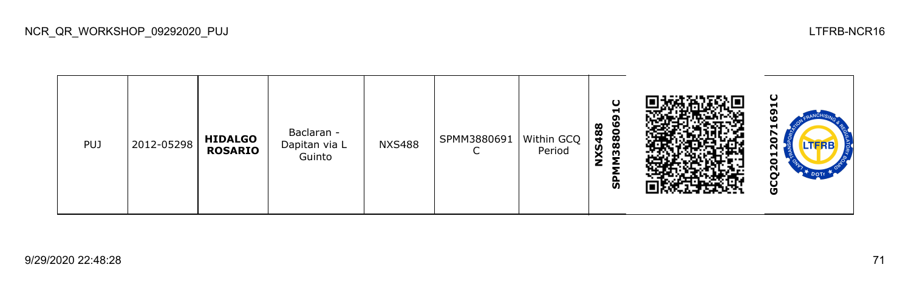| PUJ | 2012-05298 | **HIDALGO ROSARIO** | Baclaran - Dapitan via L Guinto | NXS488 | SPMM3880691 C | Within GCQ Period | **NXS488 SPMM3880691C** | | **GCQ2012071691C** |
|---|---|---|---|---|---|---|---|---|---|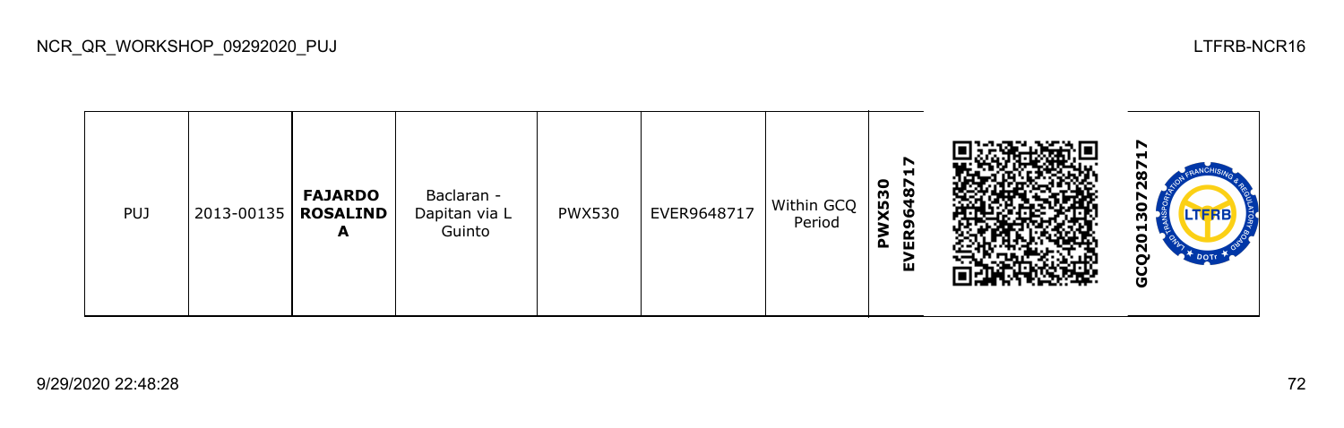| PUJ | 2013-00135 | **FAJARDO ROSALINDA** | Baclaran - Dapitan via L Guinto | PWX530 | EVER9648717 | Within GCQ Period | **PWX530 EVER9648717** | | **GCQ201307287​17** |
|---|---|---|---|---|---|---|---|---|---|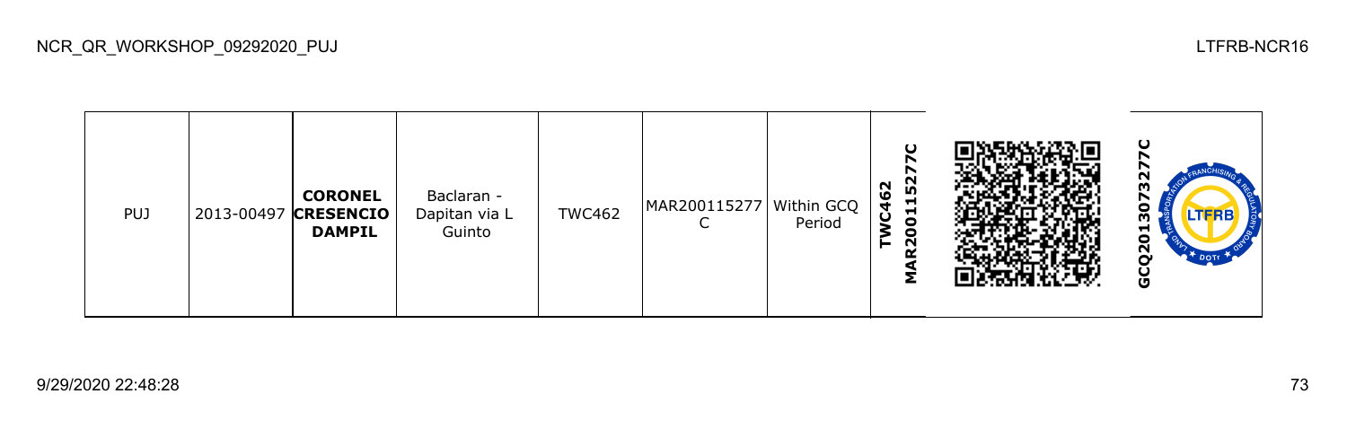| PUJ | 2013-00497 | **CORONEL CRESENCIO DAMPIL** | Baclaran - Dapitan via L Guinto | TWC462 | MAR200115277C | Within GCQ Period | **TWC462 MAR200115277C** | | **GCQ20130732770** |
|---|---|---|---|---|---|---|---|---|---|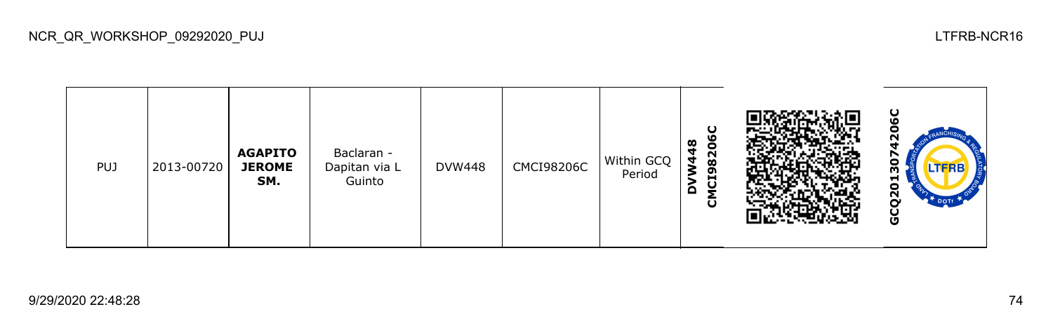| PUJ | 2013-00720 | **AGAPITO JEROME SM.** | Baclaran - Dapitan via L Guinto | DVW448 | CMCI98206C | Within GCQ Period | **DVW448 CMCI98206C** | | **GCQ2013074206C** |
|---|---|---|---|---|---|---|---|---|---|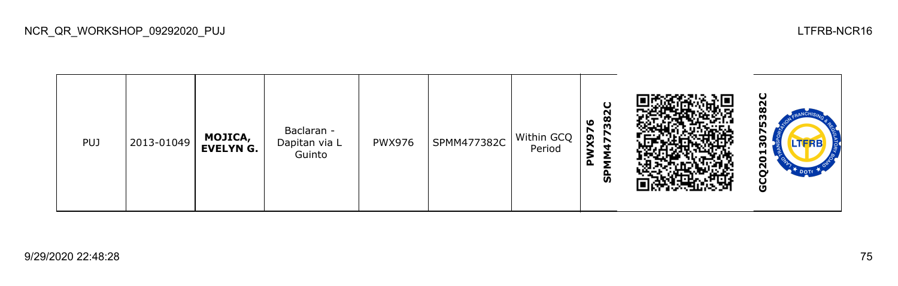| PUJ | 2013-01049 | **MOJICA, EVELYN G.** | Baclaran - Dapitan via L Guinto | PWX976 | SPMM477382C | Within GCQ Period | **PWX976 SPMM477382C** | | **GCQ2013075382C** |
|---|---|---|---|---|---|---|---|---|---|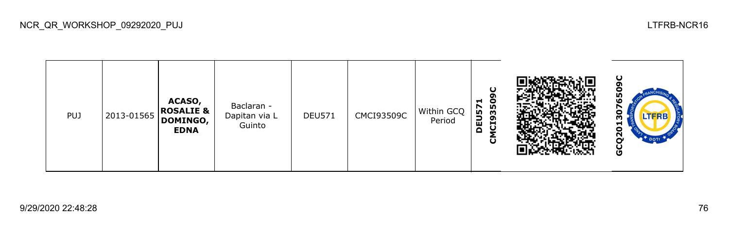| PUJ | 2013-01565 | **ACASO, ROSALIE & DOMINGO, EDNA** | Baclaran - Dapitan via L Guinto | DEU571 | CMCI93509C | Within GCQ Period | **DEU571 CMCI93509C** | | **GCQ201307650​9C** |
|---|---|---|---|---|---|---|---|---|---|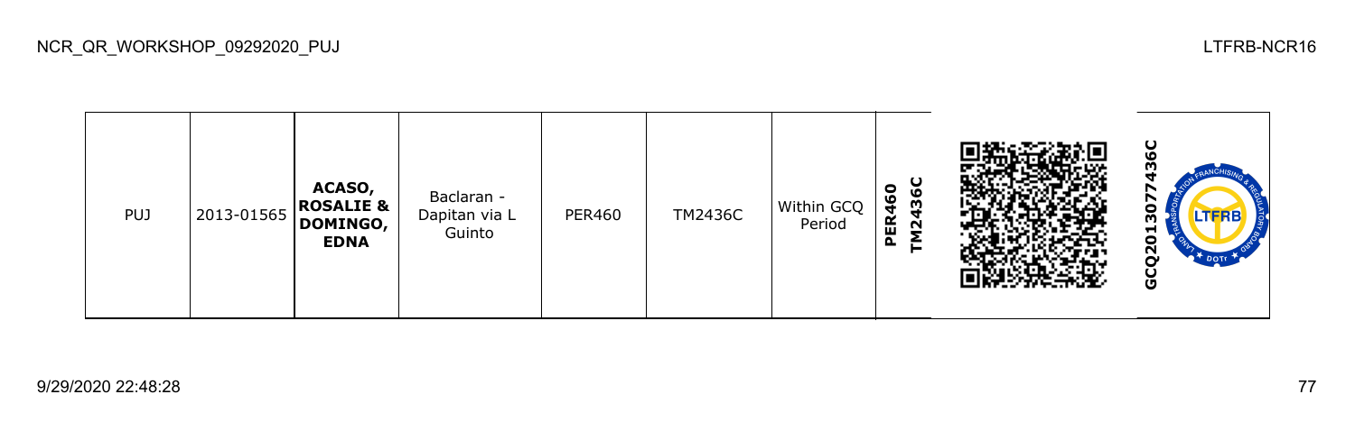| PUJ | 2013-01565 | **ACASO, ROSALIE & DOMINGO, EDNA** | Baclaran - Dapitan via L Guinto | PER460 | TM2436C | Within GCQ Period | **PER460 TM2436C** | | **GCQ201307743​6C** |
|---|---|---|---|---|---|---|---|---|---|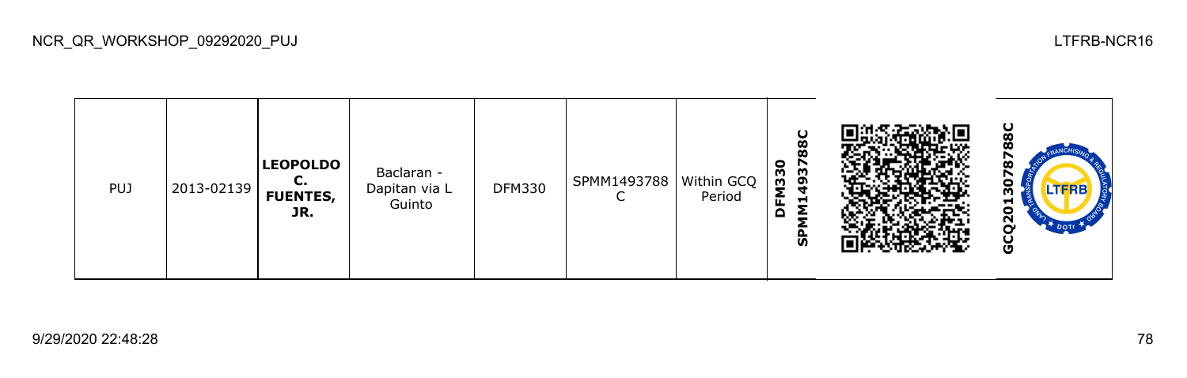| PUJ | 2013-02139 | **LEOPOLDO C. FUENTES, JR.** | Baclaran - Dapitan via L Guinto | DFM330 | SPMM1493788C | Within GCQ Period | **DFM330 SPMM1493788C** | | **GCQ2013078788C** |
|---|---|---|---|---|---|---|---|---|---|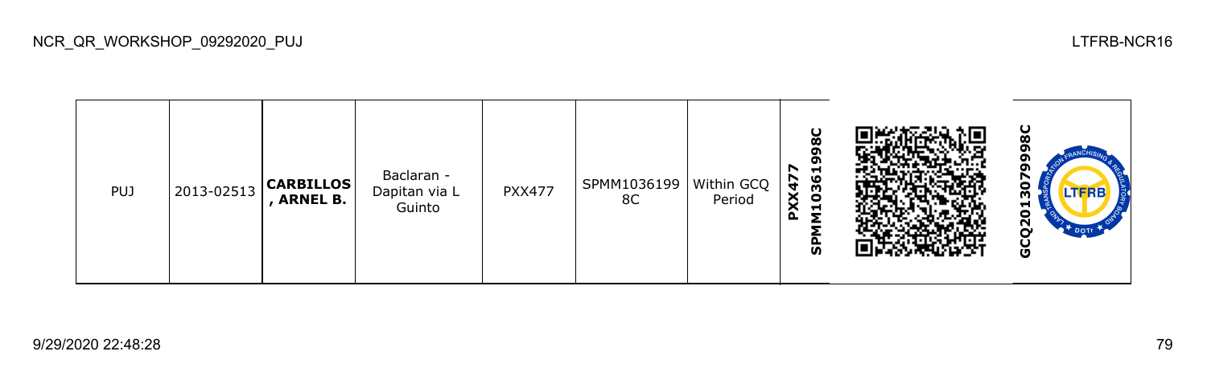| PUJ | 2013-02513 | **CARBILLOS, ARNEL B.** | Baclaran - Dapitan via L Guinto | PXX477 | SPMM10361998C | Within GCQ Period | **PXX477 SPMM10361998C** | | **GCQ201307999 8C** |
|---|---|---|---|---|---|---|---|---|---|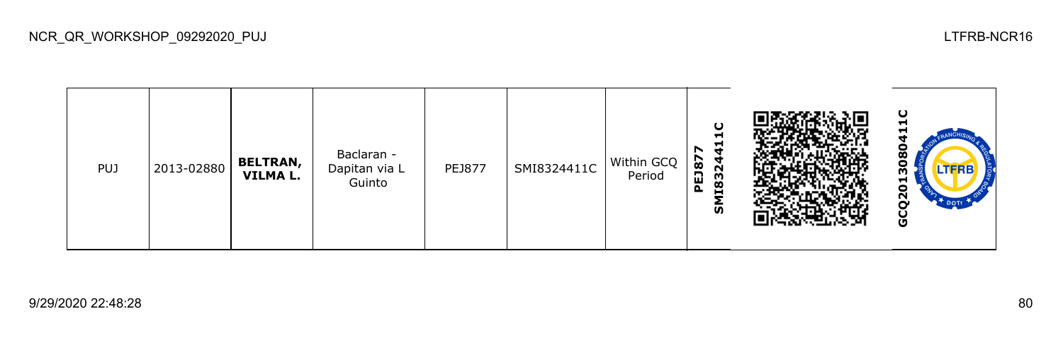| PUJ | 2013-02880 | **BELTRAN, VILMA L.** | Baclaran - Dapitan via L Guinto | PEJ877 | SMI8324411C | Within GCQ Period | **PEJ877 SMI8324411C** | | **GCQ201308041 1C** |
|---|---|---|---|---|---|---|---|---|---|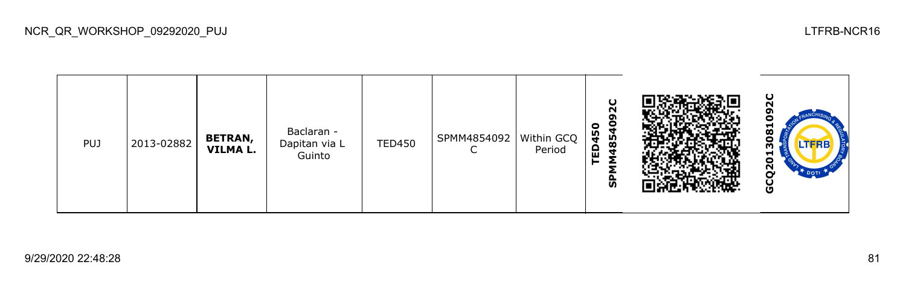| PUJ | 2013-02882 | **BETRAN, VILMA L.** | Baclaran - Dapitan via L Guinto | TED450 | SPMM4854092C | Within GCQ Period | **TED450 SPMM4854092C** | | **GCQ2013081092C** |
|---|---|---|---|---|---|---|---|---|---|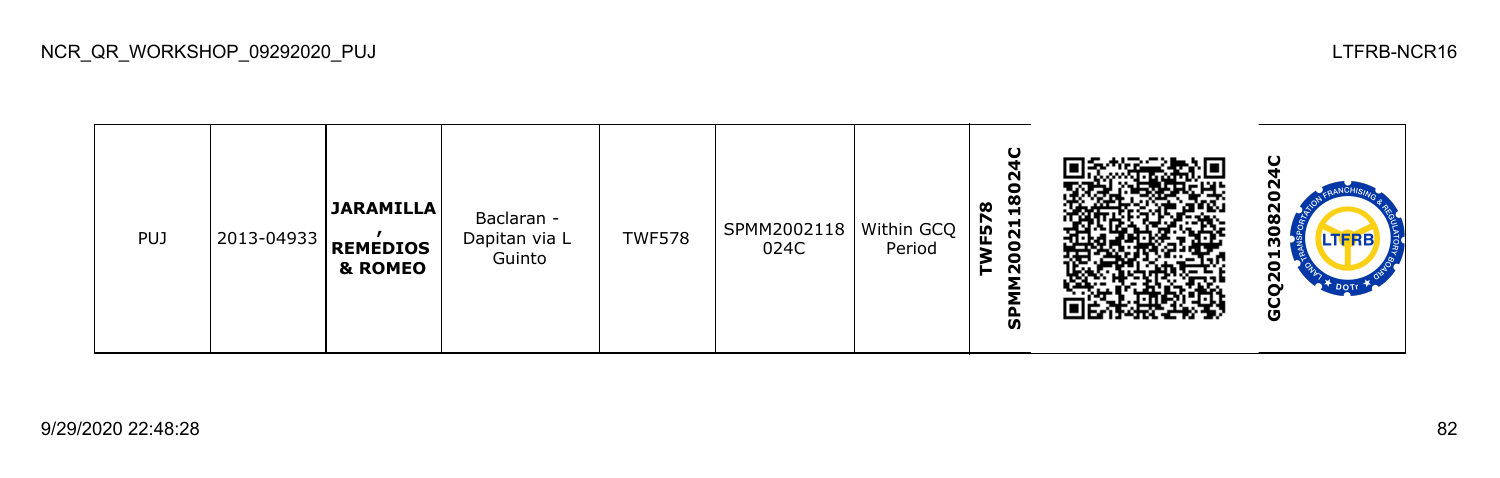| PUJ | 2013-04933 | **JARAMILLA , REMEDIOS & ROMEO** | Baclaran - Dapitan via L Guinto | TWF578 | SPMM2002118024C | Within GCQ Period | **TWF578 SPMM2002118024C** | | **GCQ2013082024C** |
|---|---|---|---|---|---|---|---|---|---|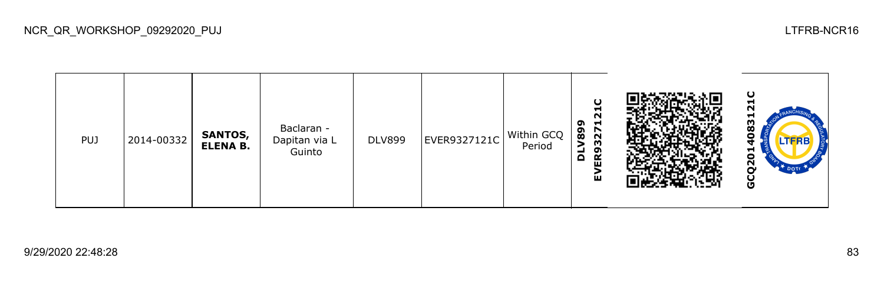| PUJ | 2014-00332 | **SANTOS, ELENA B.** | Baclaran - Dapitan via L Guinto | DLV899 | EVER9327121C | Within GCQ Period | **DLV899 EVER9327121C** | | **GCQ2014083121C** |
|---|---|---|---|---|---|---|---|---|---|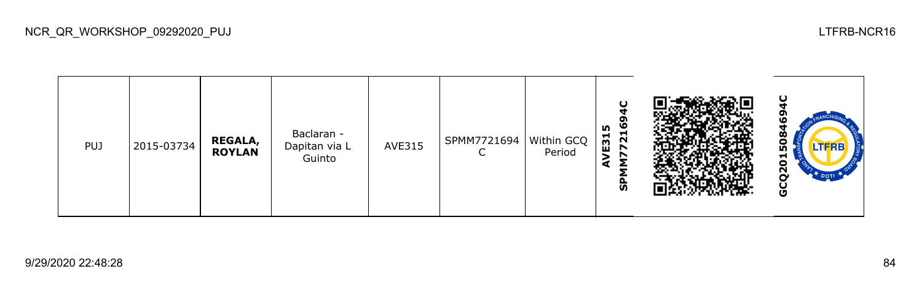| PUJ | 2015-03734 | **REGALA, ROYLAN** | Baclaran - Dapitan via L Guinto | AVE315 | SPMM7721694C | Within GCQ Period | **AVE315 SPMM7721694C** | | **GCQ2015084694C** |
|---|---|---|---|---|---|---|---|---|---|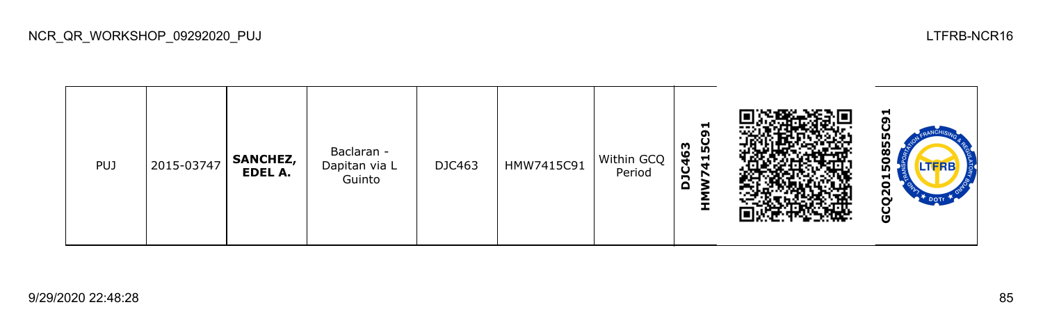| PUJ | 2015-03747 | **SANCHEZ, EDEL A.** | Baclaran - Dapitan via L Guinto | DJC463 | HMW7415C91 | Within GCQ Period | **DJC463 HMW7415C91** | | **GCQ201508855C91** |
|---|---|---|---|---|---|---|---|---|---|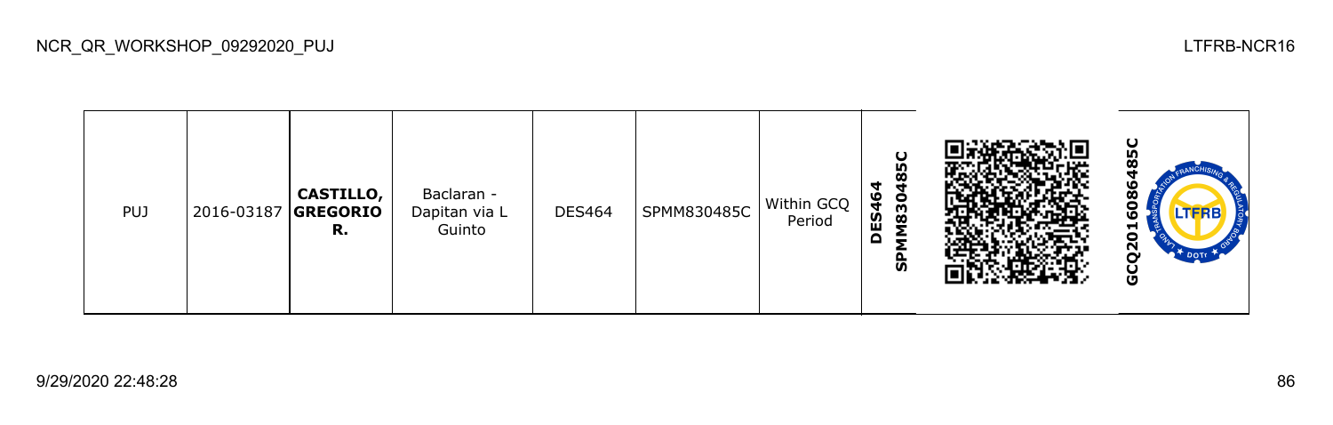| PUJ | 2016-03187 | **CASTILLO, GREGORIO R.** | Baclaran - Dapitan via L Guinto | DES464 | SPMM830485C | Within GCQ Period | **DES464 SPMM830485C** | | **GCQ2016086485C** |
|---|---|---|---|---|---|---|---|---|---|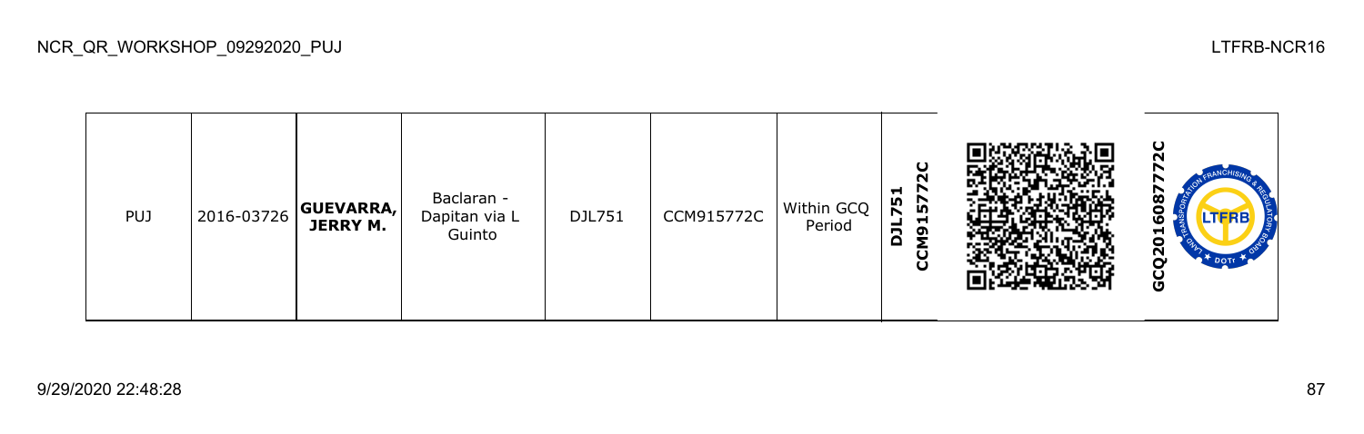| PUJ | 2016-03726 | **GUEVARRA, JERRY M.** | Baclaran - Dapitan via L Guinto | DJL751 | CCM915772C | Within GCQ Period | **DJL751 CCM915772C** | | **GCQ2016087772C** |
|---|---|---|---|---|---|---|---|---|---|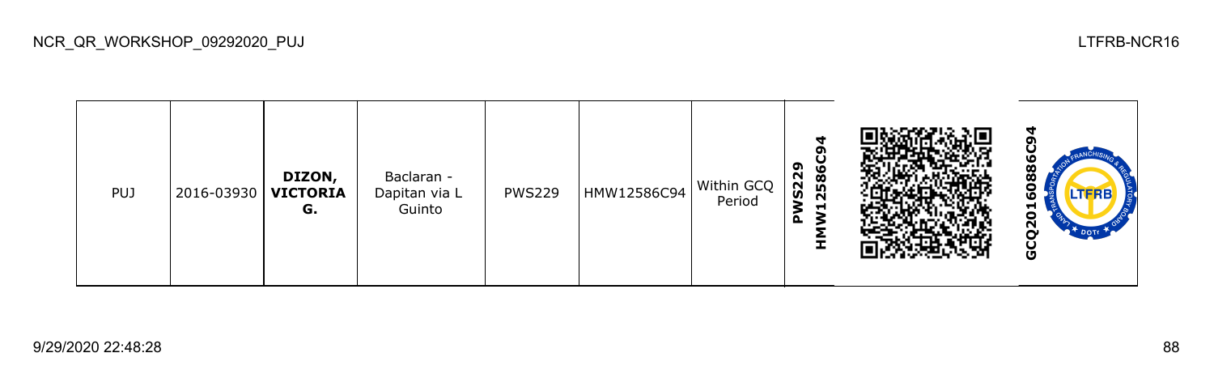| PUJ | 2016-03930 | **DIZON, VICTORIA G.** | Baclaran - Dapitan via L Guinto | PWS229 | HMW12586C94 | Within GCQ Period | **PWS229 HMW12586C94** | | **GCQ20160886C94** |
|---|---|---|---|---|---|---|---|---|---|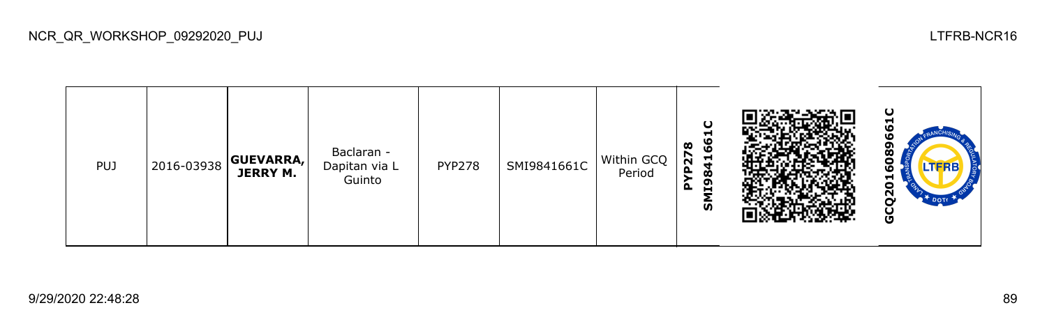| PUJ | 2016-03938 | **GUEVARRA, JERRY M.** | Baclaran - Dapitan via L Guinto | PYP278 | SMI9841661C | Within GCQ Period | **PYP278 SMI9841661C** | | **GCQ2016089661C** |
|---|---|---|---|---|---|---|---|---|---|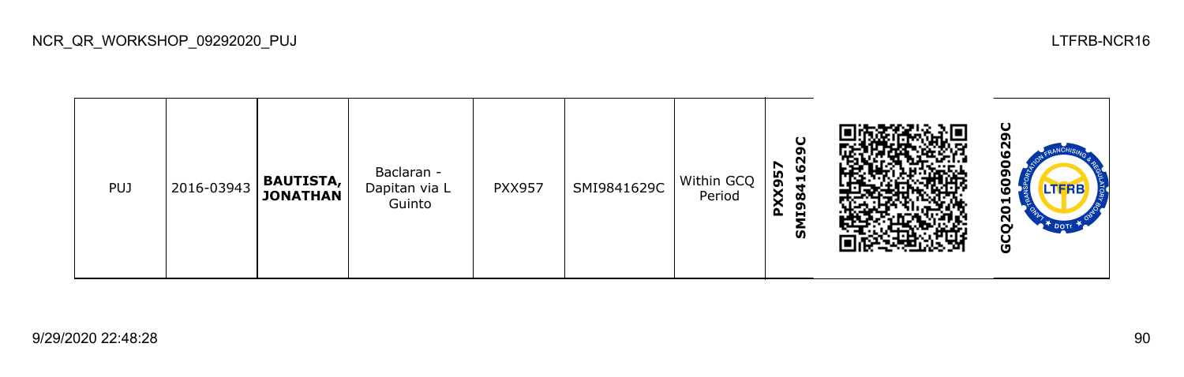| PUJ | 2016-03943 | **BAUTISTA, JONATHAN** | Baclaran - Dapitan via L Guinto | PXX957 | SMI9841629C | Within GCQ Period | **PXX957 SMI9841629C** | | **GCQ20160909629C** |
|---|---|---|---|---|---|---|---|---|---|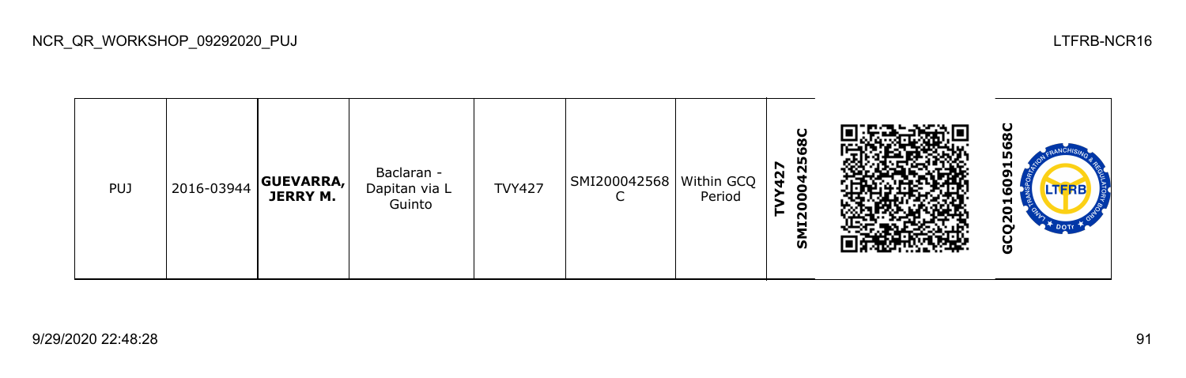| PUJ | 2016-03944 | **GUEVARRA, JERRY M.** | Baclaran - Dapitan via L Guinto | TVY427 | SMI200042568C | Within GCQ Period | **TVY427 SMI200042568C** | | **GCQ2016091568C** |
|---|---|---|---|---|---|---|---|---|---|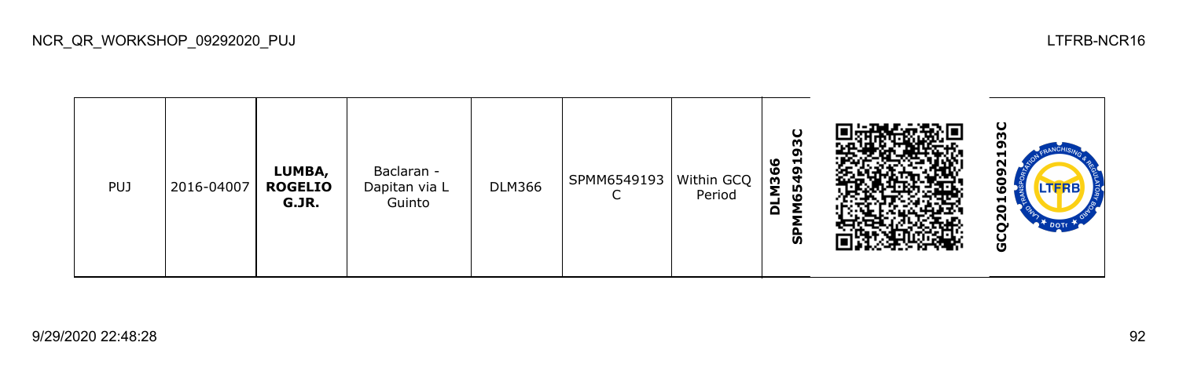| PUJ | 2016-04007 | **LUMBA, ROGELIO G.JR.** | Baclaran - Dapitan via L Guinto | DLM366 | SPMM6549193 C | Within GCQ Period | **DLM366 SPMM6549193C** | | **GCQ2016092193C** |
|---|---|---|---|---|---|---|---|---|---|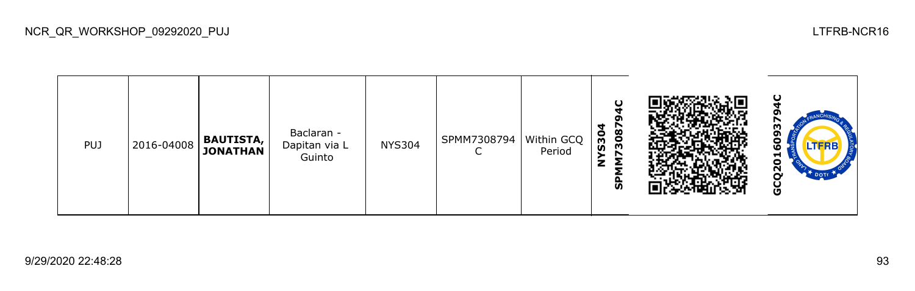| PUJ | 2016-04008 | **BAUTISTA, JONATHAN** | Baclaran - Dapitan via L Guinto | NYS304 | SPMM7308794C | Within GCQ Period | **NYS304 SPMM7308794C** | | **GCQ2016093794C** |
|---|---|---|---|---|---|---|---|---|---|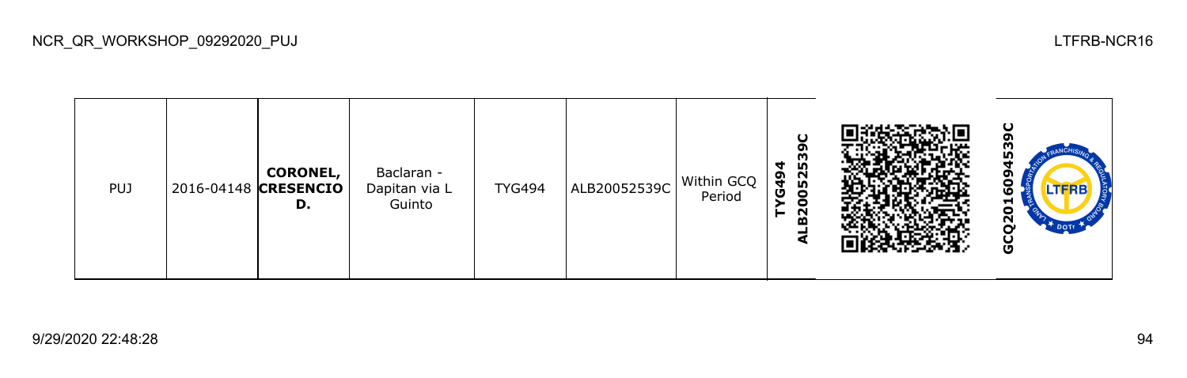| PUJ | 2016-04148 | **CORONEL, CRESENCIO D.** | Baclaran - Dapitan via L Guinto | TYG494 | ALB20052539C | Within GCQ Period | **TYG494 ALB20052539C** | | **GCQ2016094539C** |
|---|---|---|---|---|---|---|---|---|---|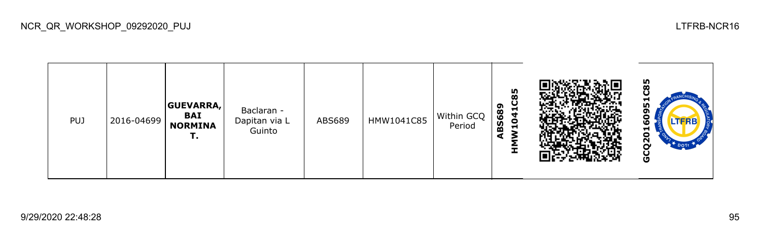| PUJ | 2016-04699 | **GUEVARRA, BAI NORMINA T.** | Baclaran - Dapitan via L Guinto | ABS689 | HMW1041C85 | Within GCQ Period | **ABS689 HMW1041C85** | | **GCQ201609510C85** |
|---|---|---|---|---|---|---|---|---|---|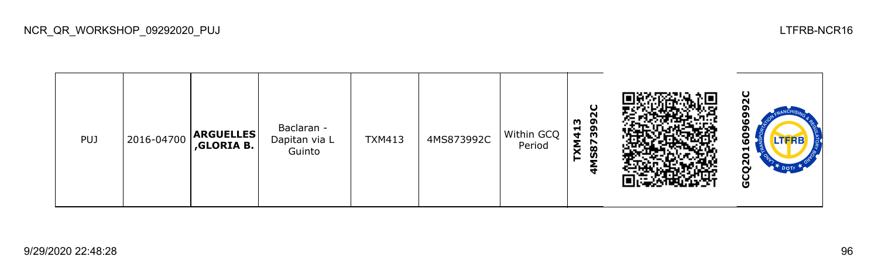| PUJ | 2016-04700 | **ARGUELLES ,GLORIA B.** | Baclaran - Dapitan via L Guinto | TXM413 | 4MS873992C | Within GCQ Period | **TXM413 4MS873992C** | | **GCQ2016096992C** |
|---|---|---|---|---|---|---|---|---|---|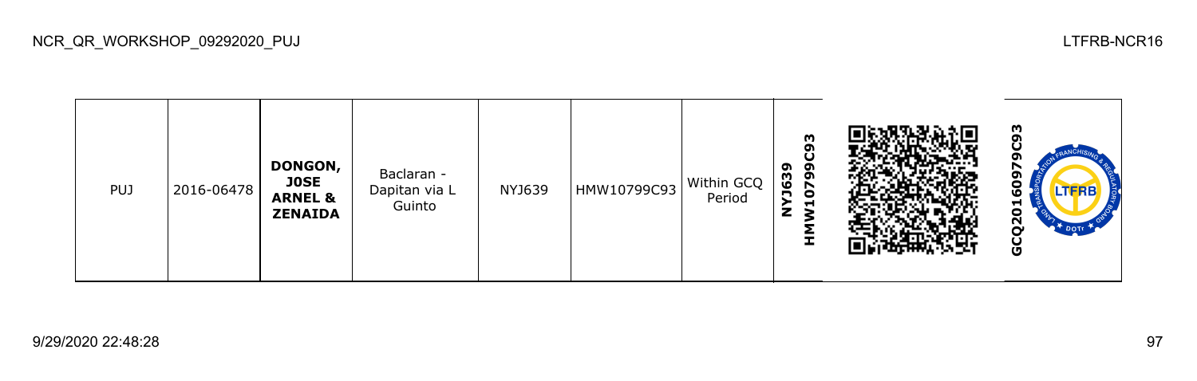| PUJ | 2016-06478 | **DONGON, J0SE ARNEL & ZENAIDA** | Baclaran - Dapitan via L Guinto | NYJ639 | HMW10799C93 | Within GCQ Period | **NYJ639 HMW10799C93** | | **GCQ201606979C93** |
|---|---|---|---|---|---|---|---|---|---|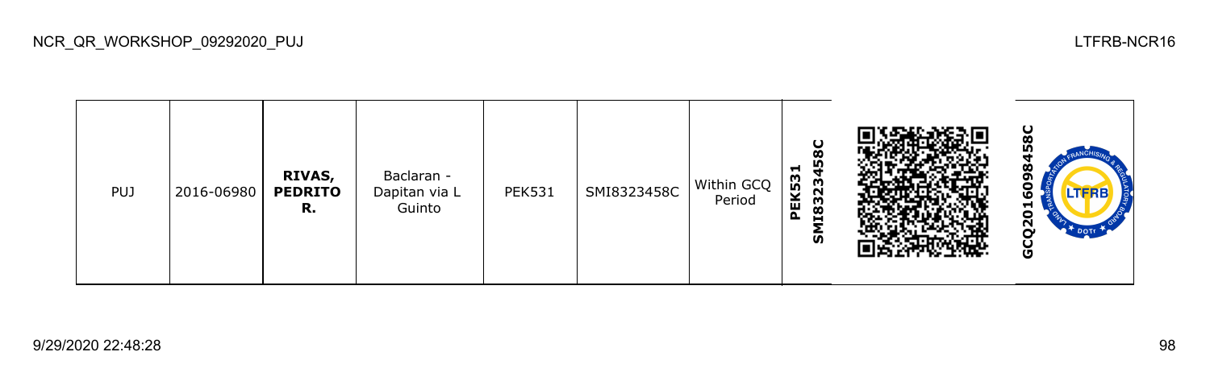| PUJ | 2016-06980 | **RIVAS, PEDRITO R.** | Baclaran - Dapitan via L Guinto | PEK531 | SMI8323458C | Within GCQ Period | **PEK531 SMI8323458C** | | **GCQ2016098458C** |
|---|---|---|---|---|---|---|---|---|---|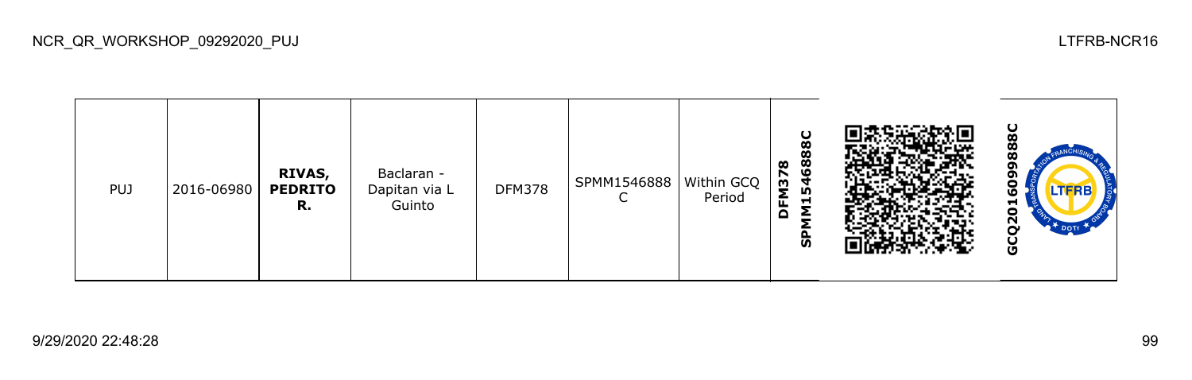| PUJ | 2016-06980 | **RIVAS, PEDRITO R.** | Baclaran - Dapitan via L Guinto | DFM378 | SPMM1546888C | Within GCQ Period | **DFM378 SPMM1546888C** | | **GCQ2016099888C** |
|---|---|---|---|---|---|---|---|---|---|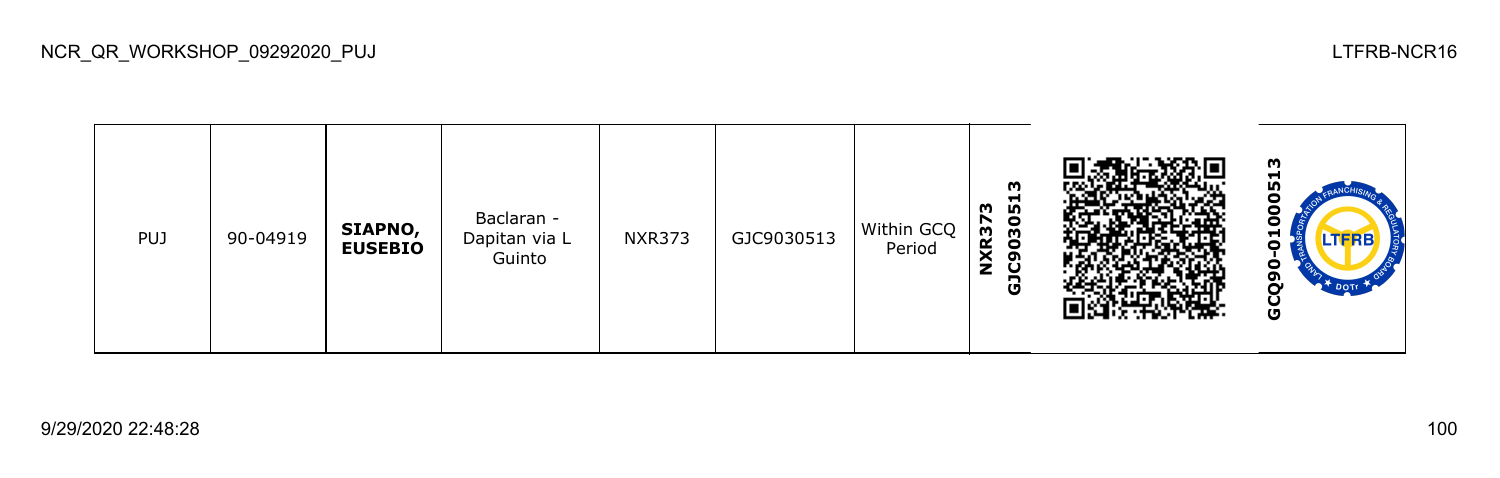| PUJ | 90-04919 | **SIAPNO, EUSEBIO** | Baclaran - Dapitan via L Guinto | NXR373 | GJC9030513 | Within GCQ Period | **NXR373 GJC9030513** | | **GCQ90-01000513** |
|---|---|---|---|---|---|---|---|---|---|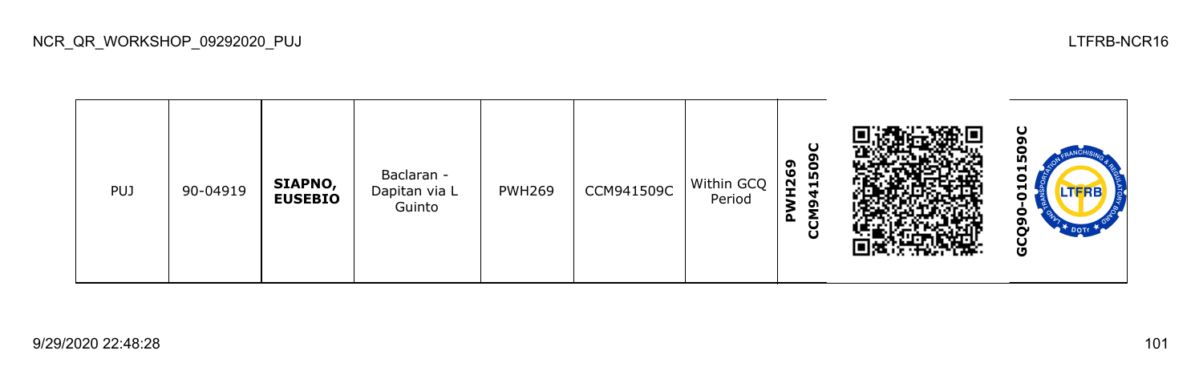| PUJ | 90-04919 | **SIAPNO, EUSEBIO** | Baclaran - Dapitan via L Guinto | PWH269 | CCM941509C | Within GCQ Period | **PWH269 CCM941509C** | | **GCQ90-0101509C** |
|---|---|---|---|---|---|---|---|---|---|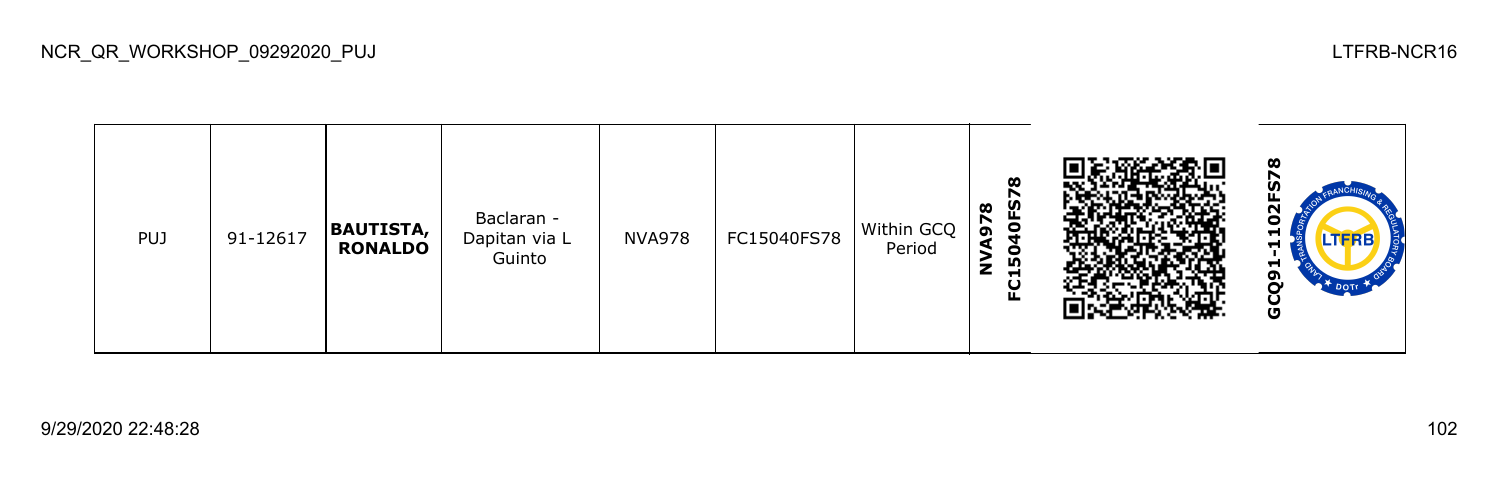| PUJ | 91-12617 | **BAUTISTA, RONALDO** | Baclaran - Dapitan via L Guinto | NVA978 | FC15040FS78 | Within GCQ Period | **NVA978 FC15040FS78** | | **GCQ91-1102FS78** |
|---|---|---|---|---|---|---|---|---|---|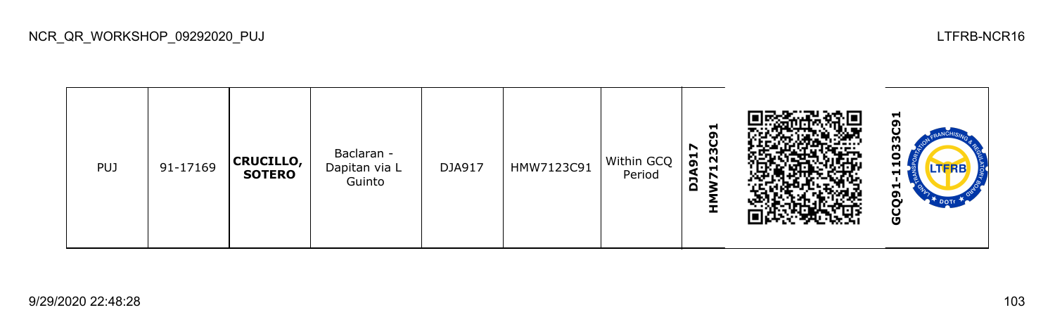| PUJ | 91-17169 | **CRUCILLO, SOTERO** | Baclaran - Dapitan via L Guinto | DJA917 | HMW7123C91 | Within GCQ Period | **DJA917 HMW7123C91** | | **GCQ91-11033C91** |
|---|---|---|---|---|---|---|---|---|---|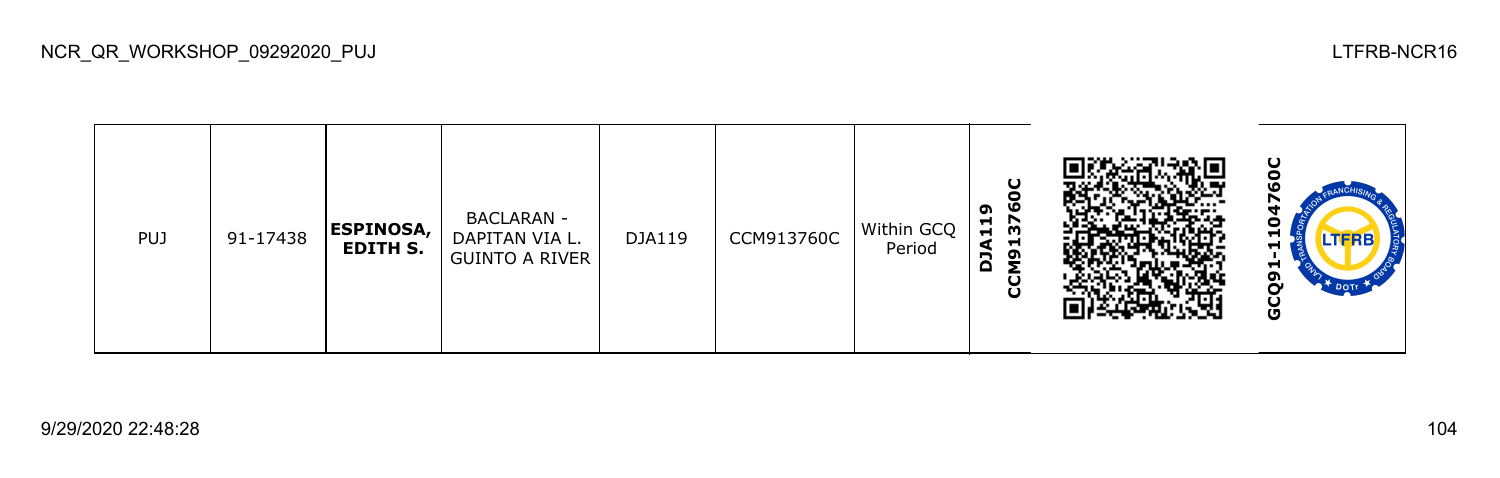| PUJ | 91-17438 | **ESPINOSA, EDITH S.** | BACLARAN - DAPITAN VIA L. GUINTO A RIVER | DJA119 | CCM913760C | Within GCQ Period | **DJA119 CCM913760C** | | **GCQ91-1104760C** |
|---|---|---|---|---|---|---|---|---|---|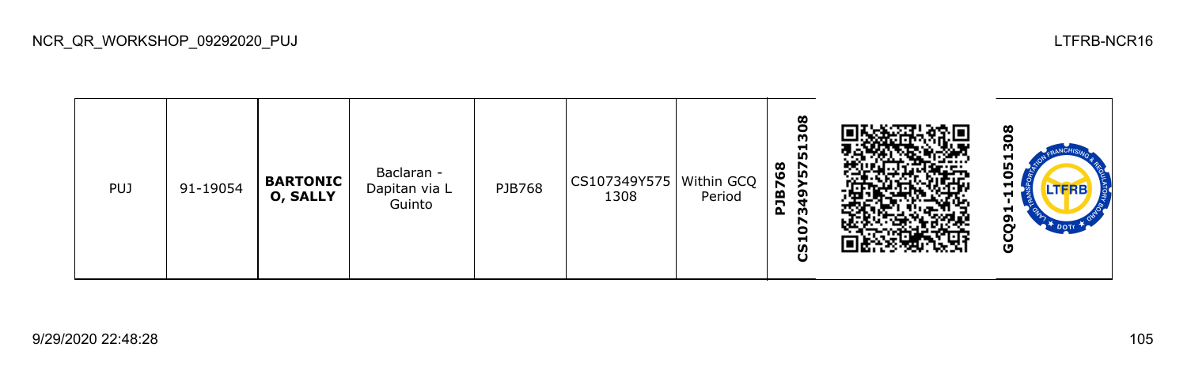| PUJ | 91-19054 | **BARTONICO, SALLY** | Baclaran - Dapitan via L Guinto | PJB768 | CS107349Y5751308 | Within GCQ Period | **PJB768 CS107349Y5751308** | | **GCQ91-11051308** |
|---|---|---|---|---|---|---|---|---|---|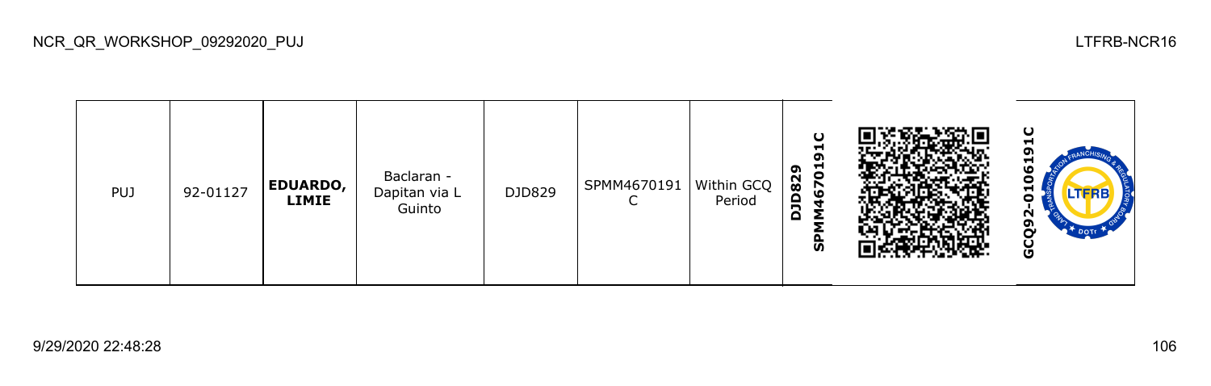| PUJ | 92-01127 | **EDUARDO, LIMIE** | Baclaran - Dapitan via L Guinto | DJD829 | SPMM4670191C | Within GCQ Period | **DJD829 SPMM4670191C** | | **GCQ92-0106191C** |
|---|---|---|---|---|---|---|---|---|---|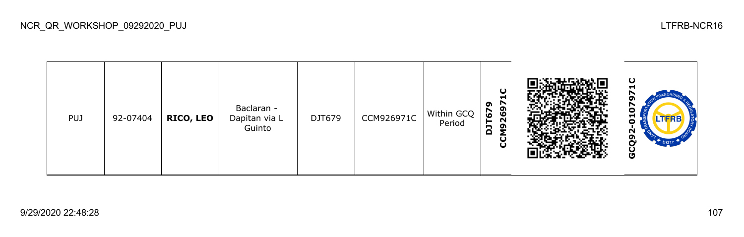| PUJ | 92-07404 | **RICO, LEO** | Baclaran - Dapitan via L Guinto | DJT679 | CCM926971C | Within GCQ Period | **DJT679 CCM926971C** | | **GCQ92-0107971C** |
|---|---|---|---|---|---|---|---|---|---|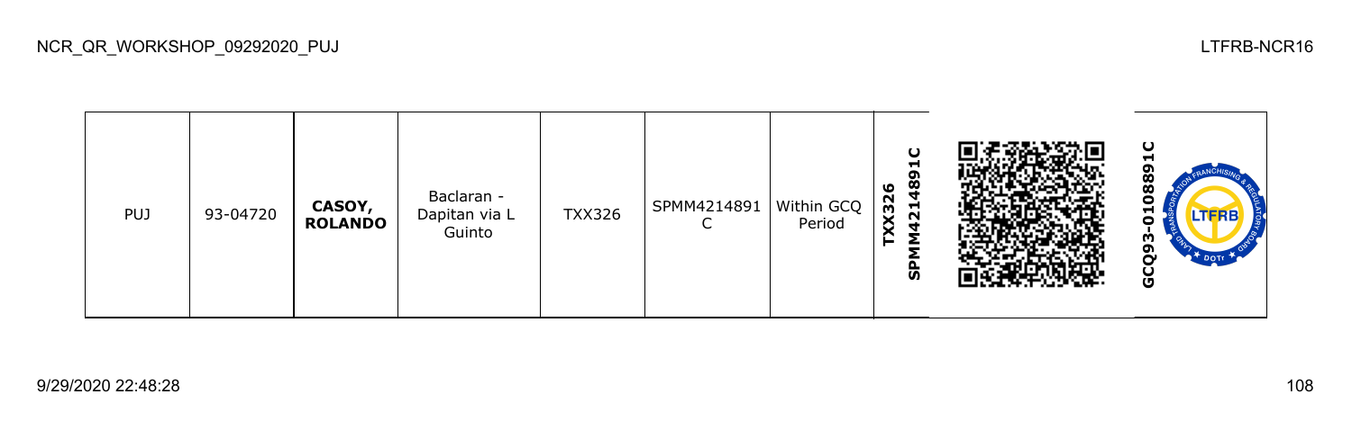| PUJ | 93-04720 | **CASOY, ROLANDO** | Baclaran - Dapitan via L Guinto | TXX326 | SPMM4214891 C | Within GCQ Period | **TXX326 SPMM4214891C** | | **GCQ93-0108891C** |
|---|---|---|---|---|---|---|---|---|---|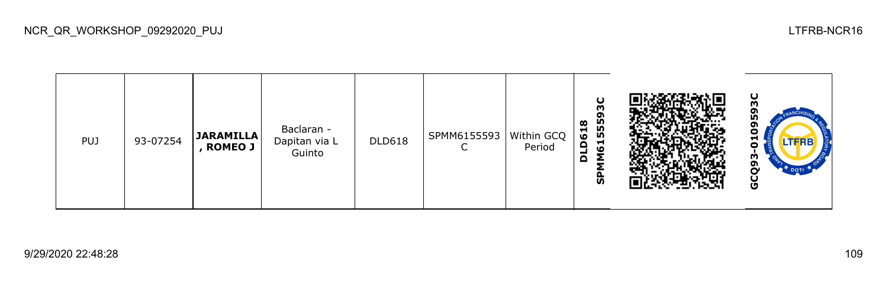| PUJ | 93-07254 | **JARAMILLA , ROMEO J** | Baclaran - Dapitan via L Guinto | DLD618 | SPMM6155593 C | Within GCQ Period | **DLD618 SPMM6155593C** | | **GCQ93-0109593C** |
|---|---|---|---|---|---|---|---|---|---|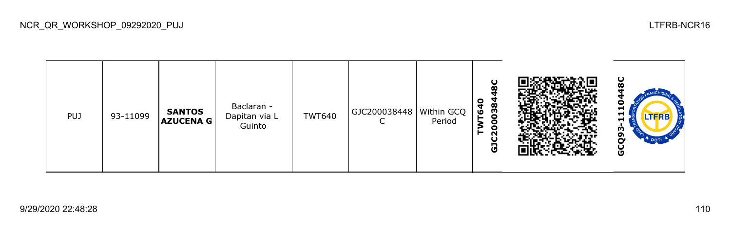| PUJ | 93-11099 | **SANTOS AZUCENA G** | Baclaran - Dapitan via L Guinto | TWT640 | GJC200038448C | Within GCQ Period | **TWT640 GJC200038448C** | | **GCQ93-1110448C** |
|---|---|---|---|---|---|---|---|---|---|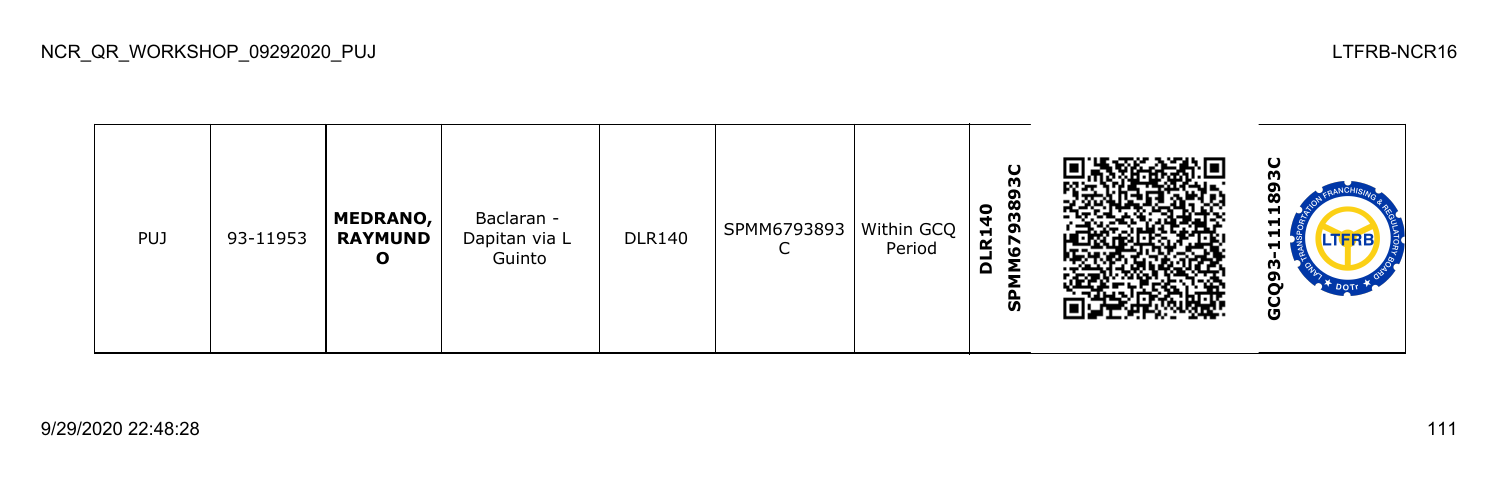| PUJ | 93-11953 | **MEDRANO, RAYMUND O** | Baclaran - Dapitan via L Guinto | DLR140 | SPMM6793893C | Within GCQ Period | **DLR140 SPMM6793893C** | | **GCQ93-1111893C** |
|---|---|---|---|---|---|---|---|---|---|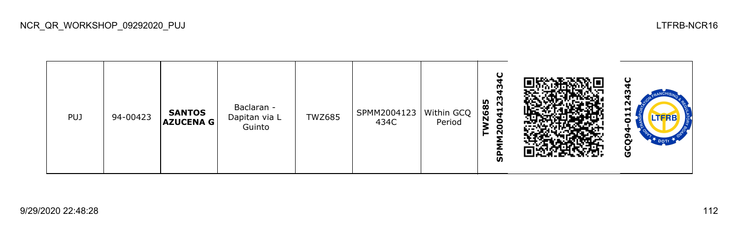| PUJ | 94-00423 | **SANTOS AZUCENA G** | Baclaran - Dapitan via L Guinto | TWZ685 | SPMM2004123 434C | Within GCQ Period | **TWZ685 SPMM2004123434C** | | **GCQ94-0112434C** |
|---|---|---|---|---|---|---|---|---|---|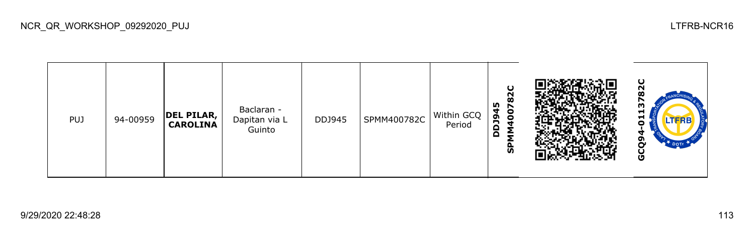| | | | | | | | | | |
|---|---|---|---|---|---|---|---|---|---|
| PUJ | 94-00959 | **DEL PILAR, CAROLINA** | Baclaran - Dapitan via L Guinto | DDJ945 | SPMM400782C | Within GCQ Period | **DDJ945 SPMM400782C** | | **GCQ94-0113782C** |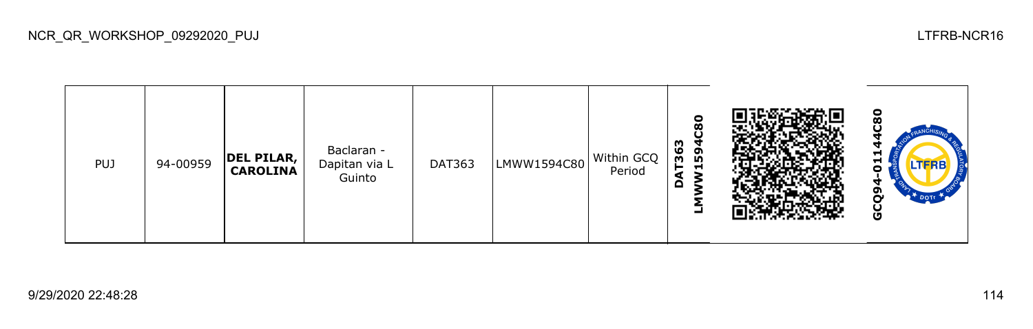| PUJ | 94-00959 | **DEL PILAR, CAROLINA** | Baclaran - Dapitan via L Guinto | DAT363 | LMWW1594C80 | Within GCQ Period | **DAT363 LMWW1594C80** | | **GCQ94-01144C80** |
|---|---|---|---|---|---|---|---|---|---|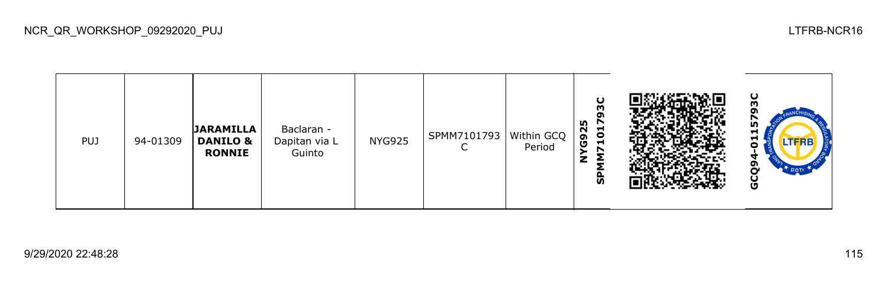| PUJ | 94-01309 | **JARAMILLA DANILO & RONNIE** | Baclaran - Dapitan via L Guinto | NYG925 | SPMM7101793 C | Within GCQ Period | **NYG925 SPMM7101793C** | | **GCQ94-0115793C** |
|---|---|---|---|---|---|---|---|---|---|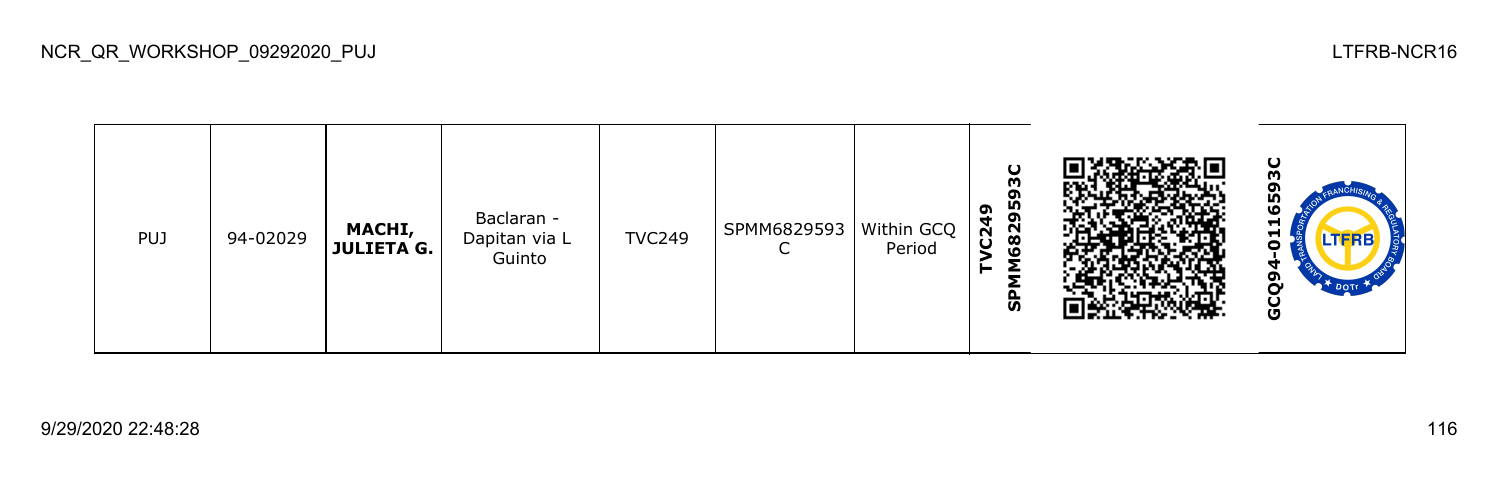| PUJ | 94-02029 | **MACHI, JULIETA G.** | Baclaran - Dapitan via L Guinto | TVC249 | SPMM6829593C | Within GCQ Period | **TVC249 SPMM6829593C** | | **GCQ94-0116593C** |
|---|---|---|---|---|---|---|---|---|---|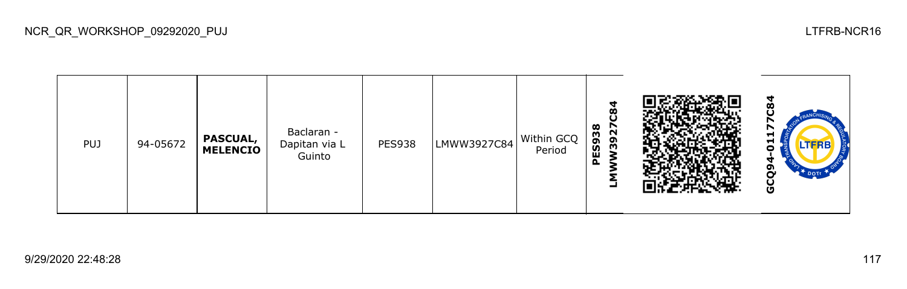| PUJ | 94-05672 | **PASCUAL, MELENCIO** | Baclaran - Dapitan via L Guinto | PES938 | LMWW3927C84 | Within GCQ Period | **PES938 LMWW3927C84** | | **GCQ94-01177C84** |
|---|---|---|---|---|---|---|---|---|---|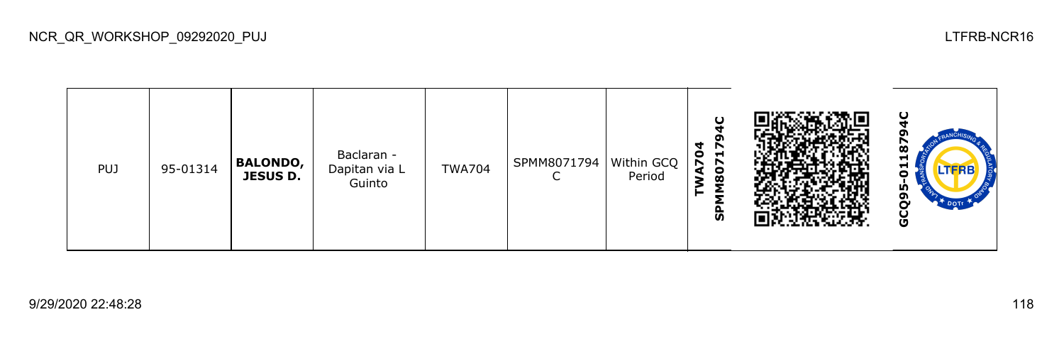NCR_QR_WORKSHOP_09292020_PUJ

LTFRB-NCR16

| PUJ | 95-01314 | **BALONDO, JESUS D.** | Baclaran - Dapitan via L Guinto | TWA704 | SPMM8071794C | Within GCQ Period | **TWA704 SPMM8071794C** | | **GCQ95-0118794C** |
|---|---|---|---|---|---|---|---|---|---|

9/29/2020 22:48:28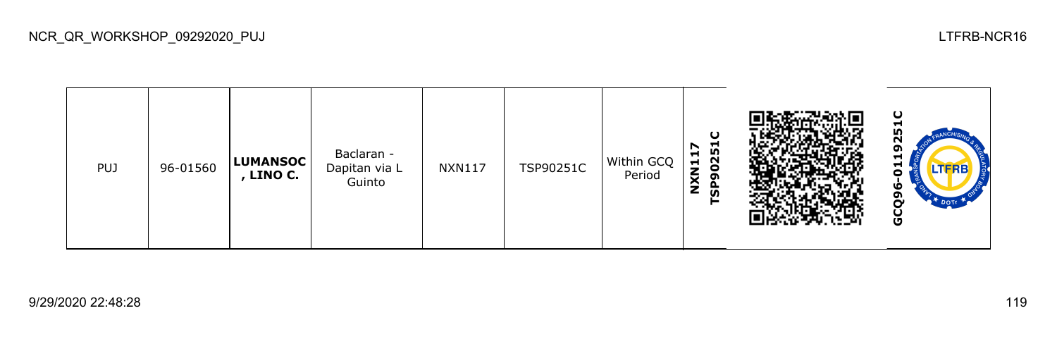| PUJ | 96-01560 | **LUMANSOC, LINO C.** | Baclaran - Dapitan via L Guinto | NXN117 | TSP90251C | Within GCQ Period | **NXN117 TSP90251C** | | **GCQ96-0119251C** |
|---|---|---|---|---|---|---|---|---|---|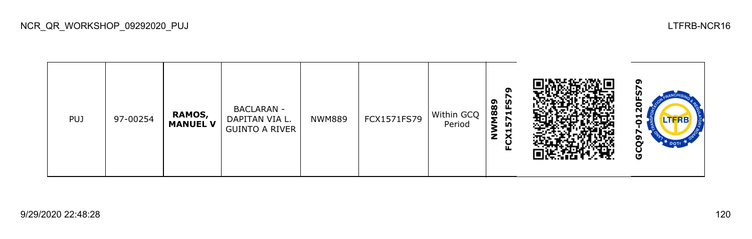| PUJ | 97-00254 | **RAMOS, MANUEL V** | BACLARAN - DAPITAN VIA L. GUINTO A RIVER | NWM889 | FCX1571FS79 | Within GCQ Period | **NWM889 FCX1571FS79** | | **GCQ97-0120FS79** |
|---|---|---|---|---|---|---|---|---|---|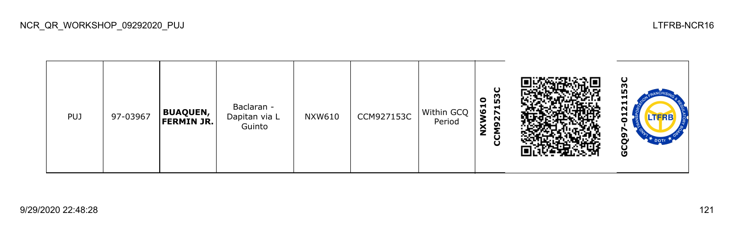| PUJ | 97-03967 | **BUAQUEN, FERMIN JR.** | Baclaran - Dapitan via L Guinto | NXW610 | CCM927153C | Within GCQ Period | **NXW610 CCM927153C** | | **GCQ97-0121153C** |
|---|---|---|---|---|---|---|---|---|---|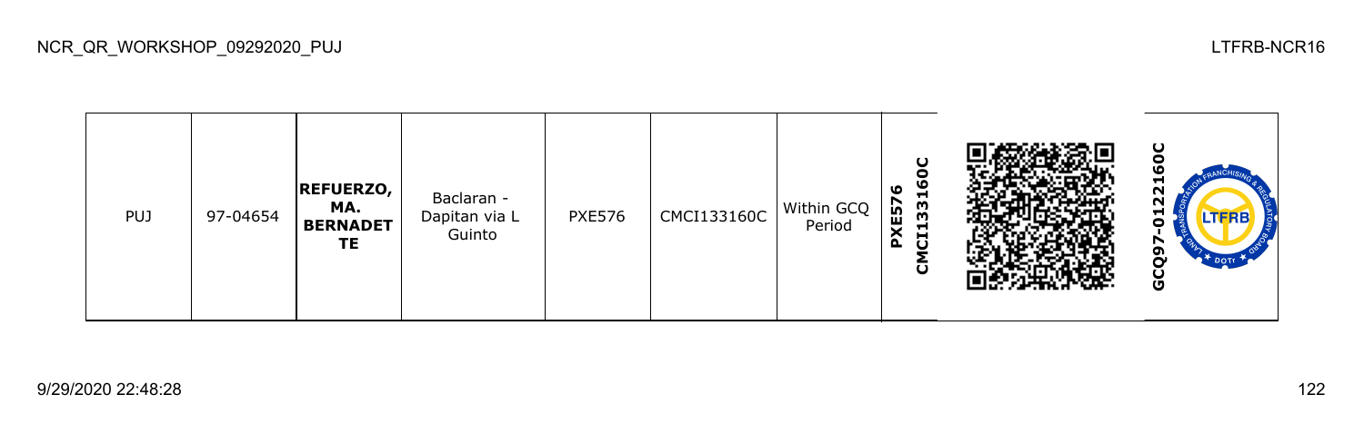| PUJ | 97-04654 | **REFUERZO, MA. BERNADETTE** | Baclaran - Dapitan via L Guinto | PXE576 | CMCI133160C | Within GCQ Period | **PXE576 CMCI133160C** | | **GCQ97-0122160C** |
|---|---|---|---|---|---|---|---|---|---|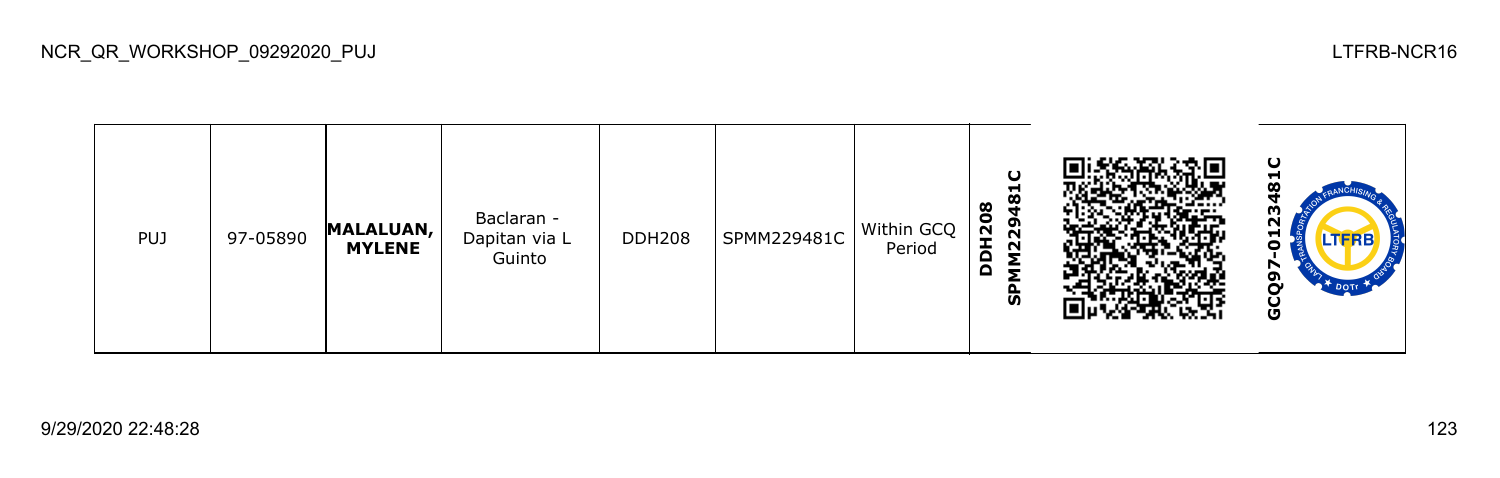| PUJ | 97-05890 | **MALALUAN, MYLENE** | Baclaran - Dapitan via L Guinto | DDH208 | SPMM229481C | Within GCQ Period | **DDH208 SPMM229481C** | | **GCQ97-0123481C** |
|---|---|---|---|---|---|---|---|---|---|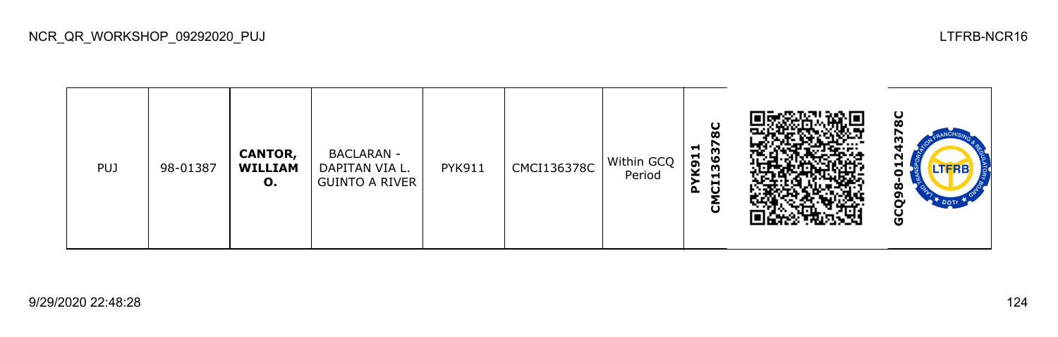| PUJ | 98-01387 | **CANTOR, WILLIAM O.** | BACLARAN - DAPITAN VIA L. GUINTO A RIVER | PYK911 | CMCI136378C | Within GCQ Period | **PYK911 CMCI136378C** | | **GCQ98-0124378C** |
|---|---|---|---|---|---|---|---|---|---|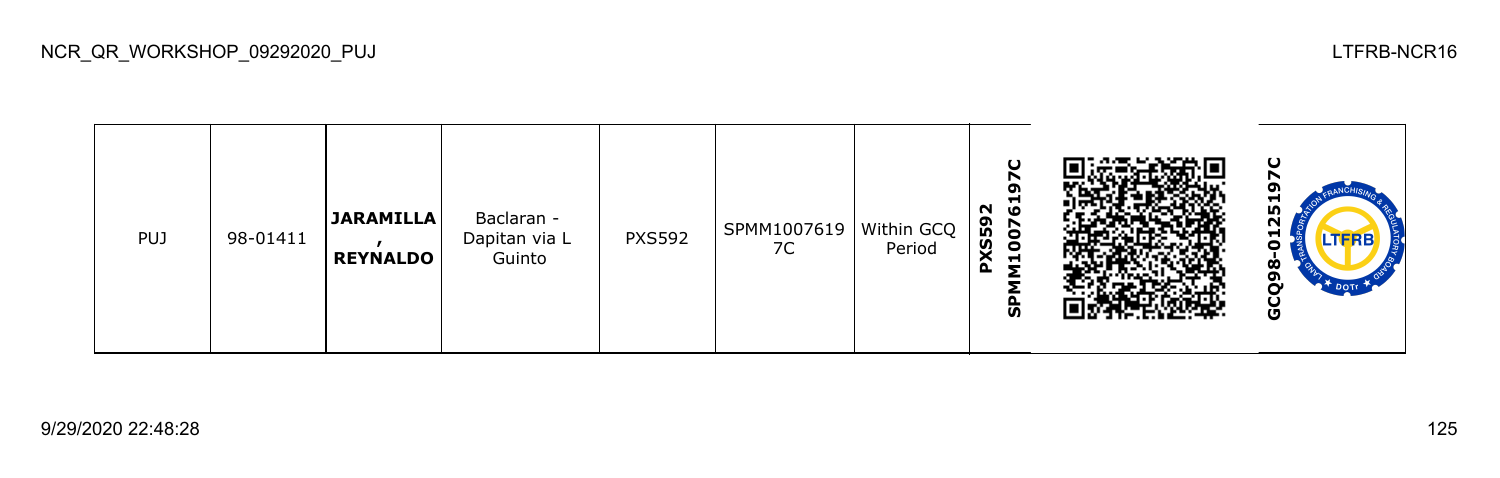| PUJ | 98-01411 | **JARAMILLA , REYNALDO** | Baclaran - Dapitan via L Guinto | PXS592 | SPMM1007619 7C | Within GCQ Period | **PXS592 SPMM10076197C** | | **GCQ98-0125197C** |
|---|---|---|---|---|---|---|---|---|---|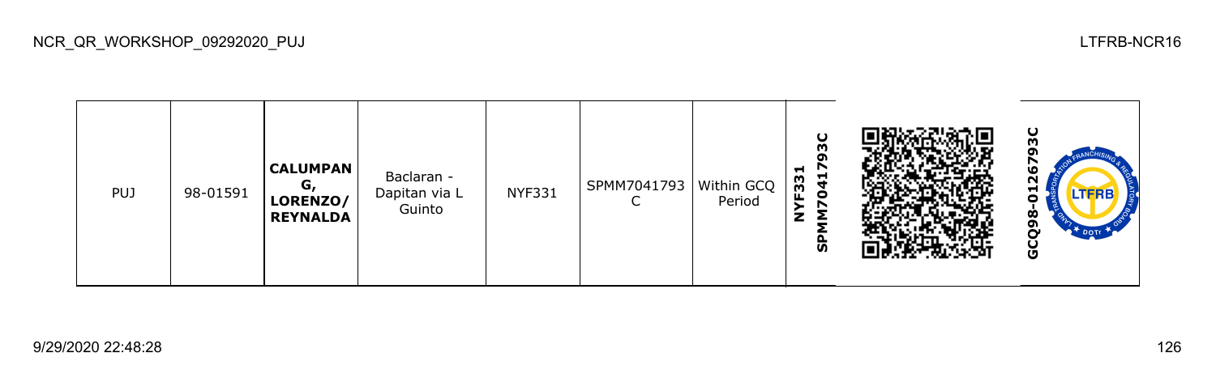| PUJ | 98-01591 | **CALUMPANG, LORENZO/ REYNALDA** | Baclaran - Dapitan via L Guinto | NYF331 | SPMM7041793C | Within GCQ Period | **NYF331 SPMM7041793C** | | **GCQ98-0126793C** |
|---|---|---|---|---|---|---|---|---|---|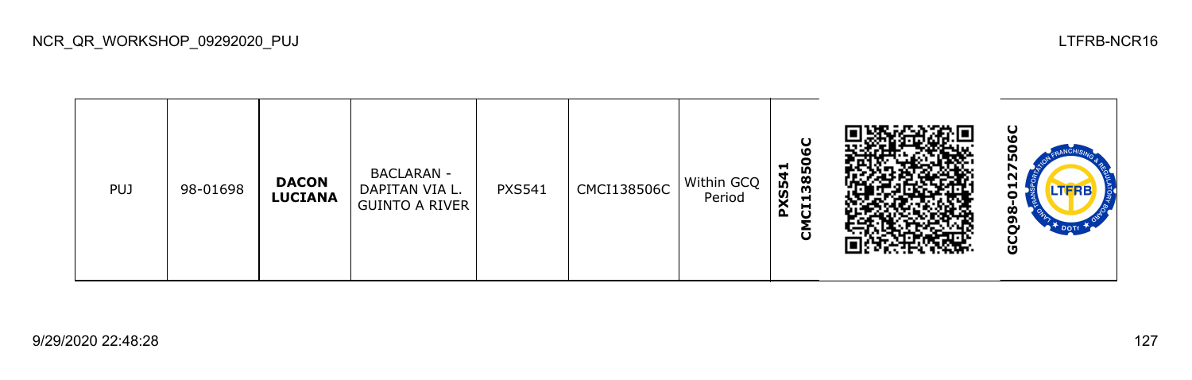| PUJ | 98-01698 | **DACON LUCIANA** | BACLARAN - DAPITAN VIA L. GUINTO A RIVER | PXS541 | CMCI138506C | Within GCQ Period | **PXS541 CMCI138506C** | | **GCQ98-0127506C** |
|---|---|---|---|---|---|---|---|---|---|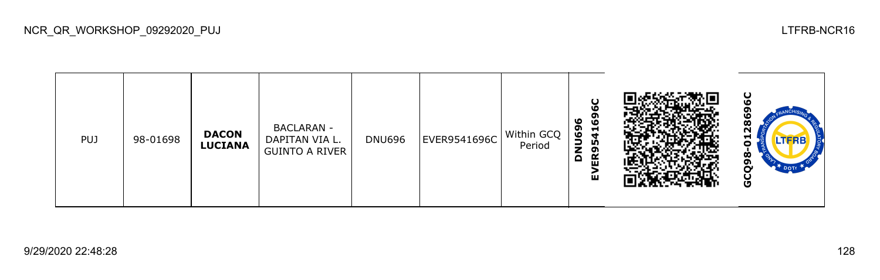| PUJ | 98-01698 | **DACON LUCIANA** | BACLARAN - DAPITAN VIA L. GUINTO A RIVER | DNU696 | EVER9541696C | Within GCQ Period | **DNU696 EVER9541696C** | | **GCQ98-0128696C** |
|---|---|---|---|---|---|---|---|---|---|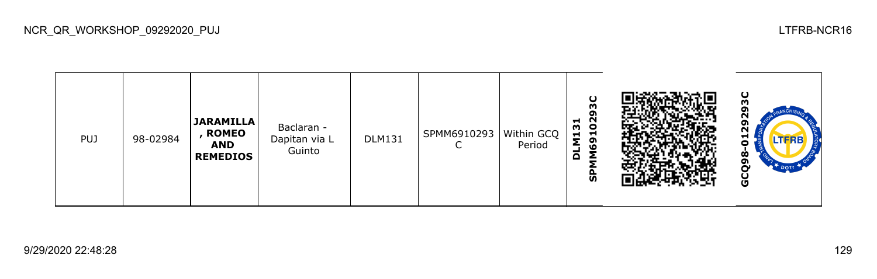| PUJ | 98-02984 | **JARAMILLA, ROMEO AND REMEDIOS** | Baclaran - Dapitan via L Guinto | DLM131 | SPMM6910293C | Within GCQ Period | **DLM131 SPMM6910293C** | | **GCQ98-0129293C** |
|---|---|---|---|---|---|---|---|---|---|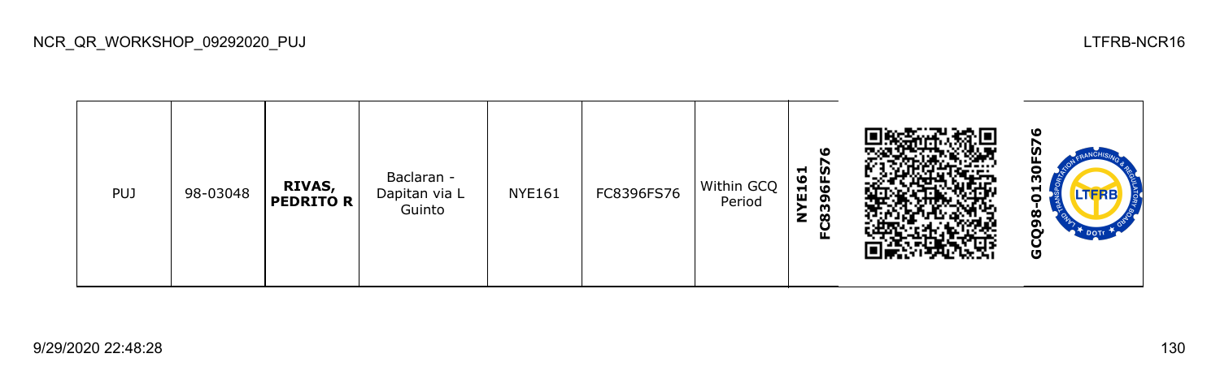| PUJ | 98-03048 | **RIVAS, PEDRITO R** | Baclaran - Dapitan via L Guinto | NYE161 | FC8396FS76 | Within GCQ Period | **NYE161 FC8396FS76** | | **GCQ98-0130FS76** |
|---|---|---|---|---|---|---|---|---|---|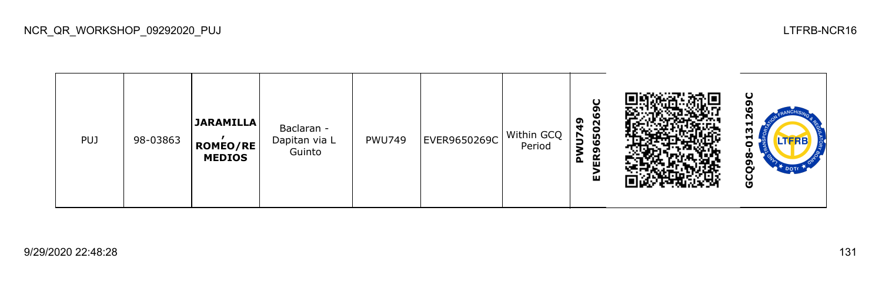| PUJ | 98-03863 | **JARAMILLA , ROMEO/REMEDIOS** | Baclaran - Dapitan via L Guinto | PWU749 | EVER9650269C | Within GCQ Period | **PWU749 EVER9650269C** | | **GCQ98-0131269C** |
|---|---|---|---|---|---|---|---|---|---|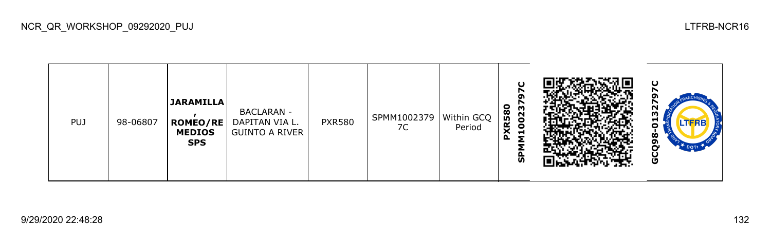| PUJ | 98-06807 | **JARAMILLA, ROMEO/RE MEDIOS SPS** | BACLARAN - DAPITAN VIA L. GUINTO A RIVER | PXR580 | SPMM10023797C | Within GCQ Period | **PXR580 SPMM10023797C** | | **GCQ98-0132797C** |
|---|---|---|---|---|---|---|---|---|---|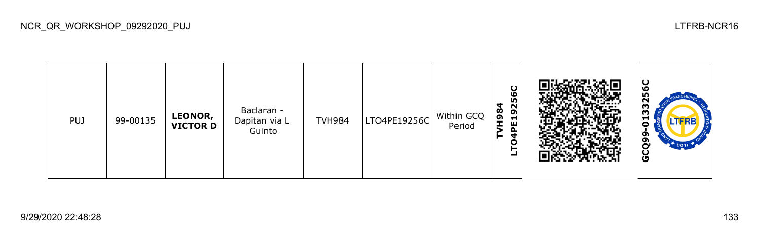| PUJ | 99-00135 | **LEONOR, VICTOR D** | Baclaran - Dapitan via L Guinto | TVH984 | LTO4PE19256C | Within GCQ Period | **TVH984 LTO4PE19256C** | | **GCQ99-0133256C** |
|---|---|---|---|---|---|---|---|---|---|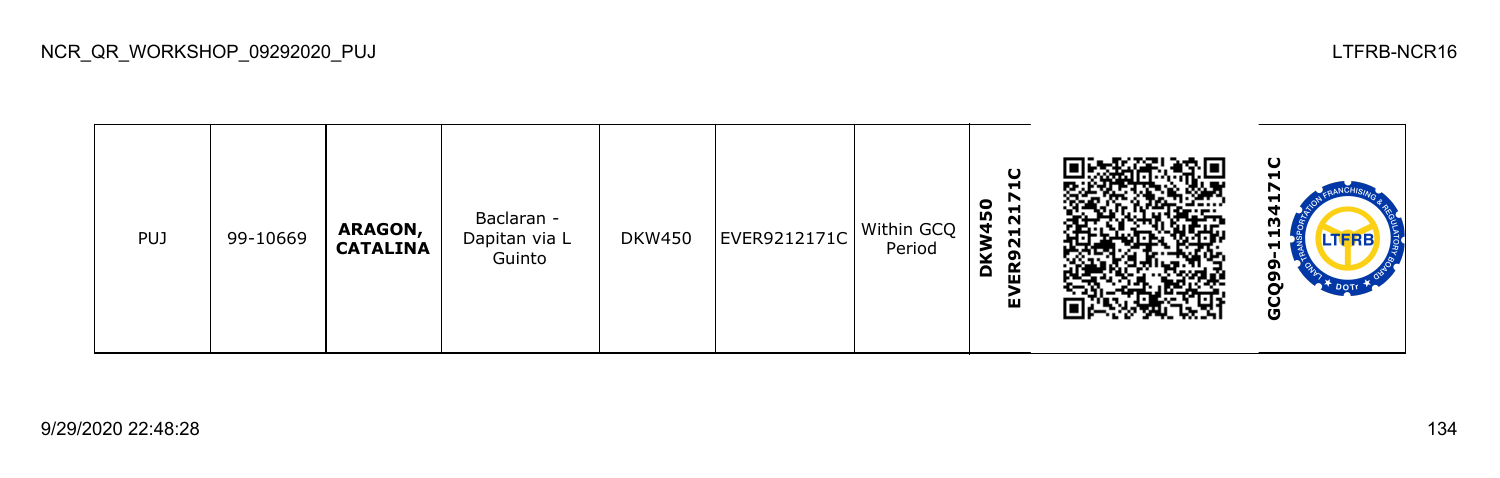| PUJ | 99-10669 | **ARAGON, CATALINA** | Baclaran - Dapitan via L Guinto | DKW450 | EVER9212171C | Within GCQ Period | **DKW450 EVER9212171C** | | **GCQ99-1134171C** |
|---|---|---|---|---|---|---|---|---|---|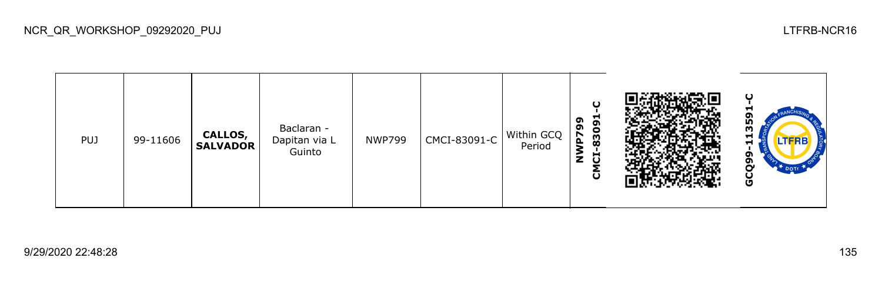| PUJ | 99-11606 | **CALLOS, SALVADOR** | Baclaran - Dapitan via L Guinto | NWP799 | CMCI-83091-C | Within GCQ Period | **NWP799 CMCI-83091-C** | | **GCQ99-113591-C** |
|---|---|---|---|---|---|---|---|---|---|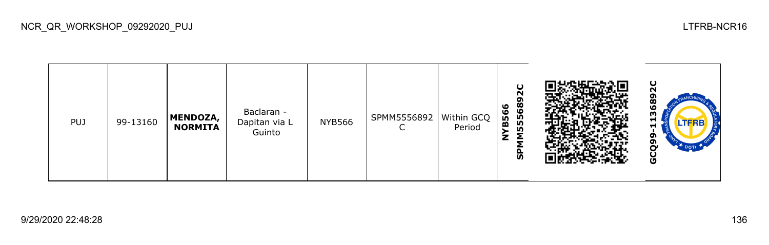| PUJ | 99-13160 | **MENDOZA, NORMITA** | Baclaran - Dapitan via L Guinto | NYB566 | SPMM5556892C | Within GCQ Period | **NYB566 SPMM5556892C** | | **GCQ99-1136892C** |
|---|---|---|---|---|---|---|---|---|---|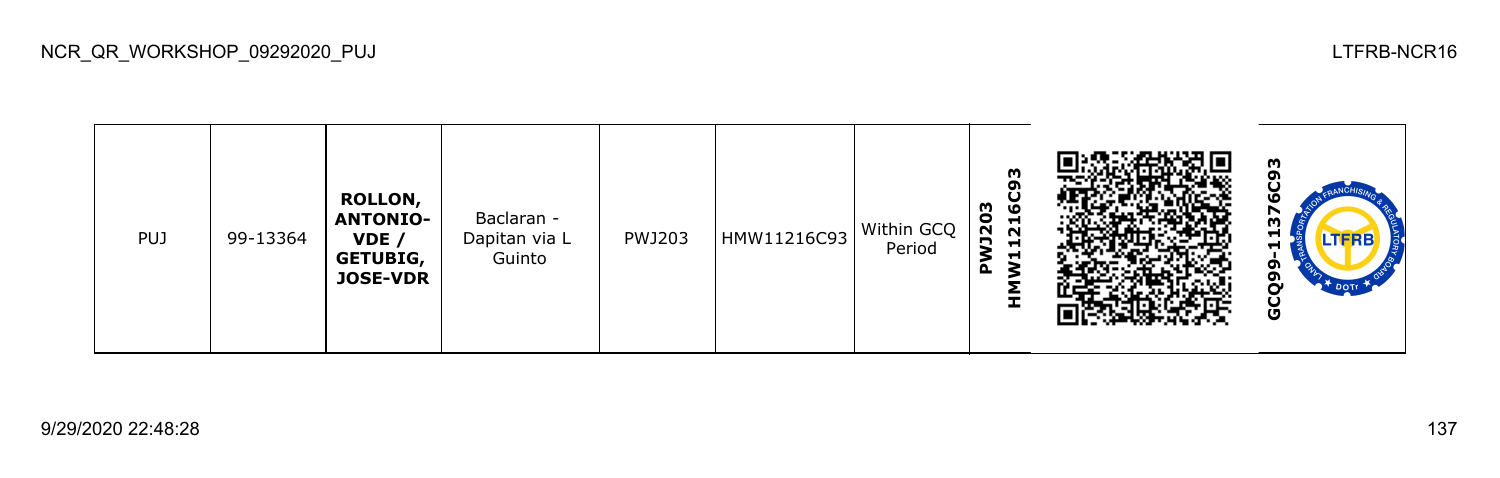| PUJ | 99-13364 | **ROLLON, ANTONIO-VDE / GETUBIG, JOSE-VDR** | Baclaran - Dapitan via L Guinto | PWJ203 | HMW11216C93 | Within GCQ Period | **PWJ203 HMW11216C93** | | **GCQ99-11376C93** |
|---|---|---|---|---|---|---|---|---|---|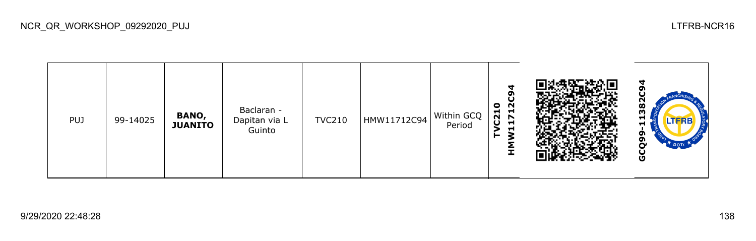| PUJ | 99-14025 | **BANO, JUANITO** | Baclaran - Dapitan via L Guinto | TVC210 | HMW11712C94 | Within GCQ Period | **TVC210 HMW11712C94** | | **GCQ99-11382C94** |
|---|---|---|---|---|---|---|---|---|---|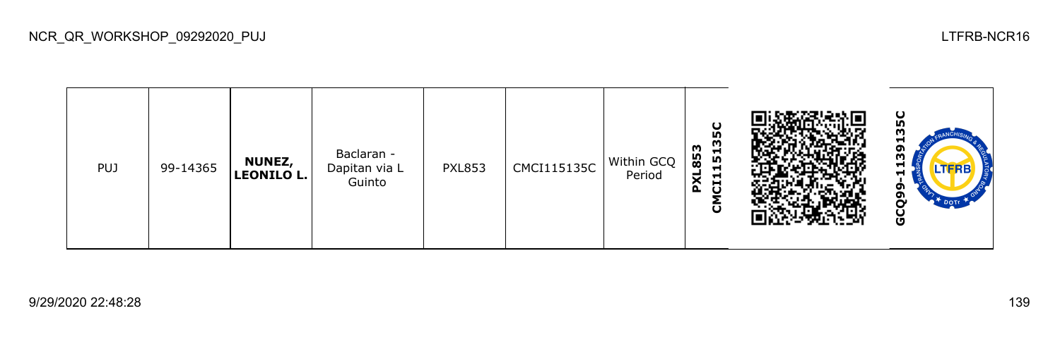| | | | | | | | | | |
|---|---|---|---|---|---|---|---|---|---|
| PUJ | 99-14365 | **NUNEZ, LEONILO L.** | Baclaran - Dapitan via L Guinto | PXL853 | CMCI115135C | Within GCQ Period | **PXL853 CMCI115135C** | | **GCQ99-1139135C** |